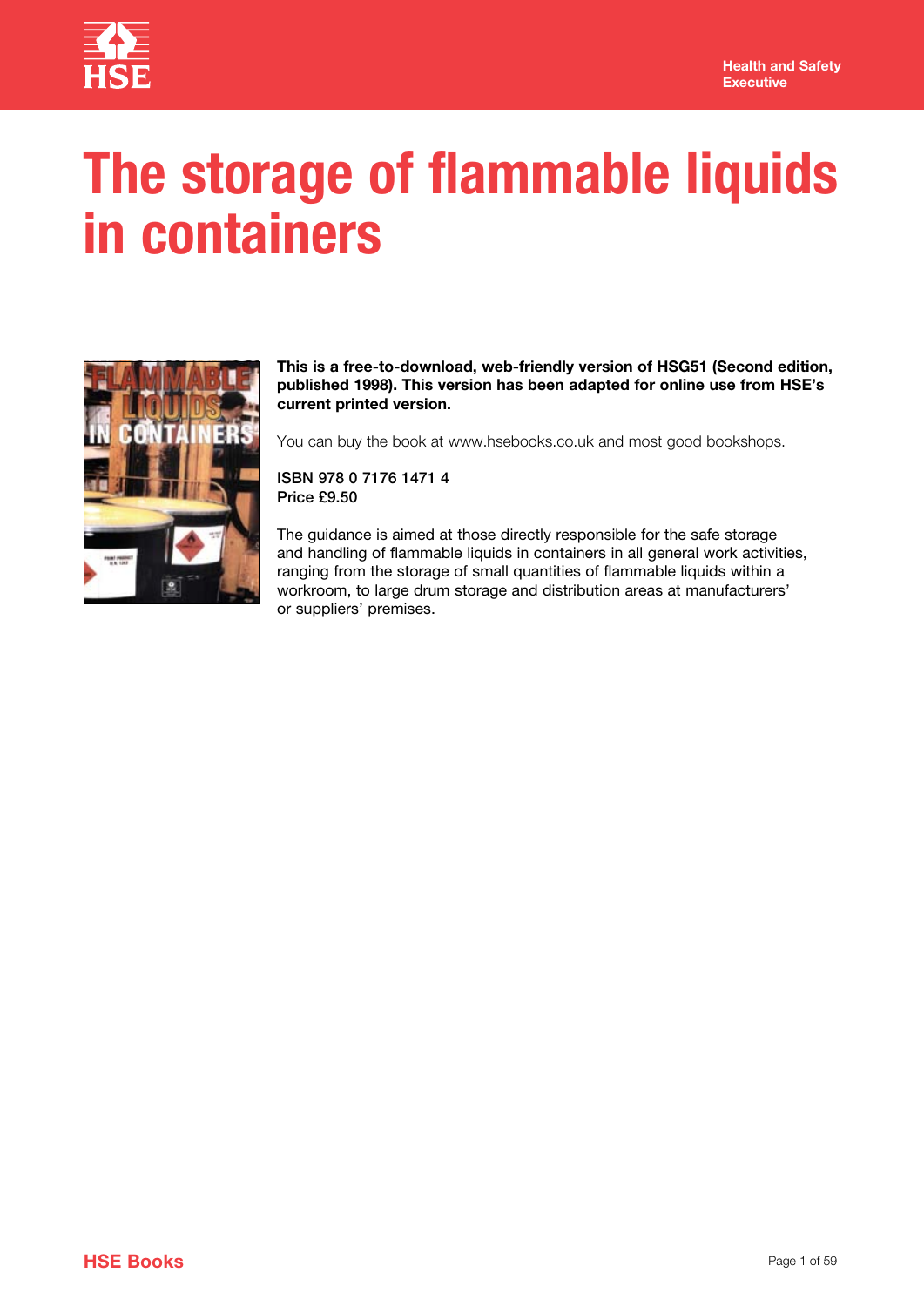# The storage of flammable liquids in containers

**This is a free-to-download, web-friendly version of HSG51 (Second edition, published 1998). This version has been adapted for online use from HSE's current printed version.**

You can buy the book at www.hsebooks.co.uk and most good bookshops.

**ISBN 978 0 7176 1471 4**
**Price £9.50**

The guidance is aimed at those directly responsible for the safe storage and handling of flammable liquids in containers in all general work activities, ranging from the storage of small quantities of flammable liquids within a workroom, to large drum storage and distribution areas at manufacturers' or suppliers' premises.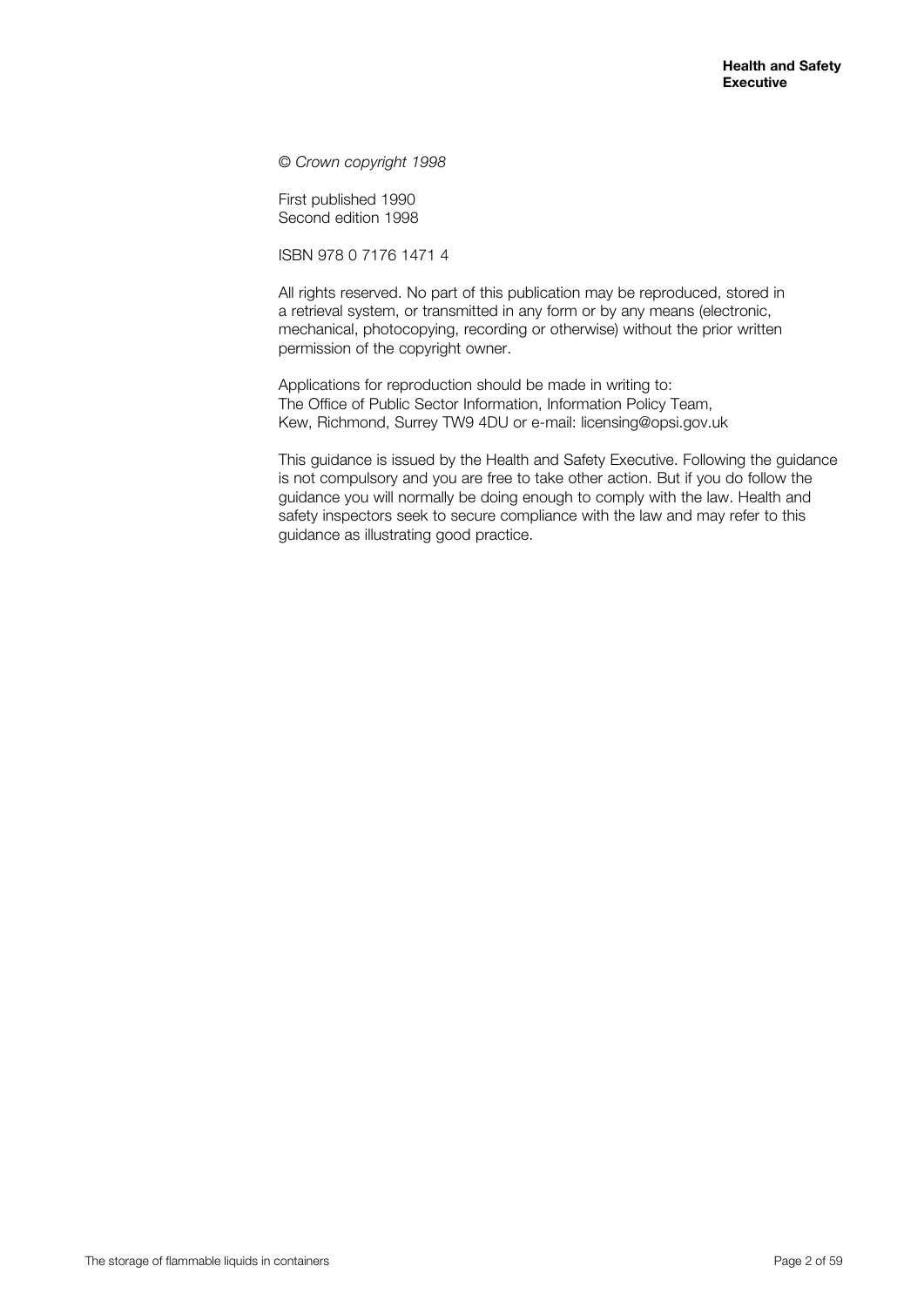*© Crown copyright 1998*

First published 1990
Second edition 1998

ISBN 978 0 7176 1471 4

All rights reserved. No part of this publication may be reproduced, stored in a retrieval system, or transmitted in any form or by any means (electronic, mechanical, photocopying, recording or otherwise) without the prior written permission of the copyright owner.

Applications for reproduction should be made in writing to:
The Office of Public Sector Information, Information Policy Team,
Kew, Richmond, Surrey TW9 4DU or e-mail: licensing@opsi.gov.uk

This guidance is issued by the Health and Safety Executive. Following the guidance is not compulsory and you are free to take other action. But if you do follow the guidance you will normally be doing enough to comply with the law. Health and safety inspectors seek to secure compliance with the law and may refer to this guidance as illustrating good practice.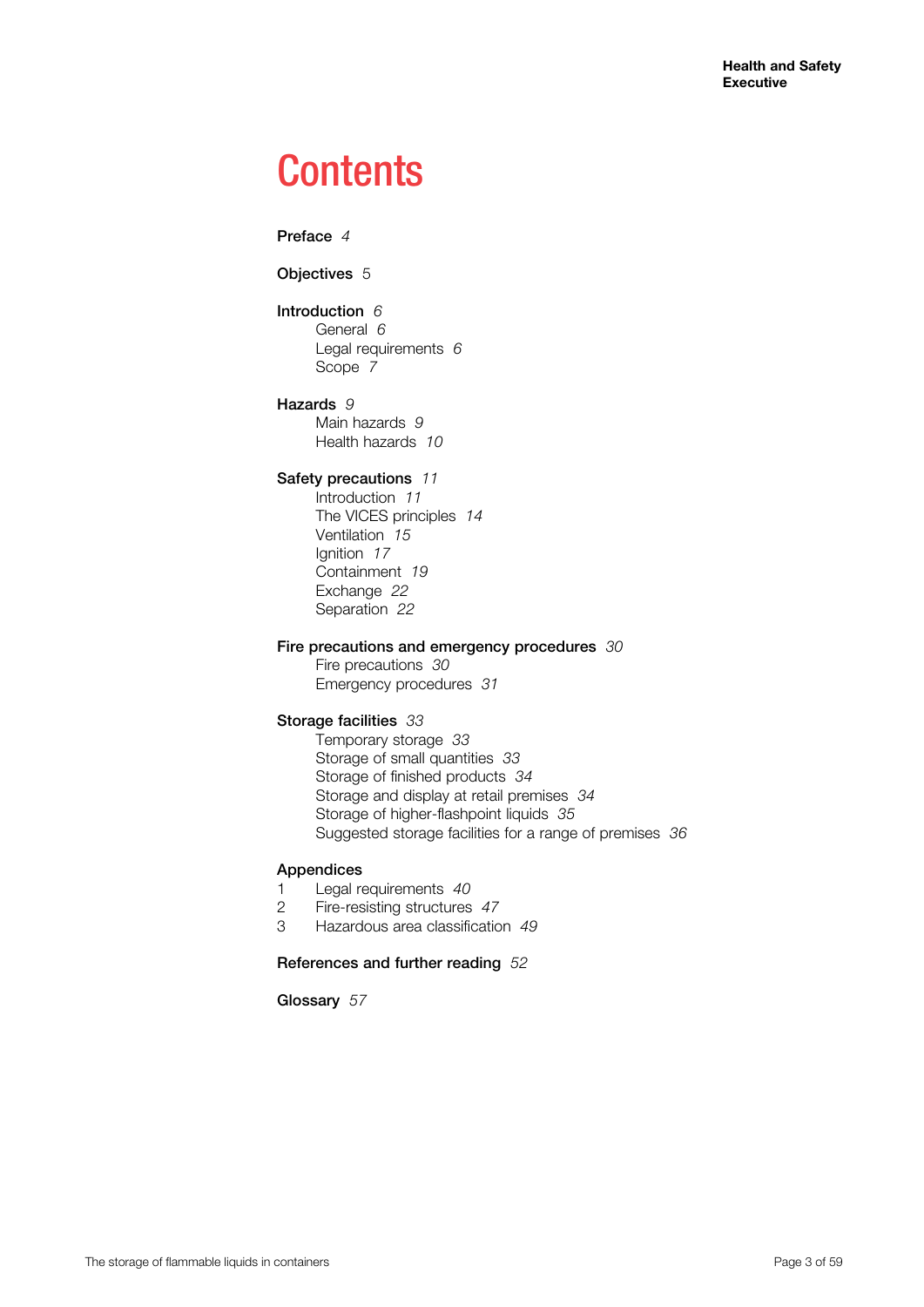# Contents

**Preface** *4*

**Objectives** 5

**Introduction** *6*
- General *6*
- Legal requirements *6*
- Scope *7*

**Hazards** *9*
- Main hazards *9*
- Health hazards *10*

**Safety precautions** *11*
- Introduction *11*
- The VICES principles *14*
- Ventilation *15*
- Ignition *17*
- Containment *19*
- Exchange *22*
- Separation *22*

**Fire precautions and emergency procedures** *30*
- Fire precautions *30*
- Emergency procedures *31*

**Storage facilities** *33*
- Temporary storage *33*
- Storage of small quantities *33*
- Storage of finished products *34*
- Storage and display at retail premises *34*
- Storage of higher-flashpoint liquids *35*
- Suggested storage facilities for a range of premises *36*

**Appendices**
1. Legal requirements *40*
2. Fire-resisting structures *47*
3. Hazardous area classification *49*

**References and further reading** *52*

**Glossary** *57*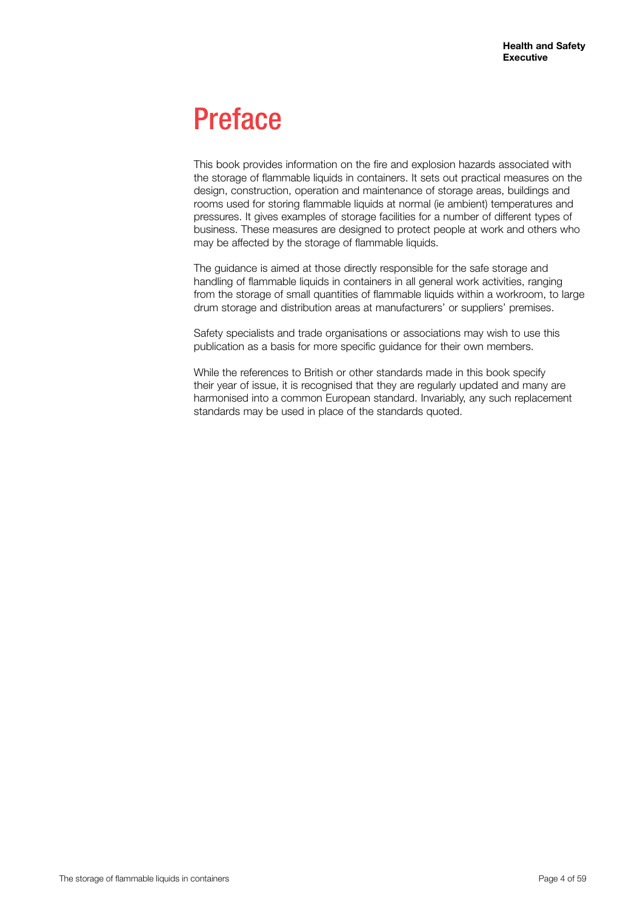# Preface

This book provides information on the fire and explosion hazards associated with the storage of flammable liquids in containers. It sets out practical measures on the design, construction, operation and maintenance of storage areas, buildings and rooms used for storing flammable liquids at normal (ie ambient) temperatures and pressures. It gives examples of storage facilities for a number of different types of business. These measures are designed to protect people at work and others who may be affected by the storage of flammable liquids.

The guidance is aimed at those directly responsible for the safe storage and handling of flammable liquids in containers in all general work activities, ranging from the storage of small quantities of flammable liquids within a workroom, to large drum storage and distribution areas at manufacturers' or suppliers' premises.

Safety specialists and trade organisations or associations may wish to use this publication as a basis for more specific guidance for their own members.

While the references to British or other standards made in this book specify their year of issue, it is recognised that they are regularly updated and many are harmonised into a common European standard. Invariably, any such replacement standards may be used in place of the standards quoted.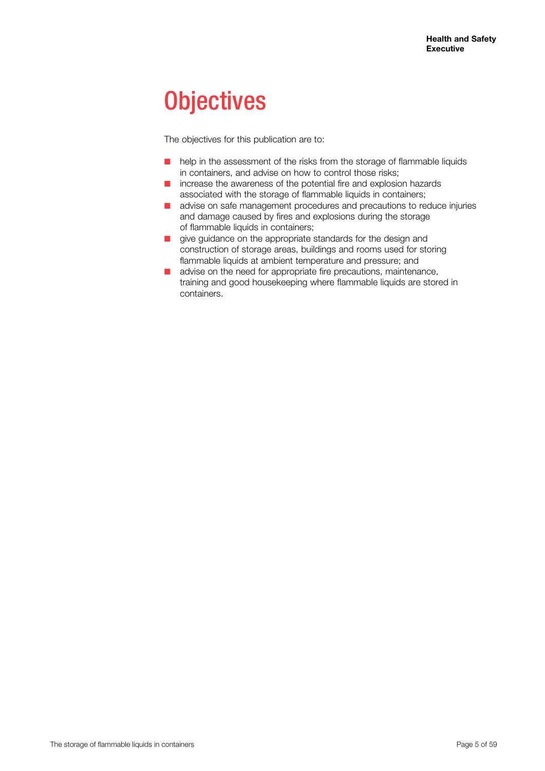# Objectives

The objectives for this publication are to:

- help in the assessment of the risks from the storage of flammable liquids in containers, and advise on how to control those risks;
- increase the awareness of the potential fire and explosion hazards associated with the storage of flammable liquids in containers;
- advise on safe management procedures and precautions to reduce injuries and damage caused by fires and explosions during the storage of flammable liquids in containers;
- give guidance on the appropriate standards for the design and construction of storage areas, buildings and rooms used for storing flammable liquids at ambient temperature and pressure; and
- advise on the need for appropriate fire precautions, maintenance, training and good housekeeping where flammable liquids are stored in containers.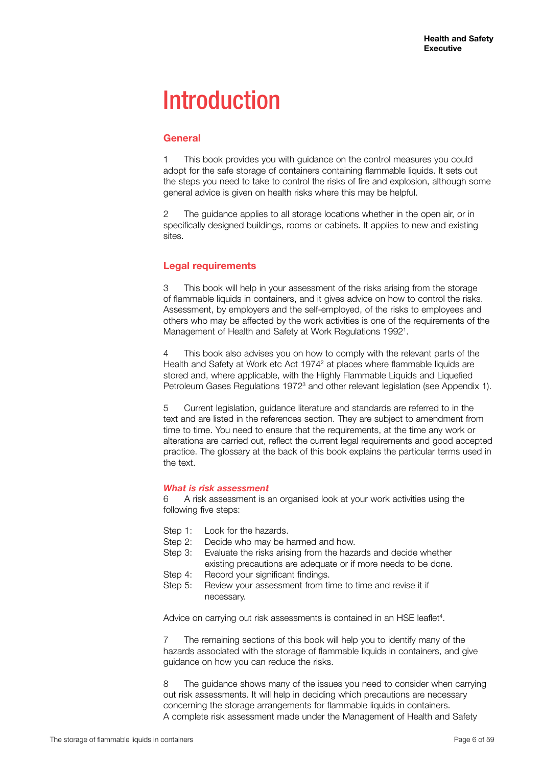# Introduction

## General

1 This book provides you with guidance on the control measures you could adopt for the safe storage of containers containing flammable liquids. It sets out the steps you need to take to control the risks of fire and explosion, although some general advice is given on health risks where this may be helpful.

2 The guidance applies to all storage locations whether in the open air, or in specifically designed buildings, rooms or cabinets. It applies to new and existing sites.

## Legal requirements

3 This book will help in your assessment of the risks arising from the storage of flammable liquids in containers, and it gives advice on how to control the risks. Assessment, by employers and the self-employed, of the risks to employees and others who may be affected by the work activities is one of the requirements of the Management of Health and Safety at Work Regulations 1992[1].

4 This book also advises you on how to comply with the relevant parts of the Health and Safety at Work etc Act 1974[2] at places where flammable liquids are stored and, where applicable, with the Highly Flammable Liquids and Liquefied Petroleum Gases Regulations 1972[3] and other relevant legislation (see Appendix 1).

5 Current legislation, guidance literature and standards are referred to in the text and are listed in the references section. They are subject to amendment from time to time. You need to ensure that the requirements, at the time any work or alterations are carried out, reflect the current legal requirements and good accepted practice. The glossary at the back of this book explains the particular terms used in the text.

### *What is risk assessment*

6 A risk assessment is an organised look at your work activities using the following five steps:

Step 1: Look for the hazards.
Step 2: Decide who may be harmed and how.
Step 3: Evaluate the risks arising from the hazards and decide whether existing precautions are adequate or if more needs to be done.
Step 4: Record your significant findings.
Step 5: Review your assessment from time to time and revise it if necessary.

Advice on carrying out risk assessments is contained in an HSE leaflet[4].

7 The remaining sections of this book will help you to identify many of the hazards associated with the storage of flammable liquids in containers, and give guidance on how you can reduce the risks.

8 The guidance shows many of the issues you need to consider when carrying out risk assessments. It will help in deciding which precautions are necessary concerning the storage arrangements for flammable liquids in containers. A complete risk assessment made under the Management of Health and Safety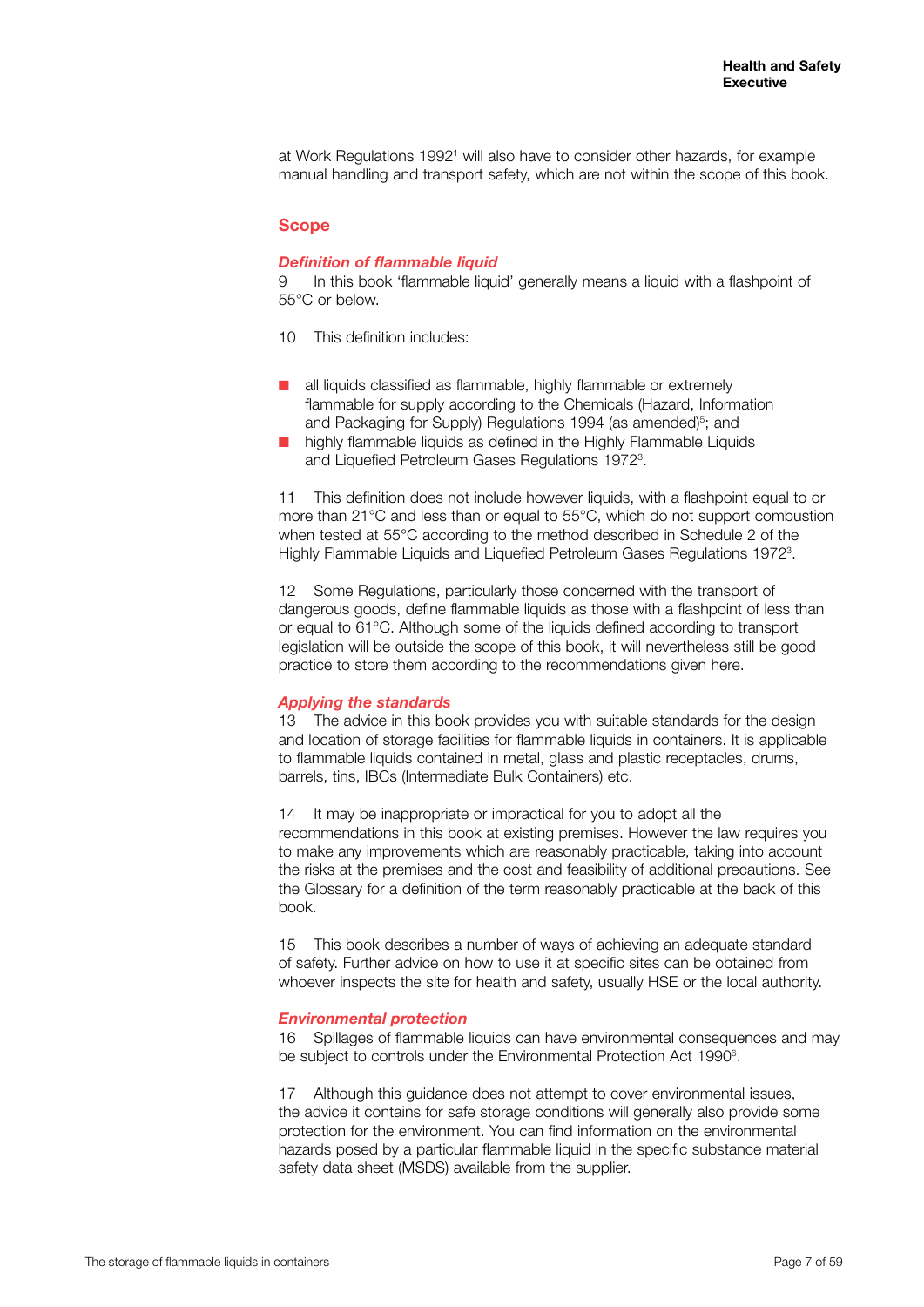at Work Regulations 1992[1] will also have to consider other hazards, for example manual handling and transport safety, which are not within the scope of this book.

## Scope

### *Definition of flammable liquid*

9 In this book 'flammable liquid' generally means a liquid with a flashpoint of 55°C or below.

10 This definition includes:

- all liquids classified as flammable, highly flammable or extremely flammable for supply according to the Chemicals (Hazard, Information and Packaging for Supply) Regulations 1994 (as amended)[5]; and
- highly flammable liquids as defined in the Highly Flammable Liquids and Liquefied Petroleum Gases Regulations 1972[3].

11 This definition does not include however liquids, with a flashpoint equal to or more than 21°C and less than or equal to 55°C, which do not support combustion when tested at 55°C according to the method described in Schedule 2 of the Highly Flammable Liquids and Liquefied Petroleum Gases Regulations 1972[3].

12 Some Regulations, particularly those concerned with the transport of dangerous goods, define flammable liquids as those with a flashpoint of less than or equal to 61°C. Although some of the liquids defined according to transport legislation will be outside the scope of this book, it will nevertheless still be good practice to store them according to the recommendations given here.

### *Applying the standards*

13 The advice in this book provides you with suitable standards for the design and location of storage facilities for flammable liquids in containers. It is applicable to flammable liquids contained in metal, glass and plastic receptacles, drums, barrels, tins, IBCs (Intermediate Bulk Containers) etc.

14 It may be inappropriate or impractical for you to adopt all the recommendations in this book at existing premises. However the law requires you to make any improvements which are reasonably practicable, taking into account the risks at the premises and the cost and feasibility of additional precautions. See the Glossary for a definition of the term reasonably practicable at the back of this book.

15 This book describes a number of ways of achieving an adequate standard of safety. Further advice on how to use it at specific sites can be obtained from whoever inspects the site for health and safety, usually HSE or the local authority.

### *Environmental protection*

16 Spillages of flammable liquids can have environmental consequences and may be subject to controls under the Environmental Protection Act 1990[6].

17 Although this guidance does not attempt to cover environmental issues, the advice it contains for safe storage conditions will generally also provide some protection for the environment. You can find information on the environmental hazards posed by a particular flammable liquid in the specific substance material safety data sheet (MSDS) available from the supplier.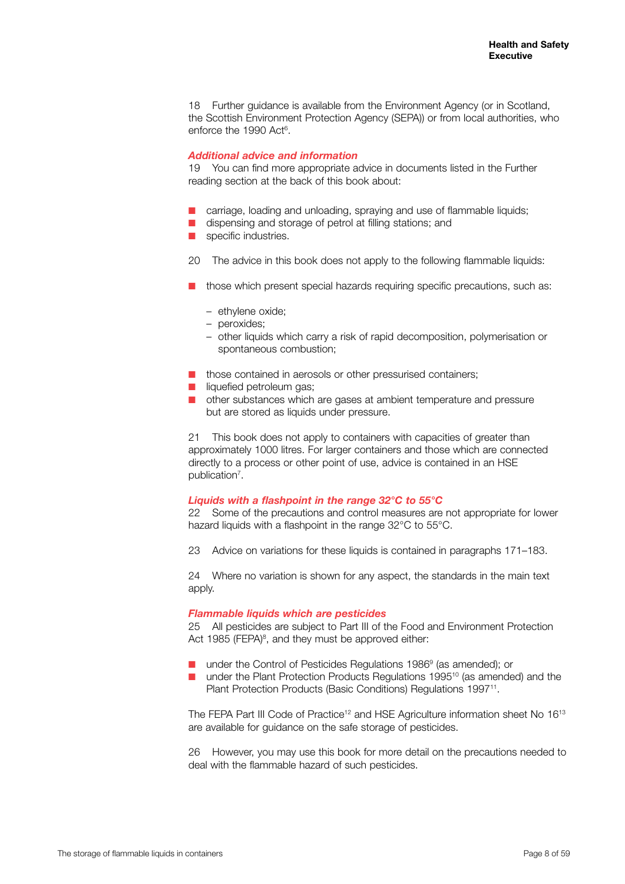18 Further guidance is available from the Environment Agency (or in Scotland, the Scottish Environment Protection Agency (SEPA)) or from local authorities, who enforce the 1990 Act[6].

### *Additional advice and information*

19 You can find more appropriate advice in documents listed in the Further reading section at the back of this book about:

- carriage, loading and unloading, spraying and use of flammable liquids;
- dispensing and storage of petrol at filling stations; and
- specific industries.

20 The advice in this book does not apply to the following flammable liquids:

- those which present special hazards requiring specific precautions, such as:
  - ethylene oxide;
  - peroxides;
  - other liquids which carry a risk of rapid decomposition, polymerisation or spontaneous combustion;
- those contained in aerosols or other pressurised containers;
- liquefied petroleum gas;
- other substances which are gases at ambient temperature and pressure but are stored as liquids under pressure.

21 This book does not apply to containers with capacities of greater than approximately 1000 litres. For larger containers and those which are connected directly to a process or other point of use, advice is contained in an HSE publication[7].

### *Liquids with a flashpoint in the range 32°C to 55°C*

22 Some of the precautions and control measures are not appropriate for lower hazard liquids with a flashpoint in the range 32°C to 55°C.

23 Advice on variations for these liquids is contained in paragraphs 171–183.

24 Where no variation is shown for any aspect, the standards in the main text apply.

### *Flammable liquids which are pesticides*

25 All pesticides are subject to Part III of the Food and Environment Protection Act 1985 (FEPA)[8], and they must be approved either:

- under the Control of Pesticides Regulations 1986[9] (as amended); or
- under the Plant Protection Products Regulations 1995[10] (as amended) and the Plant Protection Products (Basic Conditions) Regulations 1997[11].

The FEPA Part III Code of Practice[12] and HSE Agriculture information sheet No 16[13] are available for guidance on the safe storage of pesticides.

26 However, you may use this book for more detail on the precautions needed to deal with the flammable hazard of such pesticides.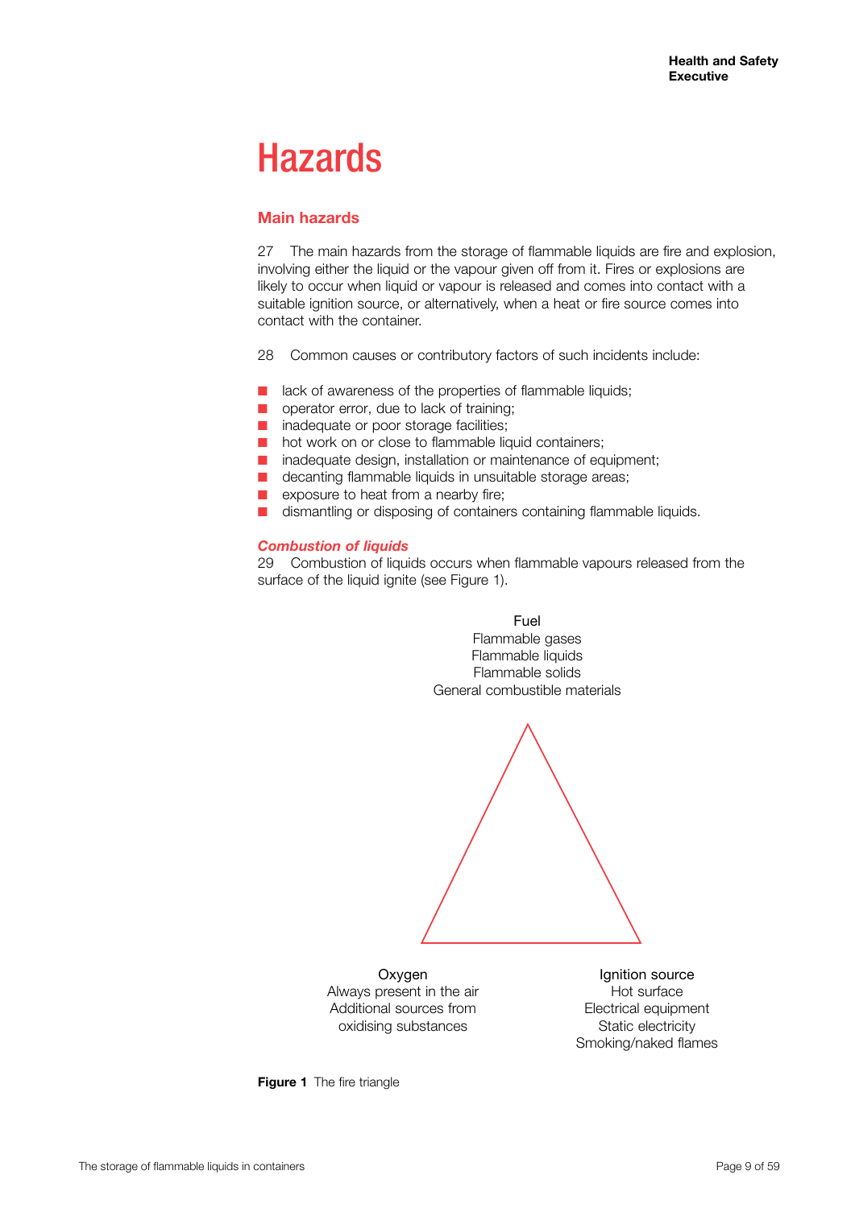# Hazards

## Main hazards

27 The main hazards from the storage of flammable liquids are fire and explosion, involving either the liquid or the vapour given off from it. Fires or explosions are likely to occur when liquid or vapour is released and comes into contact with a suitable ignition source, or alternatively, when a heat or fire source comes into contact with the container.

28 Common causes or contributory factors of such incidents include:

- lack of awareness of the properties of flammable liquids;
- operator error, due to lack of training;
- inadequate or poor storage facilities;
- hot work on or close to flammable liquid containers;
- inadequate design, installation or maintenance of equipment;
- decanting flammable liquids in unsuitable storage areas;
- exposure to heat from a nearby fire;
- dismantling or disposing of containers containing flammable liquids.

### *Combustion of liquids*

29 Combustion of liquids occurs when flammable vapours released from the surface of the liquid ignite (see Figure 1).

Fuel
Flammable gases
Flammable liquids
Flammable solids
General combustible materials

Oxygen
Always present in the air
Additional sources from oxidising substances

Ignition source
Hot surface
Electrical equipment
Static electricity
Smoking/naked flames

**Figure 1** The fire triangle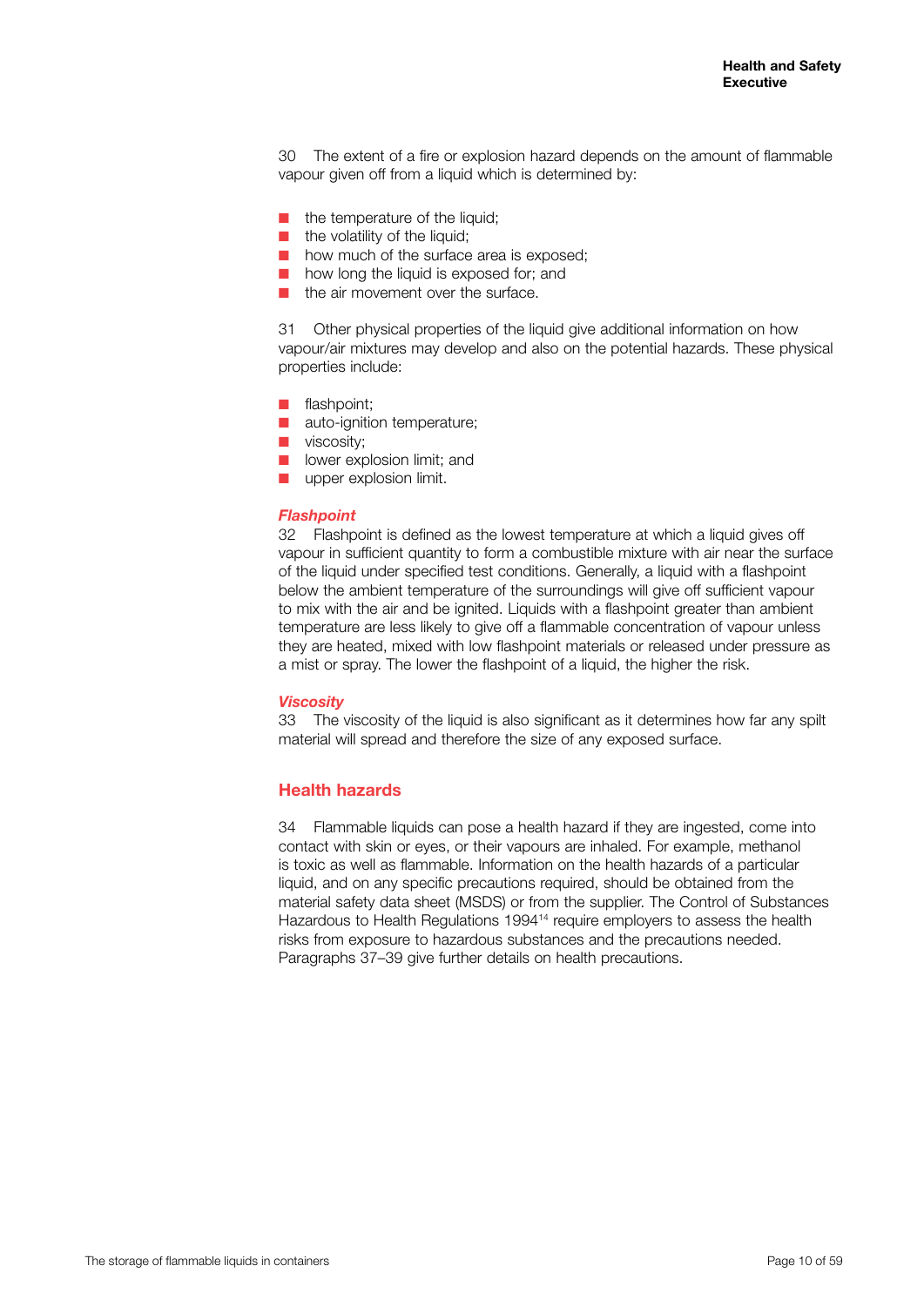30 The extent of a fire or explosion hazard depends on the amount of flammable vapour given off from a liquid which is determined by:

- the temperature of the liquid;
- the volatility of the liquid;
- how much of the surface area is exposed;
- how long the liquid is exposed for; and
- the air movement over the surface.

31 Other physical properties of the liquid give additional information on how vapour/air mixtures may develop and also on the potential hazards. These physical properties include:

- flashpoint;
- auto-ignition temperature;
- viscosity;
- lower explosion limit; and
- upper explosion limit.

### *Flashpoint*

32 Flashpoint is defined as the lowest temperature at which a liquid gives off vapour in sufficient quantity to form a combustible mixture with air near the surface of the liquid under specified test conditions. Generally, a liquid with a flashpoint below the ambient temperature of the surroundings will give off sufficient vapour to mix with the air and be ignited. Liquids with a flashpoint greater than ambient temperature are less likely to give off a flammable concentration of vapour unless they are heated, mixed with low flashpoint materials or released under pressure as a mist or spray. The lower the flashpoint of a liquid, the higher the risk.

### *Viscosity*

33 The viscosity of the liquid is also significant as it determines how far any spilt material will spread and therefore the size of any exposed surface.

## Health hazards

34 Flammable liquids can pose a health hazard if they are ingested, come into contact with skin or eyes, or their vapours are inhaled. For example, methanol is toxic as well as flammable. Information on the health hazards of a particular liquid, and on any specific precautions required, should be obtained from the material safety data sheet (MSDS) or from the supplier. The Control of Substances Hazardous to Health Regulations 1994[14] require employers to assess the health risks from exposure to hazardous substances and the precautions needed. Paragraphs 37–39 give further details on health precautions.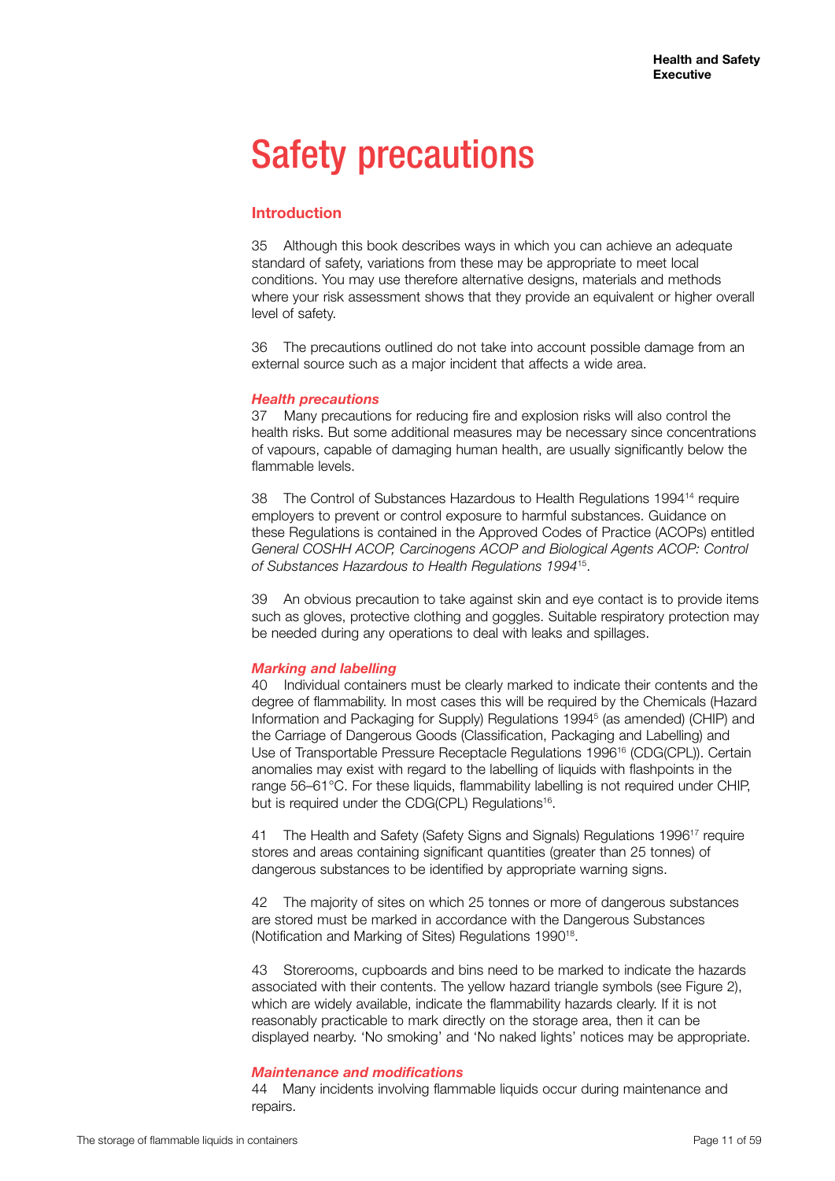# Safety precautions

## Introduction

35 Although this book describes ways in which you can achieve an adequate standard of safety, variations from these may be appropriate to meet local conditions. You may use therefore alternative designs, materials and methods where your risk assessment shows that they provide an equivalent or higher overall level of safety.

36 The precautions outlined do not take into account possible damage from an external source such as a major incident that affects a wide area.

### *Health precautions*

37 Many precautions for reducing fire and explosion risks will also control the health risks. But some additional measures may be necessary since concentrations of vapours, capable of damaging human health, are usually significantly below the flammable levels.

38 The Control of Substances Hazardous to Health Regulations 1994[14] require employers to prevent or control exposure to harmful substances. Guidance on these Regulations is contained in the Approved Codes of Practice (ACOPs) entitled *General COSHH ACOP, Carcinogens ACOP and Biological Agents ACOP: Control of Substances Hazardous to Health Regulations 1994*[15].

39 An obvious precaution to take against skin and eye contact is to provide items such as gloves, protective clothing and goggles. Suitable respiratory protection may be needed during any operations to deal with leaks and spillages.

### *Marking and labelling*

40 Individual containers must be clearly marked to indicate their contents and the degree of flammability. In most cases this will be required by the Chemicals (Hazard Information and Packaging for Supply) Regulations 1994[5] (as amended) (CHIP) and the Carriage of Dangerous Goods (Classification, Packaging and Labelling) and Use of Transportable Pressure Receptacle Regulations 1996[16] (CDG(CPL)). Certain anomalies may exist with regard to the labelling of liquids with flashpoints in the range 56–61°C. For these liquids, flammability labelling is not required under CHIP, but is required under the CDG(CPL) Regulations[16].

41 The Health and Safety (Safety Signs and Signals) Regulations 1996[17] require stores and areas containing significant quantities (greater than 25 tonnes) of dangerous substances to be identified by appropriate warning signs.

42 The majority of sites on which 25 tonnes or more of dangerous substances are stored must be marked in accordance with the Dangerous Substances (Notification and Marking of Sites) Regulations 1990[18].

43 Storerooms, cupboards and bins need to be marked to indicate the hazards associated with their contents. The yellow hazard triangle symbols (see Figure 2), which are widely available, indicate the flammability hazards clearly. If it is not reasonably practicable to mark directly on the storage area, then it can be displayed nearby. 'No smoking' and 'No naked lights' notices may be appropriate.

### *Maintenance and modifications*

44 Many incidents involving flammable liquids occur during maintenance and repairs.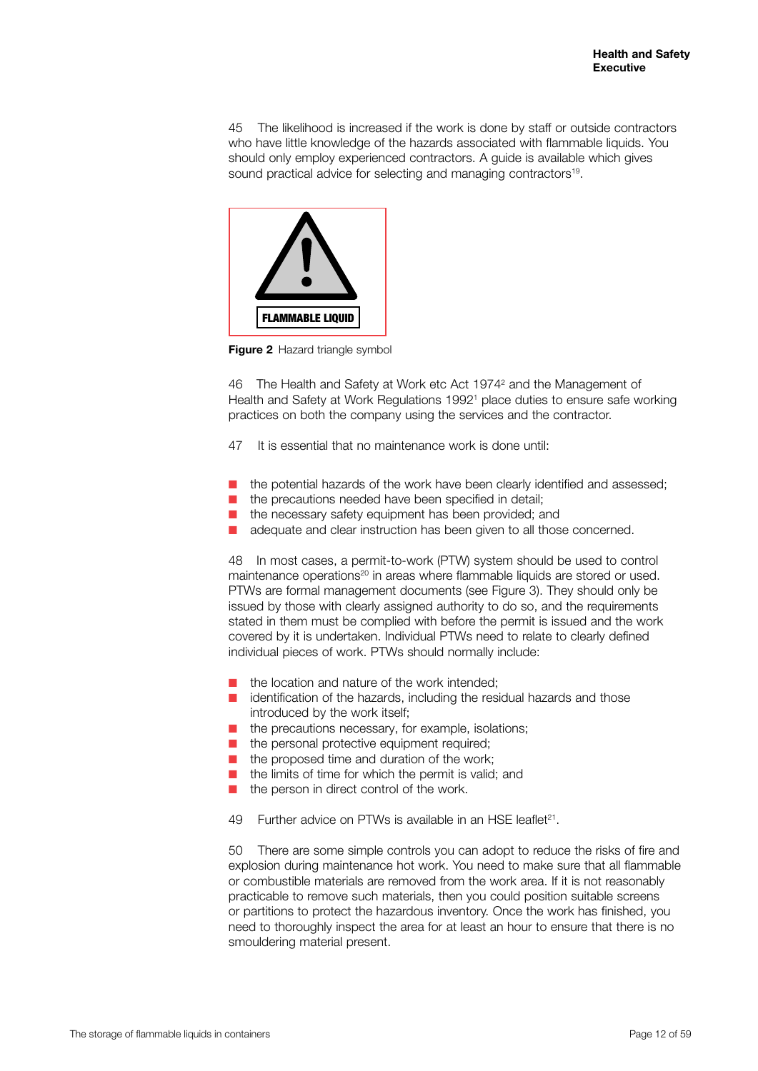45 The likelihood is increased if the work is done by staff or outside contractors who have little knowledge of the hazards associated with flammable liquids. You should only employ experienced contractors. A guide is available which gives sound practical advice for selecting and managing contractors[19].

FLAMMABLE LIQUID

**Figure 2** Hazard triangle symbol

46 The Health and Safety at Work etc Act 1974[2] and the Management of Health and Safety at Work Regulations 1992[1] place duties to ensure safe working practices on both the company using the services and the contractor.

47 It is essential that no maintenance work is done until:

- the potential hazards of the work have been clearly identified and assessed;
- the precautions needed have been specified in detail;
- the necessary safety equipment has been provided; and
- adequate and clear instruction has been given to all those concerned.

48 In most cases, a permit-to-work (PTW) system should be used to control maintenance operations[20] in areas where flammable liquids are stored or used. PTWs are formal management documents (see Figure 3). They should only be issued by those with clearly assigned authority to do so, and the requirements stated in them must be complied with before the permit is issued and the work covered by it is undertaken. Individual PTWs need to relate to clearly defined individual pieces of work. PTWs should normally include:

- the location and nature of the work intended;
- identification of the hazards, including the residual hazards and those introduced by the work itself;
- the precautions necessary, for example, isolations;
- the personal protective equipment required;
- the proposed time and duration of the work;
- the limits of time for which the permit is valid; and
- the person in direct control of the work.

49 Further advice on PTWs is available in an HSE leaflet[21].

50 There are some simple controls you can adopt to reduce the risks of fire and explosion during maintenance hot work. You need to make sure that all flammable or combustible materials are removed from the work area. If it is not reasonably practicable to remove such materials, then you could position suitable screens or partitions to protect the hazardous inventory. Once the work has finished, you need to thoroughly inspect the area for at least an hour to ensure that there is no smouldering material present.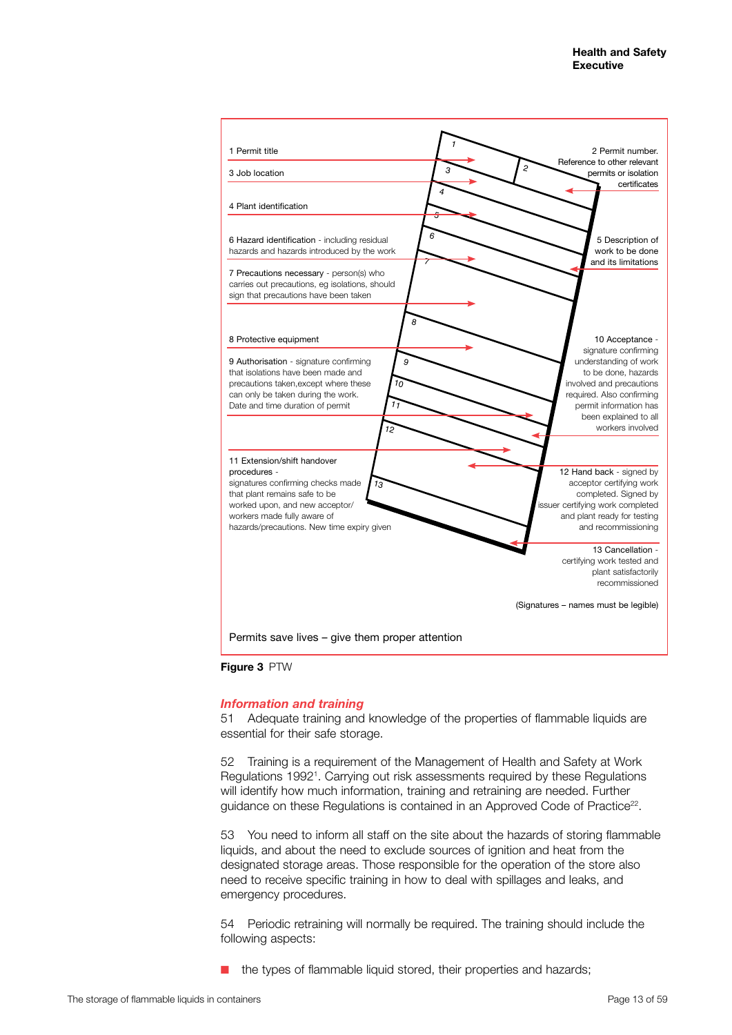1 Permit title

2 Permit number. Reference to other relevant permits or isolation certificates

3 Job location

4 Plant identification

5 Description of work to be done and its limitations

6 Hazard identification - including residual hazards and hazards introduced by the work

7 Precautions necessary - person(s) who carries out precautions, eg isolations, should sign that precautions have been taken

8 Protective equipment

9 Authorisation - signature confirming that isolations have been made and precautions taken, except where these can only be taken during the work. Date and time duration of permit

10 Acceptance - signature confirming understanding of work to be done, hazards involved and precautions required. Also confirming permit information has been explained to all workers involved

11 Extension/shift handover procedures - signatures confirming checks made that plant remains safe to be worked upon, and new acceptor/workers made fully aware of hazards/precautions. New time expiry given

12 Hand back - signed by acceptor certifying work completed. Signed by issuer certifying work completed and plant ready for testing and recommissioning

13 Cancellation - certifying work tested and plant satisfactorily recommissioned

(Signatures – names must be legible)

Permits save lives – give them proper attention

**Figure 3** PTW

### *Information and training*

51 Adequate training and knowledge of the properties of flammable liquids are essential for their safe storage.

52 Training is a requirement of the Management of Health and Safety at Work Regulations 1992[1]. Carrying out risk assessments required by these Regulations will identify how much information, training and retraining are needed. Further guidance on these Regulations is contained in an Approved Code of Practice[22].

53 You need to inform all staff on the site about the hazards of storing flammable liquids, and about the need to exclude sources of ignition and heat from the designated storage areas. Those responsible for the operation of the store also need to receive specific training in how to deal with spillages and leaks, and emergency procedures.

54 Periodic retraining will normally be required. The training should include the following aspects:

- the types of flammable liquid stored, their properties and hazards;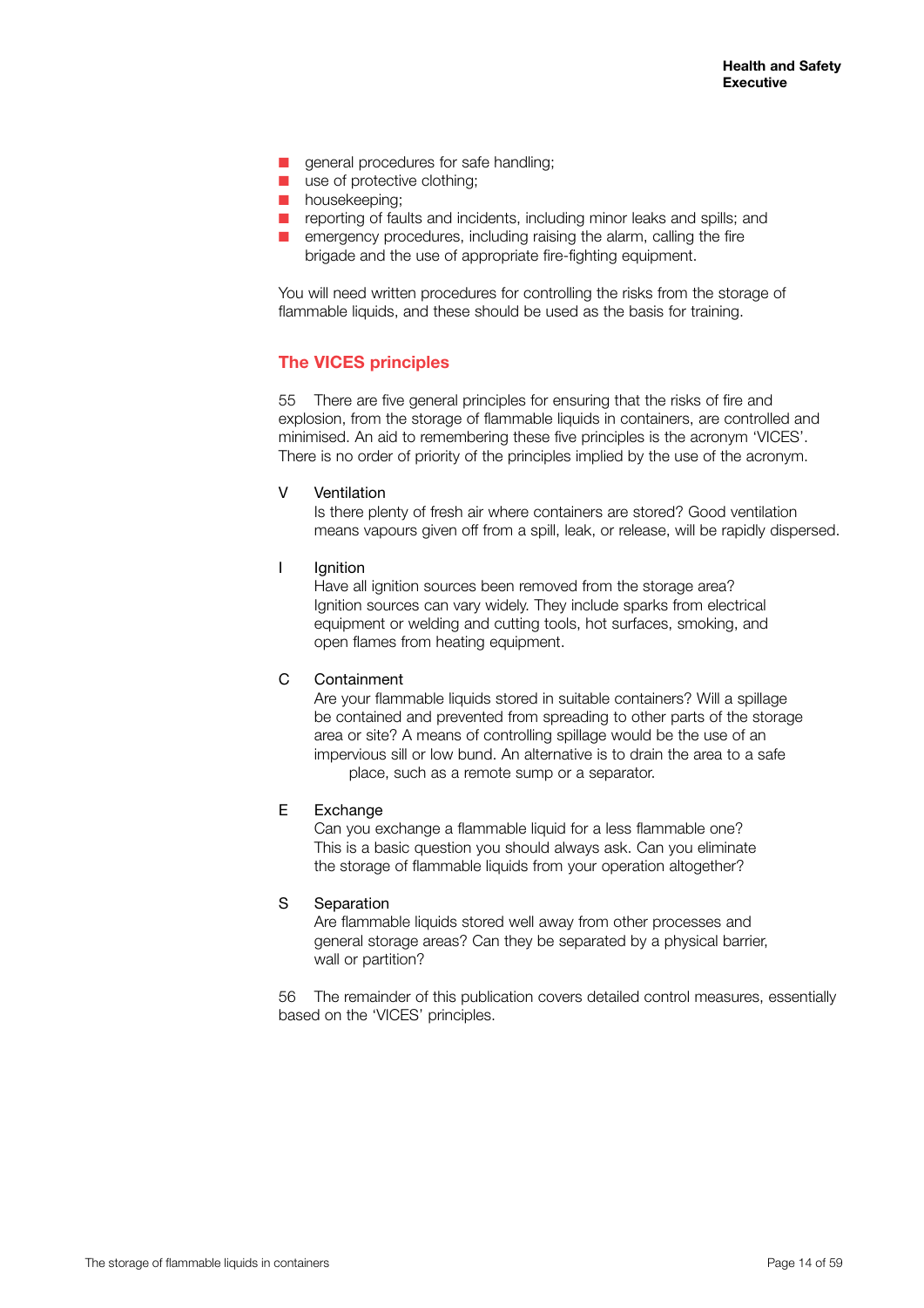- general procedures for safe handling;
- use of protective clothing;
- housekeeping;
- reporting of faults and incidents, including minor leaks and spills; and
- emergency procedures, including raising the alarm, calling the fire brigade and the use of appropriate fire-fighting equipment.

You will need written procedures for controlling the risks from the storage of flammable liquids, and these should be used as the basis for training.

## The VICES principles

55 There are five general principles for ensuring that the risks of fire and explosion, from the storage of flammable liquids in containers, are controlled and minimised. An aid to remembering these five principles is the acronym 'VICES'. There is no order of priority of the principles implied by the use of the acronym.

V Ventilation
Is there plenty of fresh air where containers are stored? Good ventilation means vapours given off from a spill, leak, or release, will be rapidly dispersed.

I Ignition
Have all ignition sources been removed from the storage area? Ignition sources can vary widely. They include sparks from electrical equipment or welding and cutting tools, hot surfaces, smoking, and open flames from heating equipment.

C Containment
Are your flammable liquids stored in suitable containers? Will a spillage be contained and prevented from spreading to other parts of the storage area or site? A means of controlling spillage would be the use of an impervious sill or low bund. An alternative is to drain the area to a safe place, such as a remote sump or a separator.

E Exchange
Can you exchange a flammable liquid for a less flammable one? This is a basic question you should always ask. Can you eliminate the storage of flammable liquids from your operation altogether?

S Separation
Are flammable liquids stored well away from other processes and general storage areas? Can they be separated by a physical barrier, wall or partition?

56 The remainder of this publication covers detailed control measures, essentially based on the 'VICES' principles.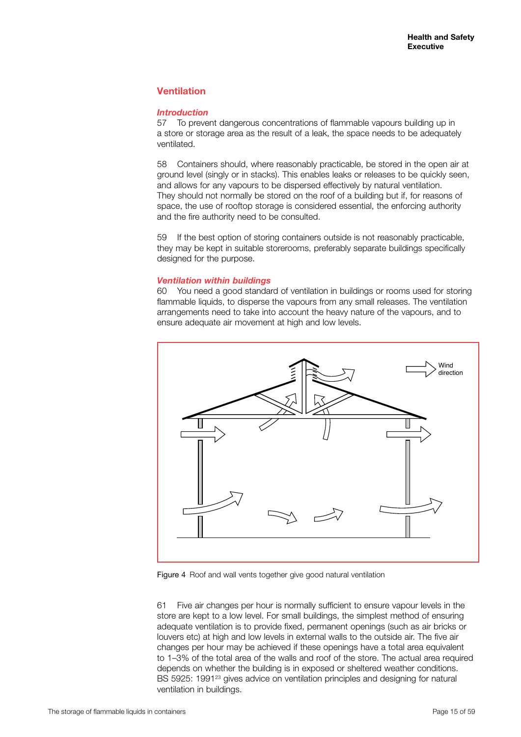## Ventilation

### *Introduction*

57 To prevent dangerous concentrations of flammable vapours building up in a store or storage area as the result of a leak, the space needs to be adequately ventilated.

58 Containers should, where reasonably practicable, be stored in the open air at ground level (singly or in stacks). This enables leaks or releases to be quickly seen, and allows for any vapours to be dispersed effectively by natural ventilation. They should not normally be stored on the roof of a building but if, for reasons of space, the use of rooftop storage is considered essential, the enforcing authority and the fire authority need to be consulted.

59 If the best option of storing containers outside is not reasonably practicable, they may be kept in suitable storerooms, preferably separate buildings specifically designed for the purpose.

### *Ventilation within buildings*

60 You need a good standard of ventilation in buildings or rooms used for storing flammable liquids, to disperse the vapours from any small releases. The ventilation arrangements need to take into account the heavy nature of the vapours, and to ensure adequate air movement at high and low levels.

Figure 4 Roof and wall vents together give good natural ventilation

61 Five air changes per hour is normally sufficient to ensure vapour levels in the store are kept to a low level. For small buildings, the simplest method of ensuring adequate ventilation is to provide fixed, permanent openings (such as air bricks or louvers etc) at high and low levels in external walls to the outside air. The five air changes per hour may be achieved if these openings have a total area equivalent to 1–3% of the total area of the walls and roof of the store. The actual area required depends on whether the building is in exposed or sheltered weather conditions. BS 5925: 1991[23] gives advice on ventilation principles and designing for natural ventilation in buildings.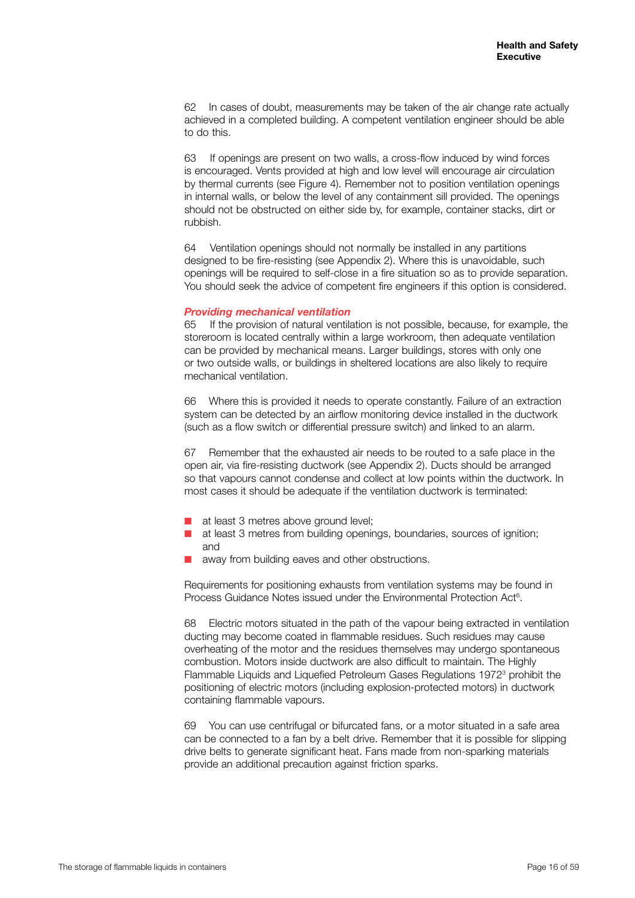62 In cases of doubt, measurements may be taken of the air change rate actually achieved in a completed building. A competent ventilation engineer should be able to do this.

63 If openings are present on two walls, a cross-flow induced by wind forces is encouraged. Vents provided at high and low level will encourage air circulation by thermal currents (see Figure 4). Remember not to position ventilation openings in internal walls, or below the level of any containment sill provided. The openings should not be obstructed on either side by, for example, container stacks, dirt or rubbish.

64 Ventilation openings should not normally be installed in any partitions designed to be fire-resisting (see Appendix 2). Where this is unavoidable, such openings will be required to self-close in a fire situation so as to provide separation. You should seek the advice of competent fire engineers if this option is considered.

### *Providing mechanical ventilation*

65 If the provision of natural ventilation is not possible, because, for example, the storeroom is located centrally within a large workroom, then adequate ventilation can be provided by mechanical means. Larger buildings, stores with only one or two outside walls, or buildings in sheltered locations are also likely to require mechanical ventilation.

66 Where this is provided it needs to operate constantly. Failure of an extraction system can be detected by an airflow monitoring device installed in the ductwork (such as a flow switch or differential pressure switch) and linked to an alarm.

67 Remember that the exhausted air needs to be routed to a safe place in the open air, via fire-resisting ductwork (see Appendix 2). Ducts should be arranged so that vapours cannot condense and collect at low points within the ductwork. In most cases it should be adequate if the ventilation ductwork is terminated:

- at least 3 metres above ground level;
- at least 3 metres from building openings, boundaries, sources of ignition; and
- away from building eaves and other obstructions.

Requirements for positioning exhausts from ventilation systems may be found in Process Guidance Notes issued under the Environmental Protection Act[6].

68 Electric motors situated in the path of the vapour being extracted in ventilation ducting may become coated in flammable residues. Such residues may cause overheating of the motor and the residues themselves may undergo spontaneous combustion. Motors inside ductwork are also difficult to maintain. The Highly Flammable Liquids and Liquefied Petroleum Gases Regulations 1972[3] prohibit the positioning of electric motors (including explosion-protected motors) in ductwork containing flammable vapours.

69 You can use centrifugal or bifurcated fans, or a motor situated in a safe area can be connected to a fan by a belt drive. Remember that it is possible for slipping drive belts to generate significant heat. Fans made from non-sparking materials provide an additional precaution against friction sparks.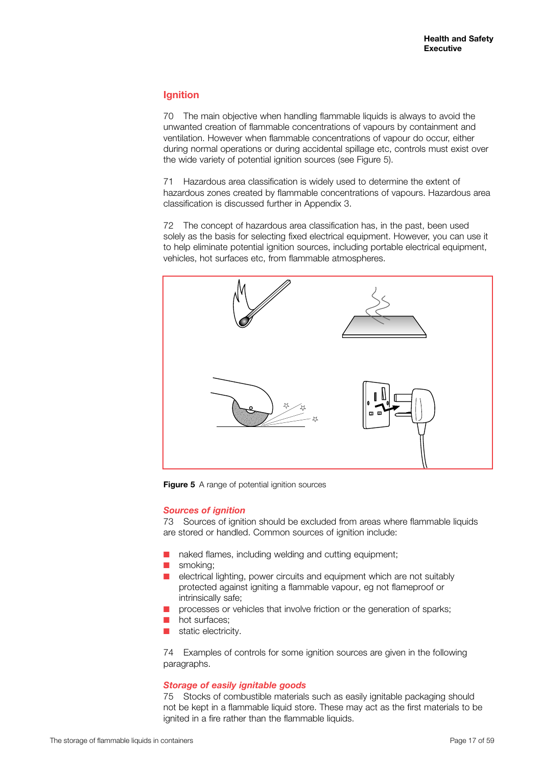## Ignition

70 The main objective when handling flammable liquids is always to avoid the unwanted creation of flammable concentrations of vapours by containment and ventilation. However when flammable concentrations of vapour do occur, either during normal operations or during accidental spillage etc, controls must exist over the wide variety of potential ignition sources (see Figure 5).

71 Hazardous area classification is widely used to determine the extent of hazardous zones created by flammable concentrations of vapours. Hazardous area classification is discussed further in Appendix 3.

72 The concept of hazardous area classification has, in the past, been used solely as the basis for selecting fixed electrical equipment. However, you can use it to help eliminate potential ignition sources, including portable electrical equipment, vehicles, hot surfaces etc, from flammable atmospheres.

**Figure 5** A range of potential ignition sources

### *Sources of ignition*

73 Sources of ignition should be excluded from areas where flammable liquids are stored or handled. Common sources of ignition include:

- naked flames, including welding and cutting equipment;
- smoking;
- electrical lighting, power circuits and equipment which are not suitably protected against igniting a flammable vapour, eg not flameproof or intrinsically safe;
- processes or vehicles that involve friction or the generation of sparks;
- hot surfaces;
- static electricity.

74 Examples of controls for some ignition sources are given in the following paragraphs.

### *Storage of easily ignitable goods*

75 Stocks of combustible materials such as easily ignitable packaging should not be kept in a flammable liquid store. These may act as the first materials to be ignited in a fire rather than the flammable liquids.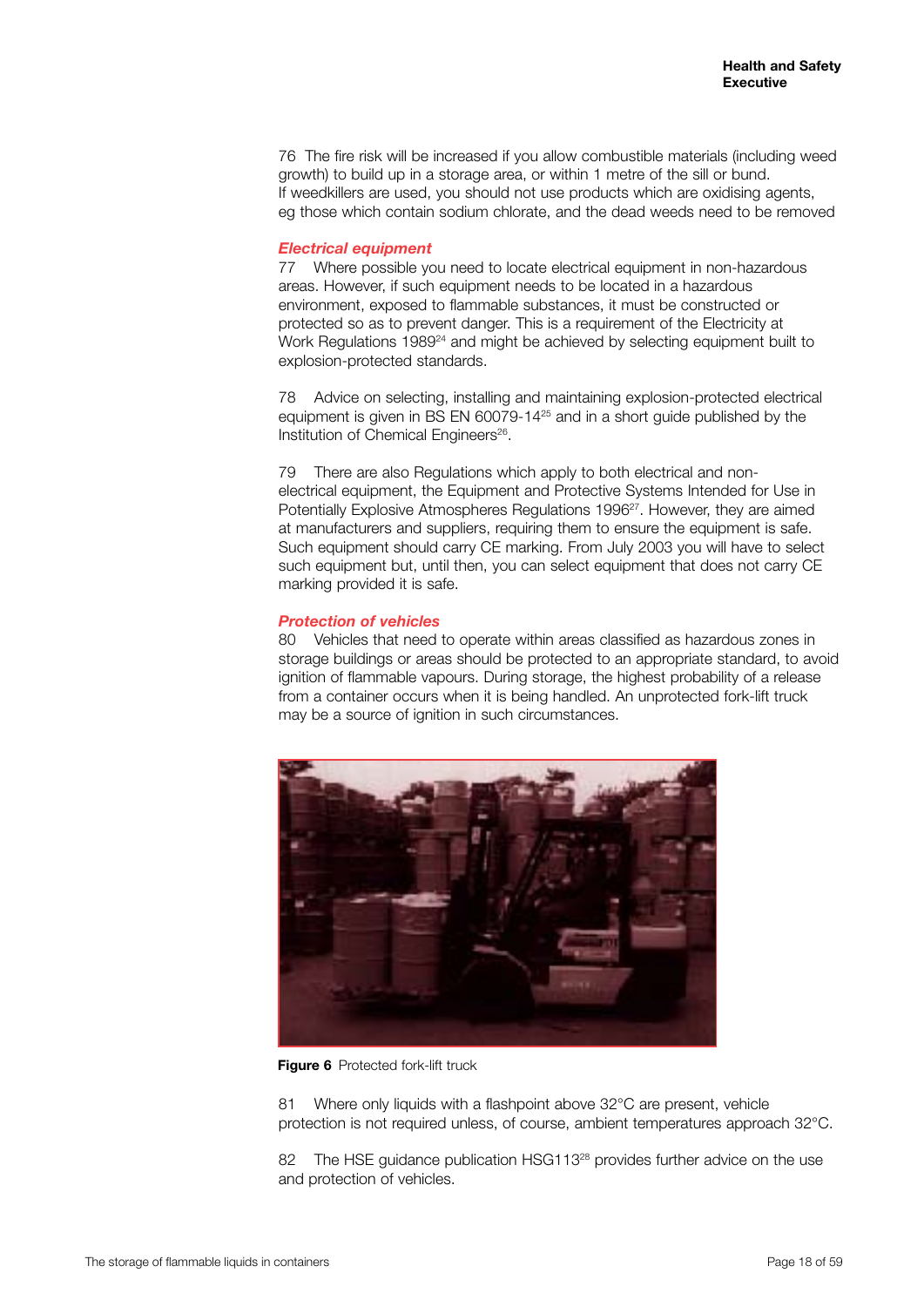76 The fire risk will be increased if you allow combustible materials (including weed growth) to build up in a storage area, or within 1 metre of the sill or bund. If weedkillers are used, you should not use products which are oxidising agents, eg those which contain sodium chlorate, and the dead weeds need to be removed

### *Electrical equipment*

77 Where possible you need to locate electrical equipment in non-hazardous areas. However, if such equipment needs to be located in a hazardous environment, exposed to flammable substances, it must be constructed or protected so as to prevent danger. This is a requirement of the Electricity at Work Regulations 1989[24] and might be achieved by selecting equipment built to explosion-protected standards.

78 Advice on selecting, installing and maintaining explosion-protected electrical equipment is given in BS EN 60079-14[25] and in a short guide published by the Institution of Chemical Engineers[26].

79 There are also Regulations which apply to both electrical and non-electrical equipment, the Equipment and Protective Systems Intended for Use in Potentially Explosive Atmospheres Regulations 1996[27]. However, they are aimed at manufacturers and suppliers, requiring them to ensure the equipment is safe. Such equipment should carry CE marking. From July 2003 you will have to select such equipment but, until then, you can select equipment that does not carry CE marking provided it is safe.

### *Protection of vehicles*

80 Vehicles that need to operate within areas classified as hazardous zones in storage buildings or areas should be protected to an appropriate standard, to avoid ignition of flammable vapours. During storage, the highest probability of a release from a container occurs when it is being handled. An unprotected fork-lift truck may be a source of ignition in such circumstances.

**Figure 6** Protected fork-lift truck

81 Where only liquids with a flashpoint above 32°C are present, vehicle protection is not required unless, of course, ambient temperatures approach 32°C.

82 The HSE guidance publication HSG113[28] provides further advice on the use and protection of vehicles.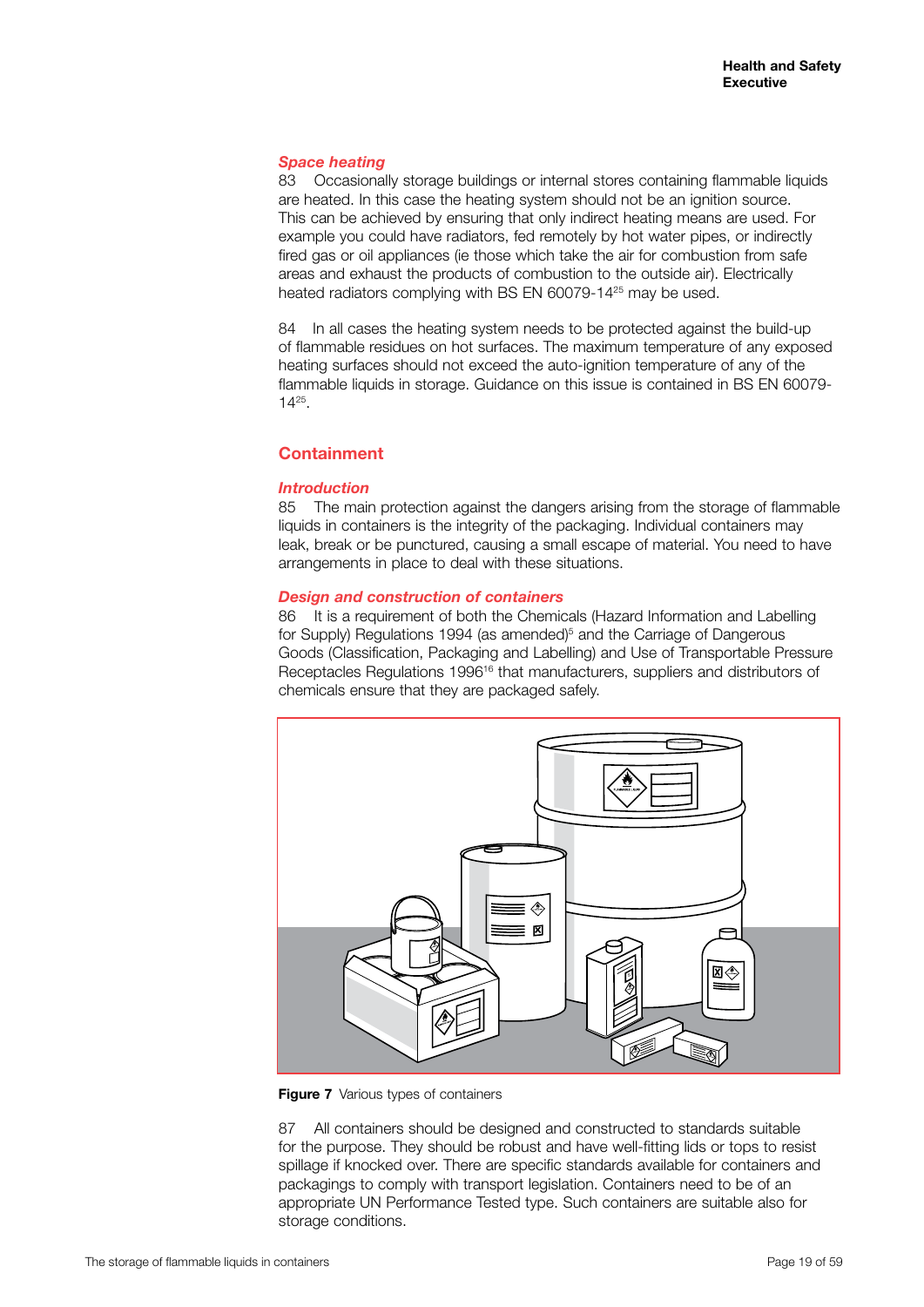### *Space heating*

83 Occasionally storage buildings or internal stores containing flammable liquids are heated. In this case the heating system should not be an ignition source. This can be achieved by ensuring that only indirect heating means are used. For example you could have radiators, fed remotely by hot water pipes, or indirectly fired gas or oil appliances (ie those which take the air for combustion from safe areas and exhaust the products of combustion to the outside air). Electrically heated radiators complying with BS EN 60079-14[25] may be used.

84 In all cases the heating system needs to be protected against the build-up of flammable residues on hot surfaces. The maximum temperature of any exposed heating surfaces should not exceed the auto-ignition temperature of any of the flammable liquids in storage. Guidance on this issue is contained in BS EN 60079-14[25].

## Containment

### *Introduction*

85 The main protection against the dangers arising from the storage of flammable liquids in containers is the integrity of the packaging. Individual containers may leak, break or be punctured, causing a small escape of material. You need to have arrangements in place to deal with these situations.

### *Design and construction of containers*

86 It is a requirement of both the Chemicals (Hazard Information and Labelling for Supply) Regulations 1994 (as amended)[5] and the Carriage of Dangerous Goods (Classification, Packaging and Labelling) and Use of Transportable Pressure Receptacles Regulations 1996[16] that manufacturers, suppliers and distributors of chemicals ensure that they are packaged safely.

**Figure 7** Various types of containers

87 All containers should be designed and constructed to standards suitable for the purpose. They should be robust and have well-fitting lids or tops to resist spillage if knocked over. There are specific standards available for containers and packagings to comply with transport legislation. Containers need to be of an appropriate UN Performance Tested type. Such containers are suitable also for storage conditions.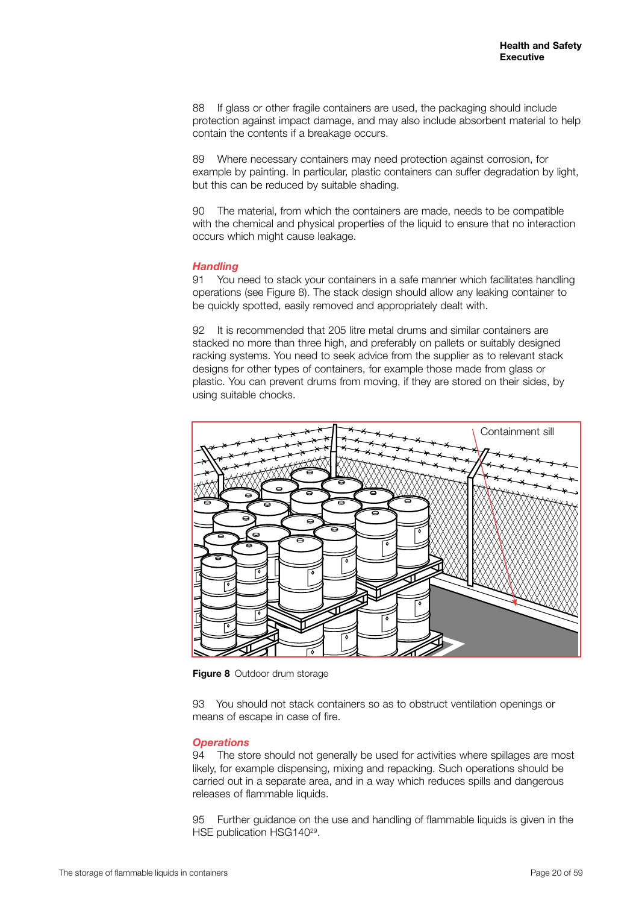88 If glass or other fragile containers are used, the packaging should include protection against impact damage, and may also include absorbent material to help contain the contents if a breakage occurs.

89 Where necessary containers may need protection against corrosion, for example by painting. In particular, plastic containers can suffer degradation by light, but this can be reduced by suitable shading.

90 The material, from which the containers are made, needs to be compatible with the chemical and physical properties of the liquid to ensure that no interaction occurs which might cause leakage.

### *Handling*

91 You need to stack your containers in a safe manner which facilitates handling operations (see Figure 8). The stack design should allow any leaking container to be quickly spotted, easily removed and appropriately dealt with.

92 It is recommended that 205 litre metal drums and similar containers are stacked no more than three high, and preferably on pallets or suitably designed racking systems. You need to seek advice from the supplier as to relevant stack designs for other types of containers, for example those made from glass or plastic. You can prevent drums from moving, if they are stored on their sides, by using suitable chocks.

Containment sill

**Figure 8** Outdoor drum storage

93 You should not stack containers so as to obstruct ventilation openings or means of escape in case of fire.

### *Operations*

94 The store should not generally be used for activities where spillages are most likely, for example dispensing, mixing and repacking. Such operations should be carried out in a separate area, and in a way which reduces spills and dangerous releases of flammable liquids.

95 Further guidance on the use and handling of flammable liquids is given in the HSE publication HSG140[29].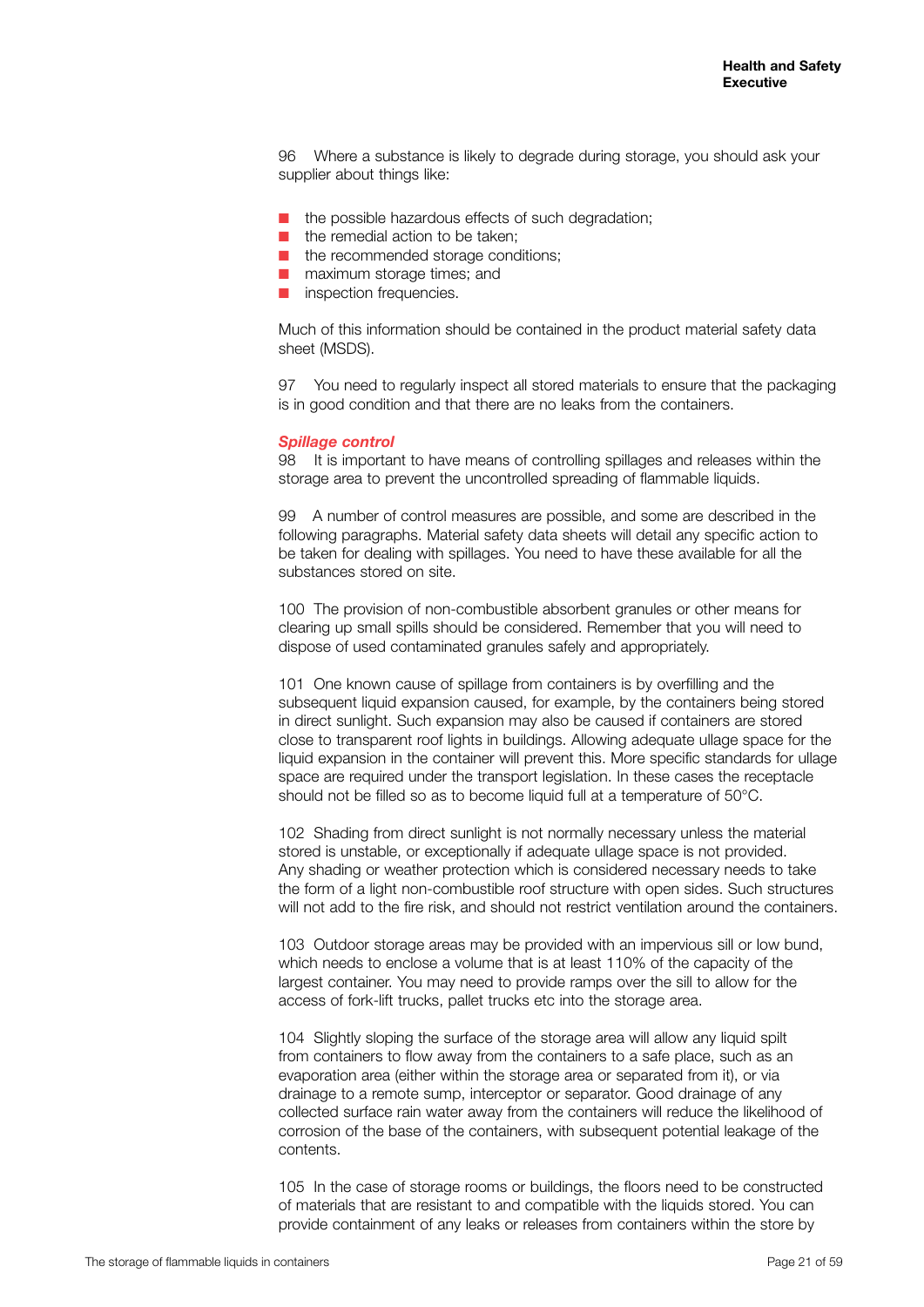96 Where a substance is likely to degrade during storage, you should ask your supplier about things like:

- the possible hazardous effects of such degradation;
- the remedial action to be taken;
- the recommended storage conditions;
- maximum storage times; and
- inspection frequencies.

Much of this information should be contained in the product material safety data sheet (MSDS).

97 You need to regularly inspect all stored materials to ensure that the packaging is in good condition and that there are no leaks from the containers.

### *Spillage control*

98 It is important to have means of controlling spillages and releases within the storage area to prevent the uncontrolled spreading of flammable liquids.

99 A number of control measures are possible, and some are described in the following paragraphs. Material safety data sheets will detail any specific action to be taken for dealing with spillages. You need to have these available for all the substances stored on site.

100 The provision of non-combustible absorbent granules or other means for clearing up small spills should be considered. Remember that you will need to dispose of used contaminated granules safely and appropriately.

101 One known cause of spillage from containers is by overfilling and the subsequent liquid expansion caused, for example, by the containers being stored in direct sunlight. Such expansion may also be caused if containers are stored close to transparent roof lights in buildings. Allowing adequate ullage space for the liquid expansion in the container will prevent this. More specific standards for ullage space are required under the transport legislation. In these cases the receptacle should not be filled so as to become liquid full at a temperature of 50°C.

102 Shading from direct sunlight is not normally necessary unless the material stored is unstable, or exceptionally if adequate ullage space is not provided. Any shading or weather protection which is considered necessary needs to take the form of a light non-combustible roof structure with open sides. Such structures will not add to the fire risk, and should not restrict ventilation around the containers.

103 Outdoor storage areas may be provided with an impervious sill or low bund, which needs to enclose a volume that is at least 110% of the capacity of the largest container. You may need to provide ramps over the sill to allow for the access of fork-lift trucks, pallet trucks etc into the storage area.

104 Slightly sloping the surface of the storage area will allow any liquid spilt from containers to flow away from the containers to a safe place, such as an evaporation area (either within the storage area or separated from it), or via drainage to a remote sump, interceptor or separator. Good drainage of any collected surface rain water away from the containers will reduce the likelihood of corrosion of the base of the containers, with subsequent potential leakage of the contents.

105 In the case of storage rooms or buildings, the floors need to be constructed of materials that are resistant to and compatible with the liquids stored. You can provide containment of any leaks or releases from containers within the store by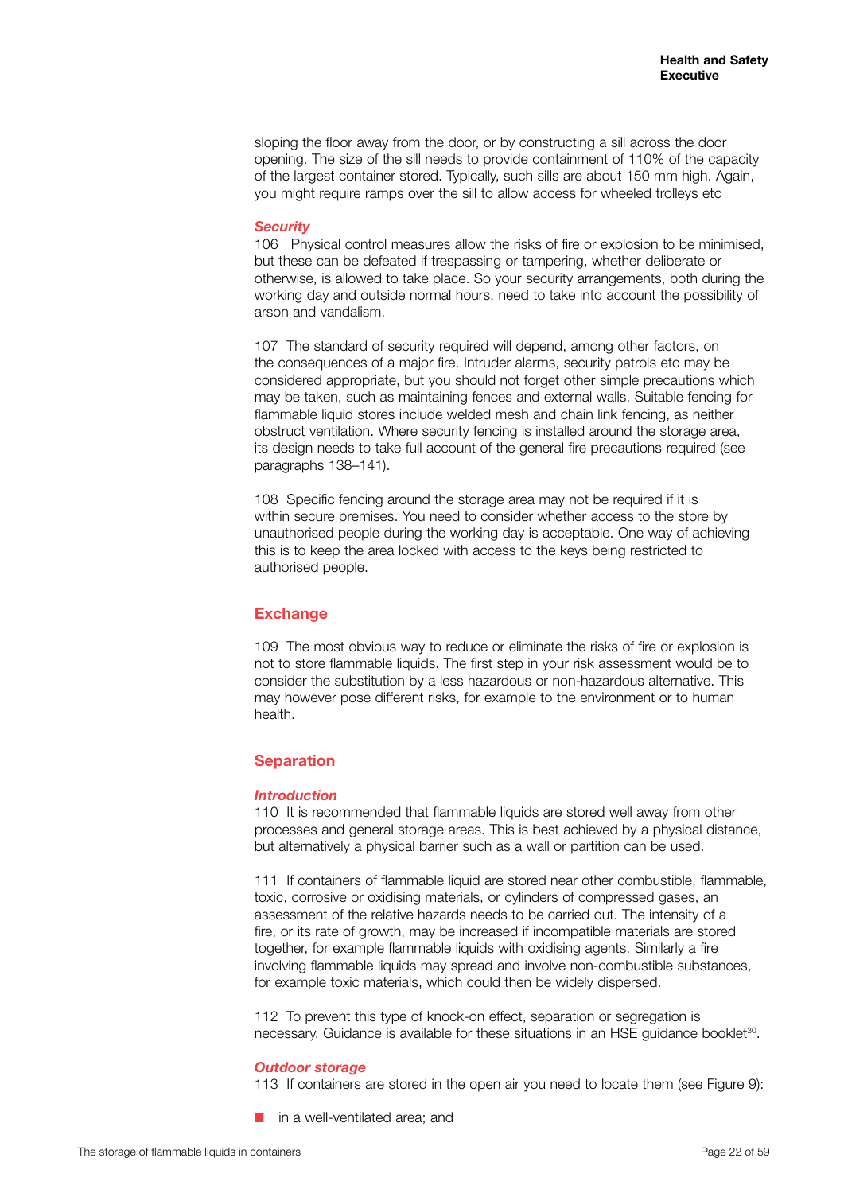sloping the floor away from the door, or by constructing a sill across the door opening. The size of the sill needs to provide containment of 110% of the capacity of the largest container stored. Typically, such sills are about 150 mm high. Again, you might require ramps over the sill to allow access for wheeled trolleys etc

### *Security*

106 Physical control measures allow the risks of fire or explosion to be minimised, but these can be defeated if trespassing or tampering, whether deliberate or otherwise, is allowed to take place. So your security arrangements, both during the working day and outside normal hours, need to take into account the possibility of arson and vandalism.

107 The standard of security required will depend, among other factors, on the consequences of a major fire. Intruder alarms, security patrols etc may be considered appropriate, but you should not forget other simple precautions which may be taken, such as maintaining fences and external walls. Suitable fencing for flammable liquid stores include welded mesh and chain link fencing, as neither obstruct ventilation. Where security fencing is installed around the storage area, its design needs to take full account of the general fire precautions required (see paragraphs 138–141).

108 Specific fencing around the storage area may not be required if it is within secure premises. You need to consider whether access to the store by unauthorised people during the working day is acceptable. One way of achieving this is to keep the area locked with access to the keys being restricted to authorised people.

## Exchange

109 The most obvious way to reduce or eliminate the risks of fire or explosion is not to store flammable liquids. The first step in your risk assessment would be to consider the substitution by a less hazardous or non-hazardous alternative. This may however pose different risks, for example to the environment or to human health.

## Separation

### *Introduction*

110 It is recommended that flammable liquids are stored well away from other processes and general storage areas. This is best achieved by a physical distance, but alternatively a physical barrier such as a wall or partition can be used.

111 If containers of flammable liquid are stored near other combustible, flammable, toxic, corrosive or oxidising materials, or cylinders of compressed gases, an assessment of the relative hazards needs to be carried out. The intensity of a fire, or its rate of growth, may be increased if incompatible materials are stored together, for example flammable liquids with oxidising agents. Similarly a fire involving flammable liquids may spread and involve non-combustible substances, for example toxic materials, which could then be widely dispersed.

112 To prevent this type of knock-on effect, separation or segregation is necessary. Guidance is available for these situations in an HSE guidance booklet[30].

### *Outdoor storage*

113 If containers are stored in the open air you need to locate them (see Figure 9):

- in a well-ventilated area; and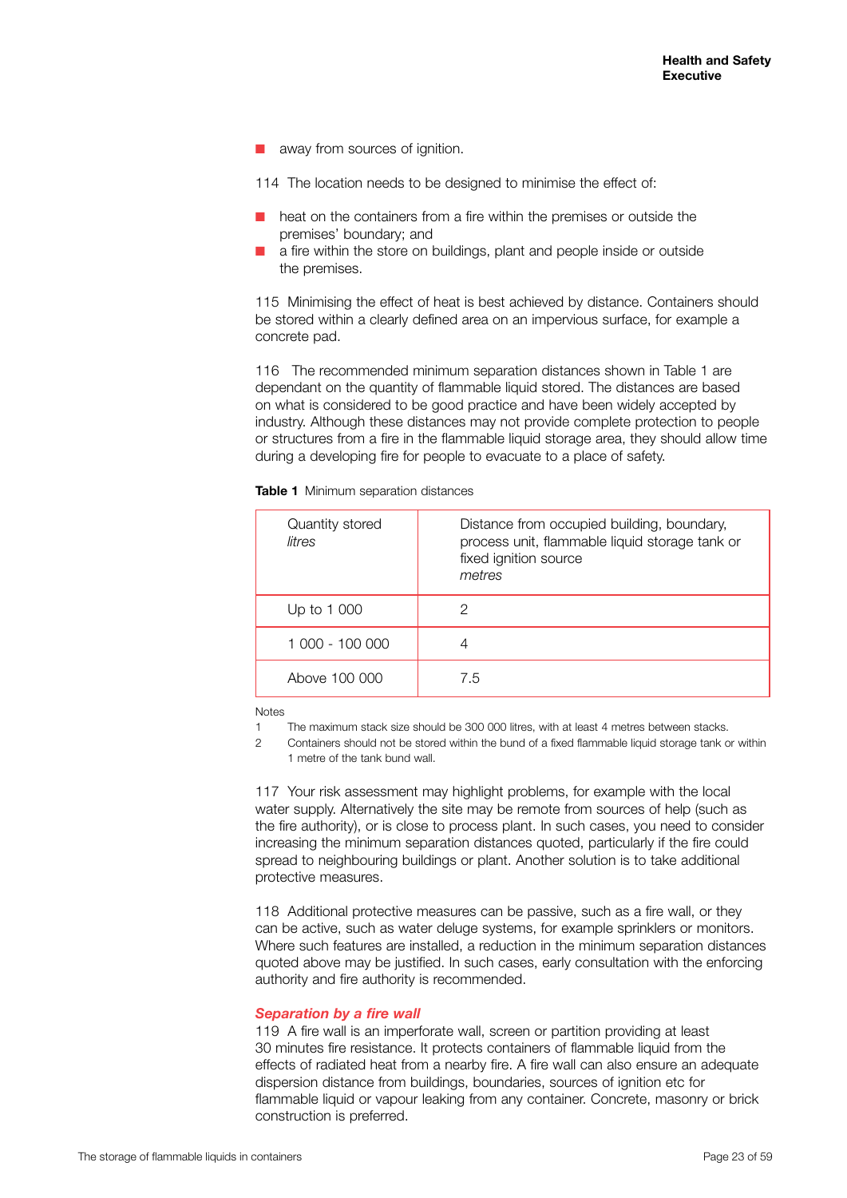- away from sources of ignition.

114 The location needs to be designed to minimise the effect of:

- heat on the containers from a fire within the premises or outside the premises' boundary; and
- a fire within the store on buildings, plant and people inside or outside the premises.

115 Minimising the effect of heat is best achieved by distance. Containers should be stored within a clearly defined area on an impervious surface, for example a concrete pad.

116 The recommended minimum separation distances shown in Table 1 are dependant on the quantity of flammable liquid stored. The distances are based on what is considered to be good practice and have been widely accepted by industry. Although these distances may not provide complete protection to people or structures from a fire in the flammable liquid storage area, they should allow time during a developing fire for people to evacuate to a place of safety.

**Table 1** Minimum separation distances

| Quantity stored *litres* | Distance from occupied building, boundary, process unit, flammable liquid storage tank or fixed ignition source *metres* |
|---|---|
| Up to 1 000 | 2 |
| 1 000 - 100 000 | 4 |
| Above 100 000 | 7.5 |

Notes

1 The maximum stack size should be 300 000 litres, with at least 4 metres between stacks.

2 Containers should not be stored within the bund of a fixed flammable liquid storage tank or within 1 metre of the tank bund wall.

117 Your risk assessment may highlight problems, for example with the local water supply. Alternatively the site may be remote from sources of help (such as the fire authority), or is close to process plant. In such cases, you need to consider increasing the minimum separation distances quoted, particularly if the fire could spread to neighbouring buildings or plant. Another solution is to take additional protective measures.

118 Additional protective measures can be passive, such as a fire wall, or they can be active, such as water deluge systems, for example sprinklers or monitors. Where such features are installed, a reduction in the minimum separation distances quoted above may be justified. In such cases, early consultation with the enforcing authority and fire authority is recommended.

### *Separation by a fire wall*

119 A fire wall is an imperforate wall, screen or partition providing at least 30 minutes fire resistance. It protects containers of flammable liquid from the effects of radiated heat from a nearby fire. A fire wall can also ensure an adequate dispersion distance from buildings, boundaries, sources of ignition etc for flammable liquid or vapour leaking from any container. Concrete, masonry or brick construction is preferred.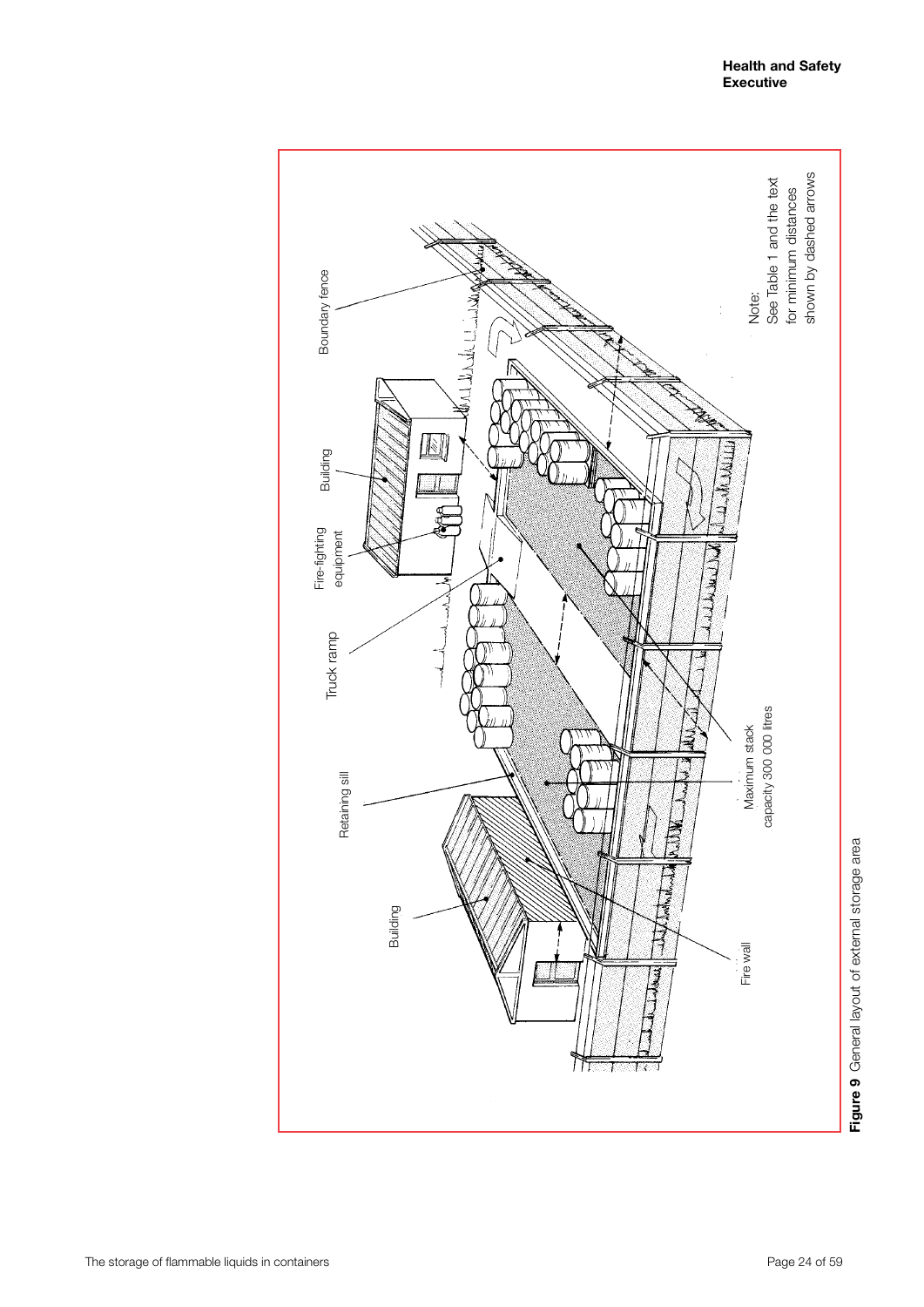Boundary fence

Building

Fire-fighting equipment

Truck ramp

Retaining sill

Building

Fire wall

Maximum stack capacity 300 000 litres

Note:
See Table 1 and the text for minimum distances shown by dashed arrows

**Figure 9** General layout of external storage area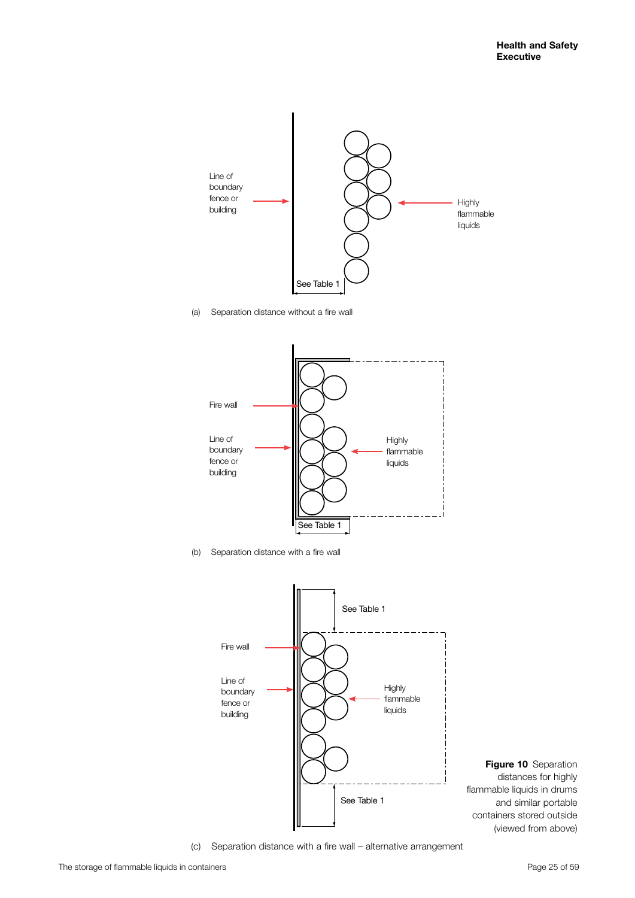Line of boundary fence or building

Highly flammable liquids

See Table 1

(a) Separation distance without a fire wall

Fire wall

Line of boundary fence or building

Highly flammable liquids

See Table 1

(b) Separation distance with a fire wall

See Table 1

Fire wall

Line of boundary fence or building

Highly flammable liquids

See Table 1

(c) Separation distance with a fire wall – alternative arrangement

**Figure 10** Separation distances for highly flammable liquids in drums and similar portable containers stored outside (viewed from above)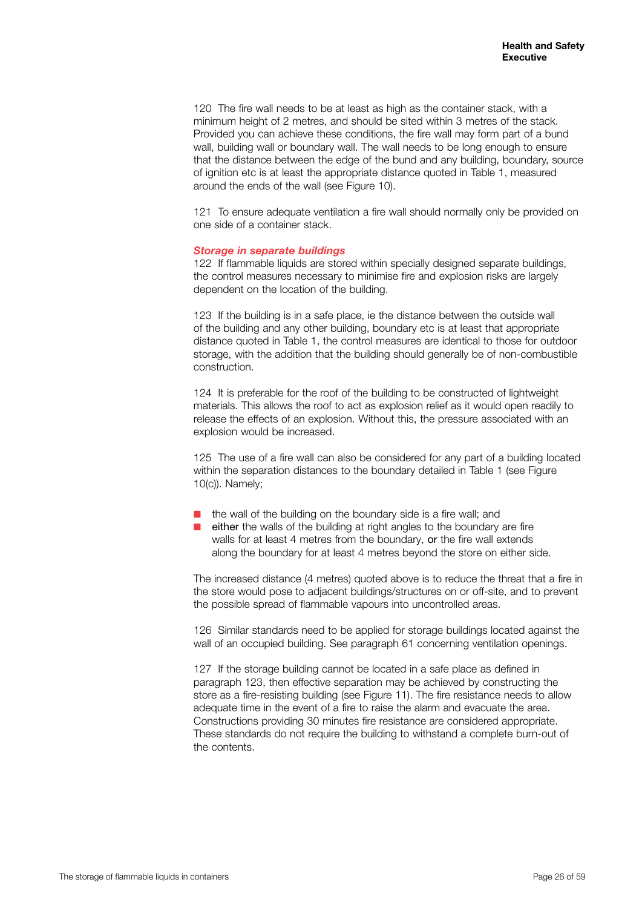120 The fire wall needs to be at least as high as the container stack, with a minimum height of 2 metres, and should be sited within 3 metres of the stack. Provided you can achieve these conditions, the fire wall may form part of a bund wall, building wall or boundary wall. The wall needs to be long enough to ensure that the distance between the edge of the bund and any building, boundary, source of ignition etc is at least the appropriate distance quoted in Table 1, measured around the ends of the wall (see Figure 10).

121 To ensure adequate ventilation a fire wall should normally only be provided on one side of a container stack.

### *Storage in separate buildings*

122 If flammable liquids are stored within specially designed separate buildings, the control measures necessary to minimise fire and explosion risks are largely dependent on the location of the building.

123 If the building is in a safe place, ie the distance between the outside wall of the building and any other building, boundary etc is at least that appropriate distance quoted in Table 1, the control measures are identical to those for outdoor storage, with the addition that the building should generally be of non-combustible construction.

124 It is preferable for the roof of the building to be constructed of lightweight materials. This allows the roof to act as explosion relief as it would open readily to release the effects of an explosion. Without this, the pressure associated with an explosion would be increased.

125 The use of a fire wall can also be considered for any part of a building located within the separation distances to the boundary detailed in Table 1 (see Figure 10(c)). Namely;

- the wall of the building on the boundary side is a fire wall; and
- either the walls of the building at right angles to the boundary are fire walls for at least 4 metres from the boundary, or the fire wall extends along the boundary for at least 4 metres beyond the store on either side.

The increased distance (4 metres) quoted above is to reduce the threat that a fire in the store would pose to adjacent buildings/structures on or off-site, and to prevent the possible spread of flammable vapours into uncontrolled areas.

126 Similar standards need to be applied for storage buildings located against the wall of an occupied building. See paragraph 61 concerning ventilation openings.

127 If the storage building cannot be located in a safe place as defined in paragraph 123, then effective separation may be achieved by constructing the store as a fire-resisting building (see Figure 11). The fire resistance needs to allow adequate time in the event of a fire to raise the alarm and evacuate the area. Constructions providing 30 minutes fire resistance are considered appropriate. These standards do not require the building to withstand a complete burn-out of the contents.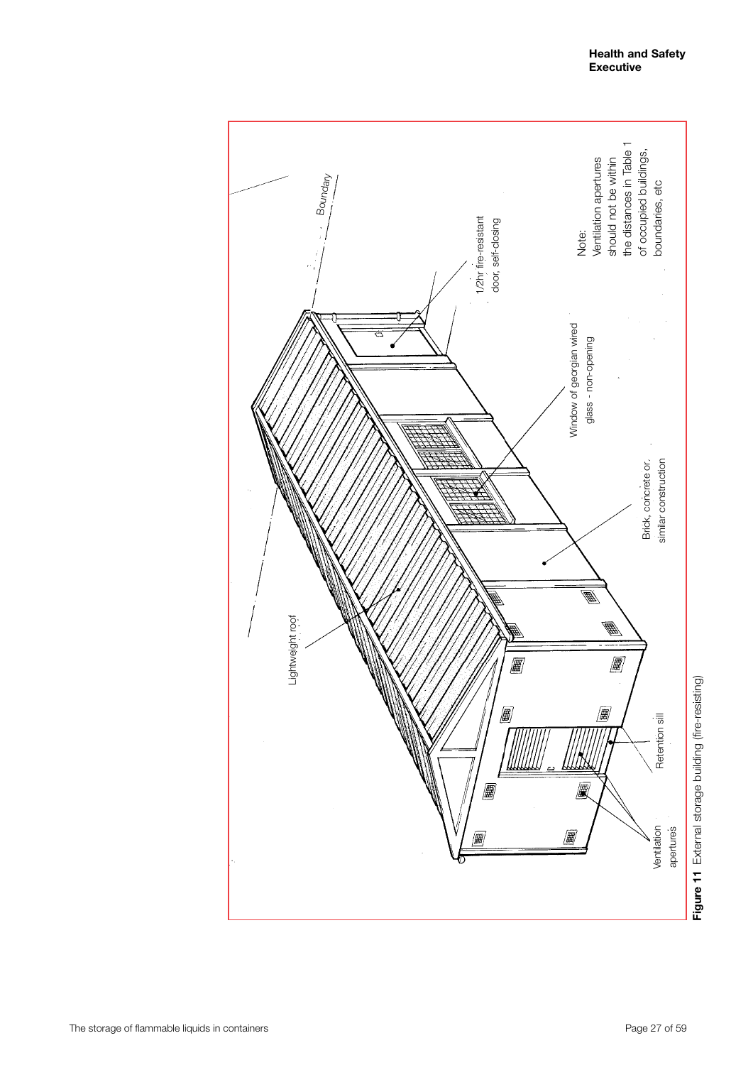Lightweight roof

Boundary

1/2hr fire-resistant door, self-closing

Window of georgian wired glass - non-opening

Brick, concrete or similar construction

Retention sill

Ventilation apertures

Note: Ventilation apertures should not be within the distances in Table 1 of occupied buildings, boundaries, etc

**Figure 11** External storage building (fire-resisting)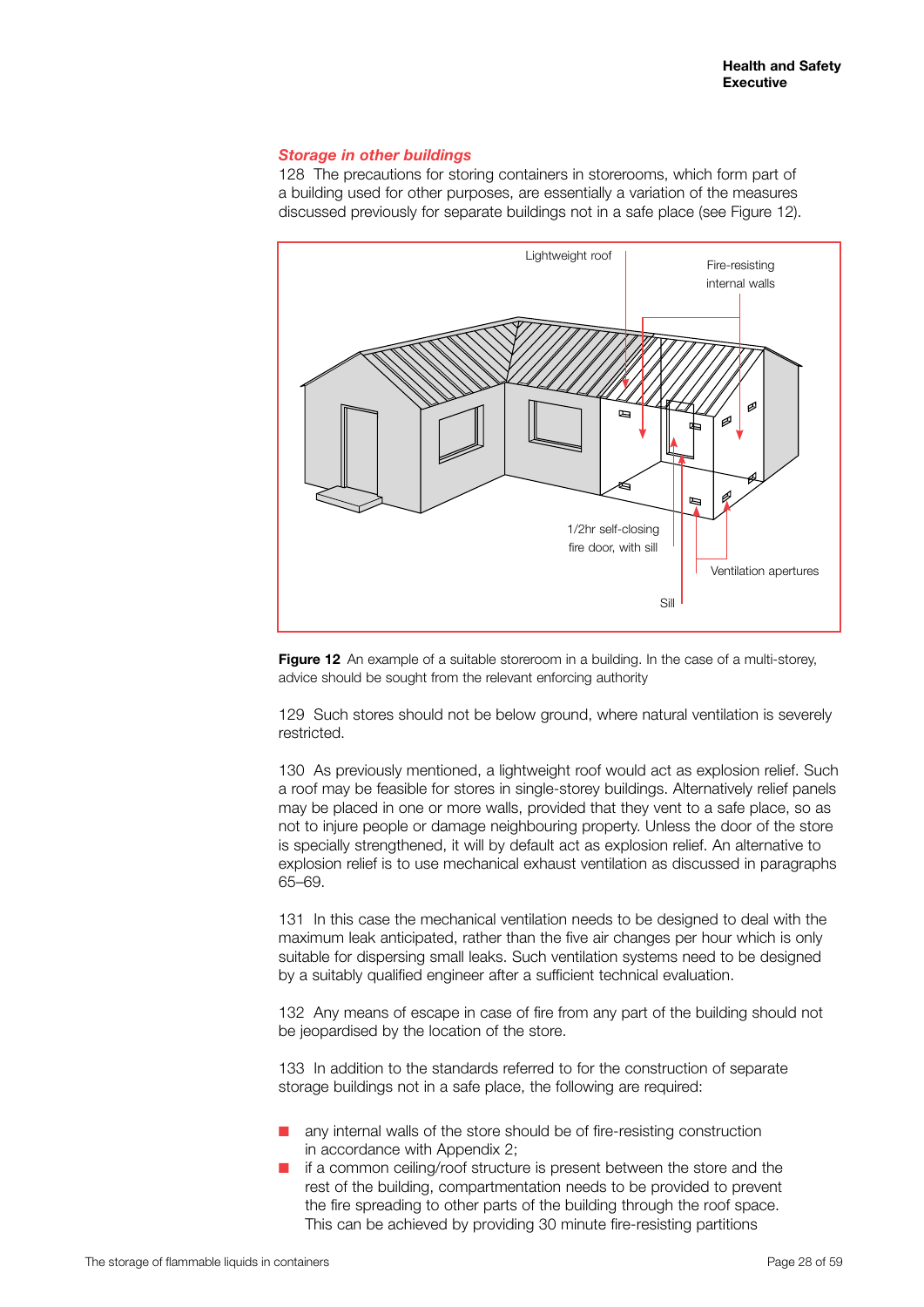### *Storage in other buildings*

128 The precautions for storing containers in storerooms, which form part of a building used for other purposes, are essentially a variation of the measures discussed previously for separate buildings not in a safe place (see Figure 12).

Lightweight roof

Fire-resisting internal walls

1/2hr self-closing fire door, with sill

Ventilation apertures

Sill

**Figure 12** An example of a suitable storeroom in a building. In the case of a multi-storey, advice should be sought from the relevant enforcing authority

129 Such stores should not be below ground, where natural ventilation is severely restricted.

130 As previously mentioned, a lightweight roof would act as explosion relief. Such a roof may be feasible for stores in single-storey buildings. Alternatively relief panels may be placed in one or more walls, provided that they vent to a safe place, so as not to injure people or damage neighbouring property. Unless the door of the store is specially strengthened, it will by default act as explosion relief. An alternative to explosion relief is to use mechanical exhaust ventilation as discussed in paragraphs 65–69.

131 In this case the mechanical ventilation needs to be designed to deal with the maximum leak anticipated, rather than the five air changes per hour which is only suitable for dispersing small leaks. Such ventilation systems need to be designed by a suitably qualified engineer after a sufficient technical evaluation.

132 Any means of escape in case of fire from any part of the building should not be jeopardised by the location of the store.

133 In addition to the standards referred to for the construction of separate storage buildings not in a safe place, the following are required:

- any internal walls of the store should be of fire-resisting construction in accordance with Appendix 2;
- if a common ceiling/roof structure is present between the store and the rest of the building, compartmentation needs to be provided to prevent the fire spreading to other parts of the building through the roof space. This can be achieved by providing 30 minute fire-resisting partitions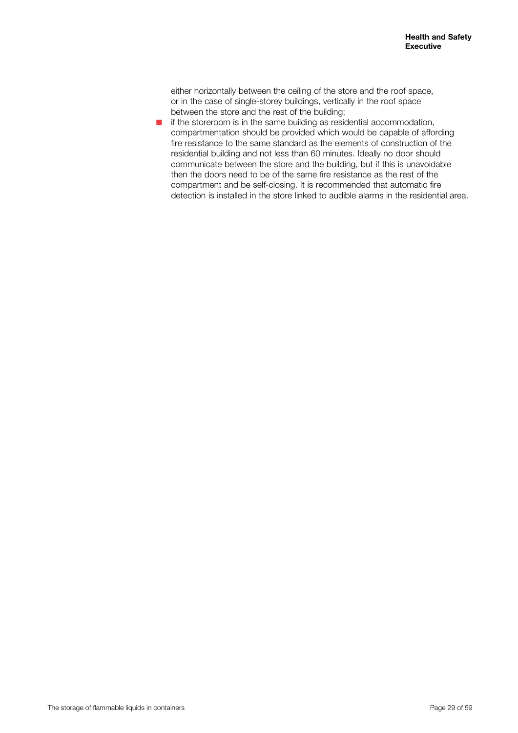either horizontally between the ceiling of the store and the roof space, or in the case of single-storey buildings, vertically in the roof space between the store and the rest of the building;

- if the storeroom is in the same building as residential accommodation, compartmentation should be provided which would be capable of affording fire resistance to the same standard as the elements of construction of the residential building and not less than 60 minutes. Ideally no door should communicate between the store and the building, but if this is unavoidable then the doors need to be of the same fire resistance as the rest of the compartment and be self-closing. It is recommended that automatic fire detection is installed in the store linked to audible alarms in the residential area.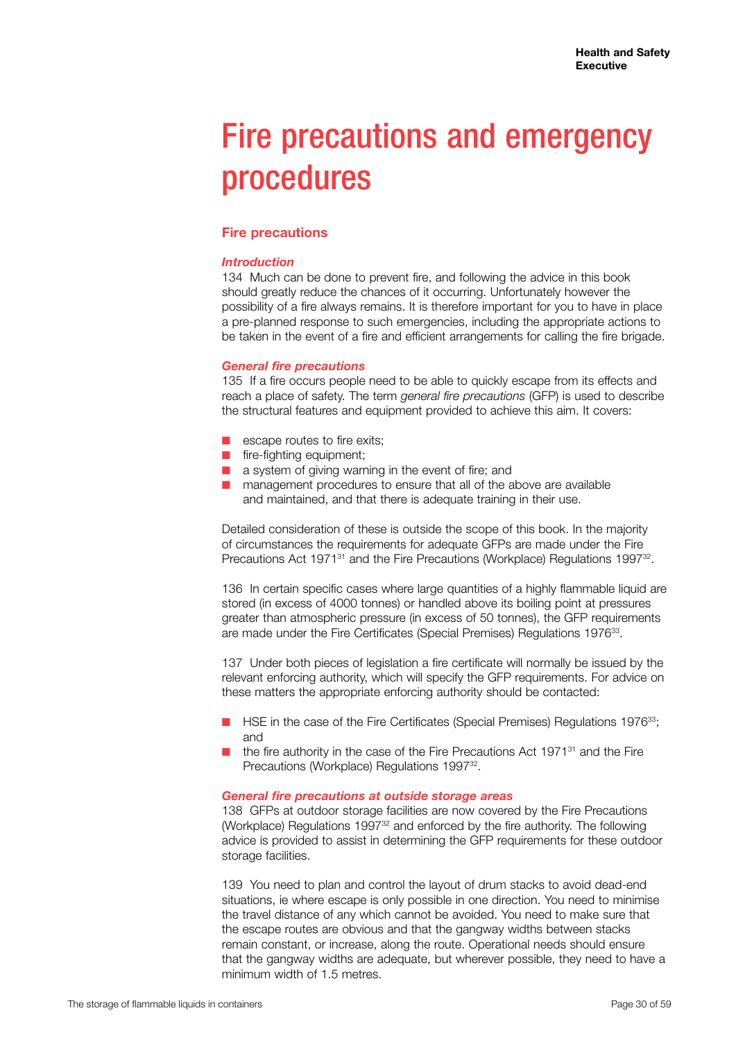# Fire precautions and emergency procedures

## Fire precautions

### *Introduction*

134 Much can be done to prevent fire, and following the advice in this book should greatly reduce the chances of it occurring. Unfortunately however the possibility of a fire always remains. It is therefore important for you to have in place a pre-planned response to such emergencies, including the appropriate actions to be taken in the event of a fire and efficient arrangements for calling the fire brigade.

### *General fire precautions*

135 If a fire occurs people need to be able to quickly escape from its effects and reach a place of safety. The term *general fire precautions* (GFP) is used to describe the structural features and equipment provided to achieve this aim. It covers:

- escape routes to fire exits;
- fire-fighting equipment;
- a system of giving warning in the event of fire; and
- management procedures to ensure that all of the above are available and maintained, and that there is adequate training in their use.

Detailed consideration of these is outside the scope of this book. In the majority of circumstances the requirements for adequate GFPs are made under the Fire Precautions Act 1971[31] and the Fire Precautions (Workplace) Regulations 1997[32].

136 In certain specific cases where large quantities of a highly flammable liquid are stored (in excess of 4000 tonnes) or handled above its boiling point at pressures greater than atmospheric pressure (in excess of 50 tonnes), the GFP requirements are made under the Fire Certificates (Special Premises) Regulations 1976[33].

137 Under both pieces of legislation a fire certificate will normally be issued by the relevant enforcing authority, which will specify the GFP requirements. For advice on these matters the appropriate enforcing authority should be contacted:

- HSE in the case of the Fire Certificates (Special Premises) Regulations 1976[33]; and
- the fire authority in the case of the Fire Precautions Act 1971[31] and the Fire Precautions (Workplace) Regulations 1997[32].

### *General fire precautions at outside storage areas*

138 GFPs at outdoor storage facilities are now covered by the Fire Precautions (Workplace) Regulations 1997[32] and enforced by the fire authority. The following advice is provided to assist in determining the GFP requirements for these outdoor storage facilities.

139 You need to plan and control the layout of drum stacks to avoid dead-end situations, ie where escape is only possible in one direction. You need to minimise the travel distance of any which cannot be avoided. You need to make sure that the escape routes are obvious and that the gangway widths between stacks remain constant, or increase, along the route. Operational needs should ensure that the gangway widths are adequate, but wherever possible, they need to have a minimum width of 1.5 metres.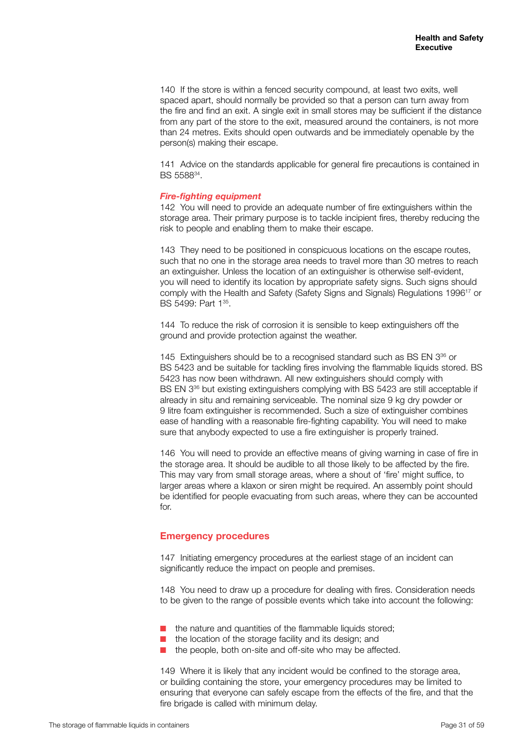140 If the store is within a fenced security compound, at least two exits, well spaced apart, should normally be provided so that a person can turn away from the fire and find an exit. A single exit in small stores may be sufficient if the distance from any part of the store to the exit, measured around the containers, is not more than 24 metres. Exits should open outwards and be immediately openable by the person(s) making their escape.

141 Advice on the standards applicable for general fire precautions is contained in BS 5588[34].

### *Fire-fighting equipment*

142 You will need to provide an adequate number of fire extinguishers within the storage area. Their primary purpose is to tackle incipient fires, thereby reducing the risk to people and enabling them to make their escape.

143 They need to be positioned in conspicuous locations on the escape routes, such that no one in the storage area needs to travel more than 30 metres to reach an extinguisher. Unless the location of an extinguisher is otherwise self-evident, you will need to identify its location by appropriate safety signs. Such signs should comply with the Health and Safety (Safety Signs and Signals) Regulations 1996[17] or BS 5499: Part 1[35].

144 To reduce the risk of corrosion it is sensible to keep extinguishers off the ground and provide protection against the weather.

145 Extinguishers should be to a recognised standard such as BS EN 3[36] or BS 5423 and be suitable for tackling fires involving the flammable liquids stored. BS 5423 has now been withdrawn. All new extinguishers should comply with BS EN 3[36] but existing extinguishers complying with BS 5423 are still acceptable if already in situ and remaining serviceable. The nominal size 9 kg dry powder or 9 litre foam extinguisher is recommended. Such a size of extinguisher combines ease of handling with a reasonable fire-fighting capability. You will need to make sure that anybody expected to use a fire extinguisher is properly trained.

146 You will need to provide an effective means of giving warning in case of fire in the storage area. It should be audible to all those likely to be affected by the fire. This may vary from small storage areas, where a shout of 'fire' might suffice, to larger areas where a klaxon or siren might be required. An assembly point should be identified for people evacuating from such areas, where they can be accounted for.

## Emergency procedures

147 Initiating emergency procedures at the earliest stage of an incident can significantly reduce the impact on people and premises.

148 You need to draw up a procedure for dealing with fires. Consideration needs to be given to the range of possible events which take into account the following:

- the nature and quantities of the flammable liquids stored;
- the location of the storage facility and its design; and
- the people, both on-site and off-site who may be affected.

149 Where it is likely that any incident would be confined to the storage area, or building containing the store, your emergency procedures may be limited to ensuring that everyone can safely escape from the effects of the fire, and that the fire brigade is called with minimum delay.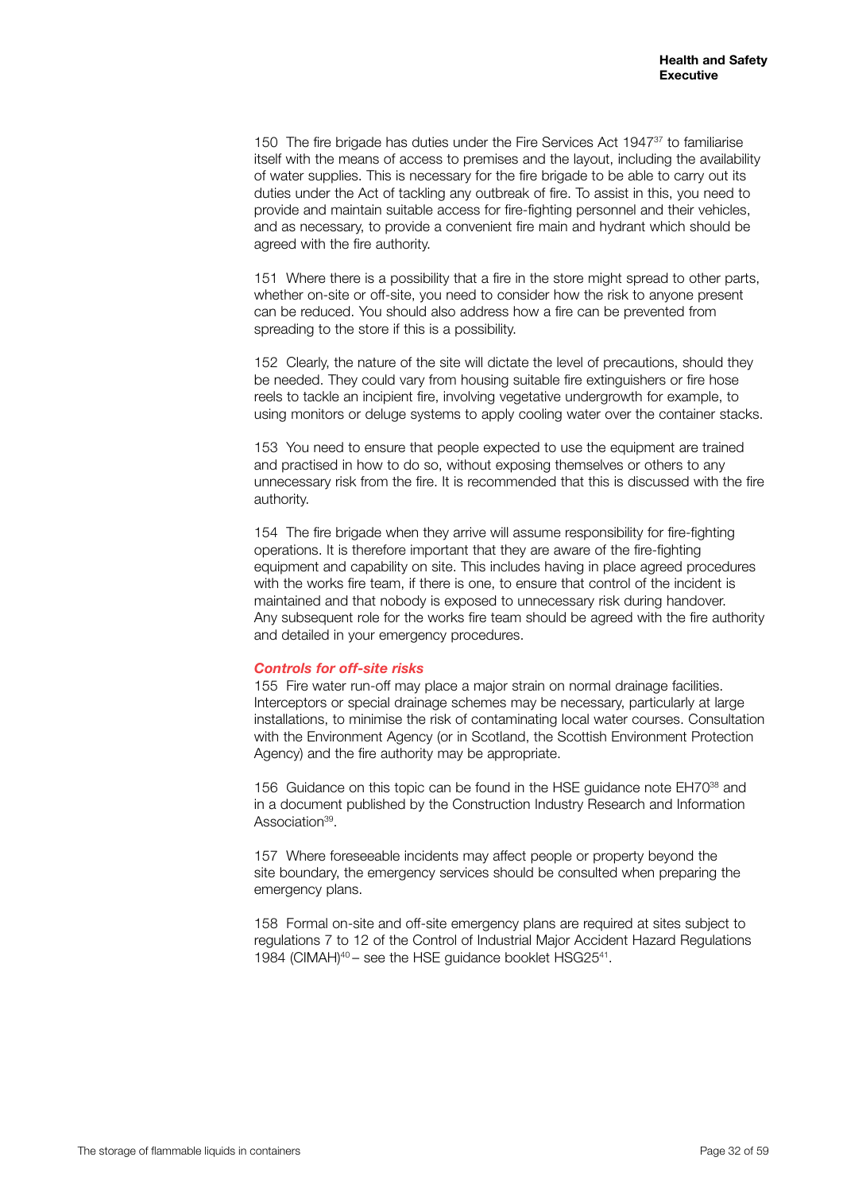150 The fire brigade has duties under the Fire Services Act 1947[37] to familiarise itself with the means of access to premises and the layout, including the availability of water supplies. This is necessary for the fire brigade to be able to carry out its duties under the Act of tackling any outbreak of fire. To assist in this, you need to provide and maintain suitable access for fire-fighting personnel and their vehicles, and as necessary, to provide a convenient fire main and hydrant which should be agreed with the fire authority.

151 Where there is a possibility that a fire in the store might spread to other parts, whether on-site or off-site, you need to consider how the risk to anyone present can be reduced. You should also address how a fire can be prevented from spreading to the store if this is a possibility.

152 Clearly, the nature of the site will dictate the level of precautions, should they be needed. They could vary from housing suitable fire extinguishers or fire hose reels to tackle an incipient fire, involving vegetative undergrowth for example, to using monitors or deluge systems to apply cooling water over the container stacks.

153 You need to ensure that people expected to use the equipment are trained and practised in how to do so, without exposing themselves or others to any unnecessary risk from the fire. It is recommended that this is discussed with the fire authority.

154 The fire brigade when they arrive will assume responsibility for fire-fighting operations. It is therefore important that they are aware of the fire-fighting equipment and capability on site. This includes having in place agreed procedures with the works fire team, if there is one, to ensure that control of the incident is maintained and that nobody is exposed to unnecessary risk during handover. Any subsequent role for the works fire team should be agreed with the fire authority and detailed in your emergency procedures.

### *Controls for off-site risks*

155 Fire water run-off may place a major strain on normal drainage facilities. Interceptors or special drainage schemes may be necessary, particularly at large installations, to minimise the risk of contaminating local water courses. Consultation with the Environment Agency (or in Scotland, the Scottish Environment Protection Agency) and the fire authority may be appropriate.

156 Guidance on this topic can be found in the HSE guidance note EH70[38] and in a document published by the Construction Industry Research and Information Association[39].

157 Where foreseeable incidents may affect people or property beyond the site boundary, the emergency services should be consulted when preparing the emergency plans.

158 Formal on-site and off-site emergency plans are required at sites subject to regulations 7 to 12 of the Control of Industrial Major Accident Hazard Regulations 1984 (CIMAH)[40] – see the HSE guidance booklet HSG25[41].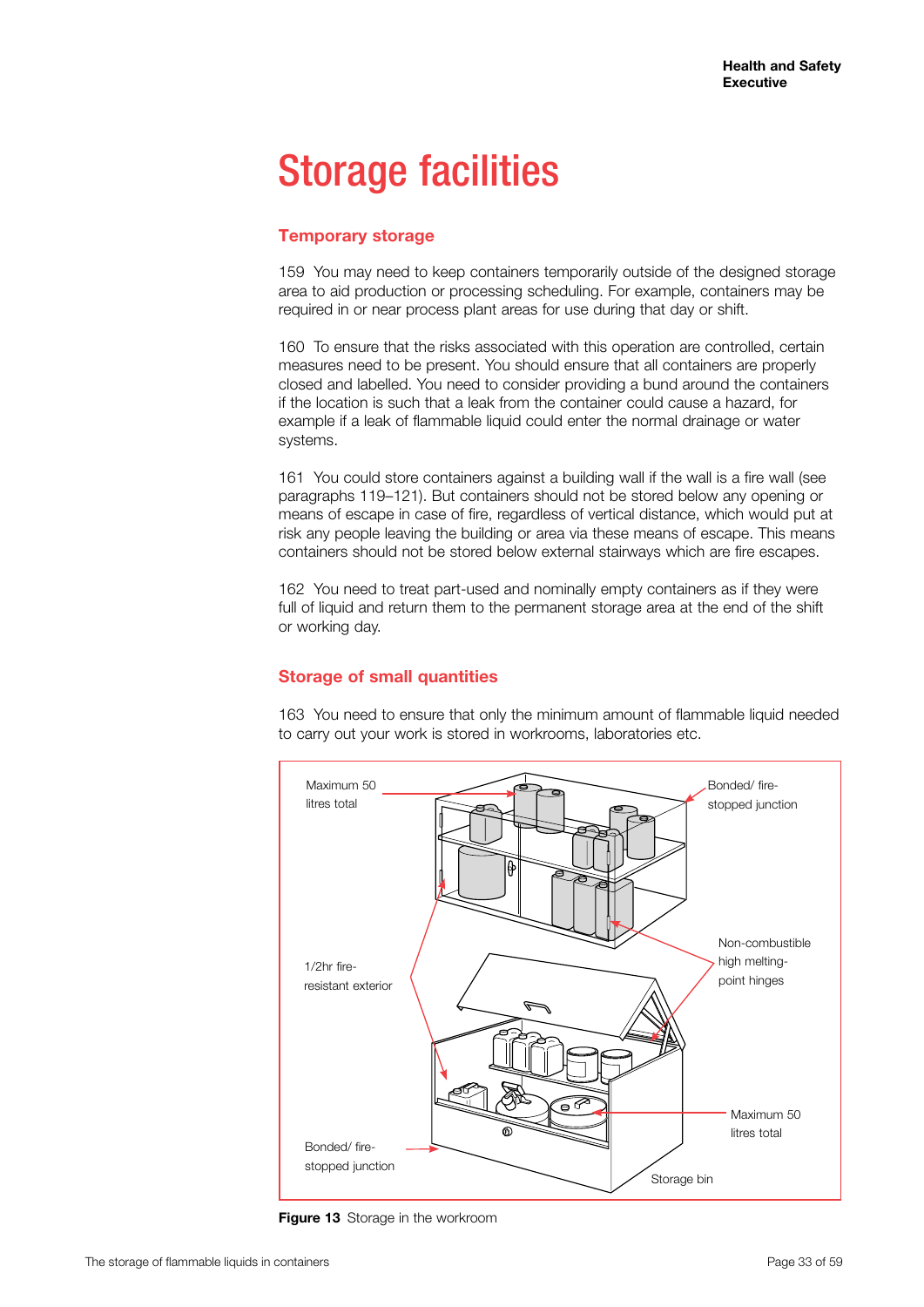# Storage facilities

## Temporary storage

159 You may need to keep containers temporarily outside of the designed storage area to aid production or processing scheduling. For example, containers may be required in or near process plant areas for use during that day or shift.

160 To ensure that the risks associated with this operation are controlled, certain measures need to be present. You should ensure that all containers are properly closed and labelled. You need to consider providing a bund around the containers if the location is such that a leak from the container could cause a hazard, for example if a leak of flammable liquid could enter the normal drainage or water systems.

161 You could store containers against a building wall if the wall is a fire wall (see paragraphs 119–121). But containers should not be stored below any opening or means of escape in case of fire, regardless of vertical distance, which would put at risk any people leaving the building or area via these means of escape. This means containers should not be stored below external stairways which are fire escapes.

162 You need to treat part-used and nominally empty containers as if they were full of liquid and return them to the permanent storage area at the end of the shift or working day.

## Storage of small quantities

163 You need to ensure that only the minimum amount of flammable liquid needed to carry out your work is stored in workrooms, laboratories etc.

**Figure 13** Storage in the workroom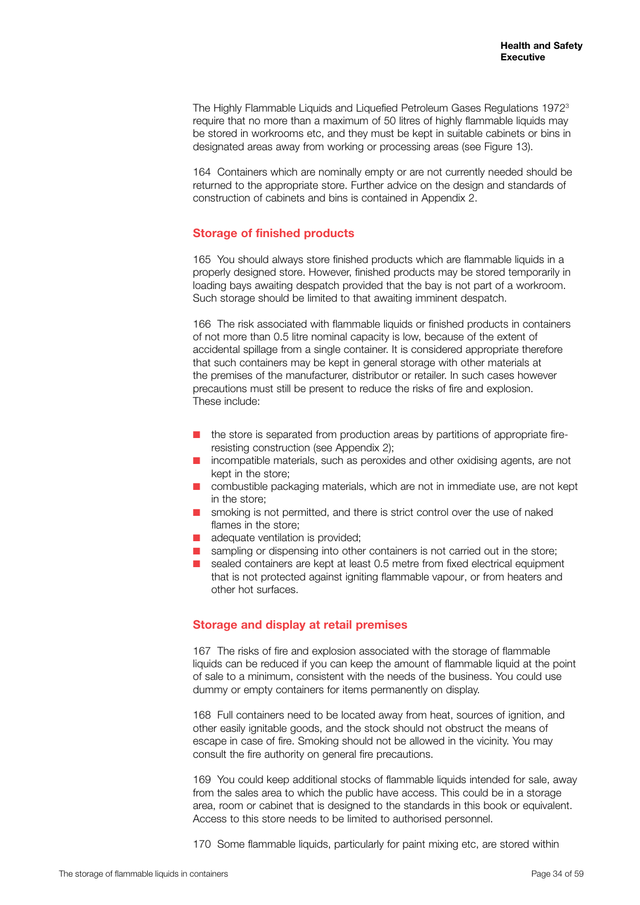The Highly Flammable Liquids and Liquefied Petroleum Gases Regulations 1972[3] require that no more than a maximum of 50 litres of highly flammable liquids may be stored in workrooms etc, and they must be kept in suitable cabinets or bins in designated areas away from working or processing areas (see Figure 13).

164 Containers which are nominally empty or are not currently needed should be returned to the appropriate store. Further advice on the design and standards of construction of cabinets and bins is contained in Appendix 2.

## Storage of finished products

165 You should always store finished products which are flammable liquids in a properly designed store. However, finished products may be stored temporarily in loading bays awaiting despatch provided that the bay is not part of a workroom. Such storage should be limited to that awaiting imminent despatch.

166 The risk associated with flammable liquids or finished products in containers of not more than 0.5 litre nominal capacity is low, because of the extent of accidental spillage from a single container. It is considered appropriate therefore that such containers may be kept in general storage with other materials at the premises of the manufacturer, distributor or retailer. In such cases however precautions must still be present to reduce the risks of fire and explosion. These include:

- the store is separated from production areas by partitions of appropriate fire-resisting construction (see Appendix 2);
- incompatible materials, such as peroxides and other oxidising agents, are not kept in the store;
- combustible packaging materials, which are not in immediate use, are not kept in the store;
- smoking is not permitted, and there is strict control over the use of naked flames in the store;
- adequate ventilation is provided;
- sampling or dispensing into other containers is not carried out in the store;
- sealed containers are kept at least 0.5 metre from fixed electrical equipment that is not protected against igniting flammable vapour, or from heaters and other hot surfaces.

## Storage and display at retail premises

167 The risks of fire and explosion associated with the storage of flammable liquids can be reduced if you can keep the amount of flammable liquid at the point of sale to a minimum, consistent with the needs of the business. You could use dummy or empty containers for items permanently on display.

168 Full containers need to be located away from heat, sources of ignition, and other easily ignitable goods, and the stock should not obstruct the means of escape in case of fire. Smoking should not be allowed in the vicinity. You may consult the fire authority on general fire precautions.

169 You could keep additional stocks of flammable liquids intended for sale, away from the sales area to which the public have access. This could be in a storage area, room or cabinet that is designed to the standards in this book or equivalent. Access to this store needs to be limited to authorised personnel.

170 Some flammable liquids, particularly for paint mixing etc, are stored within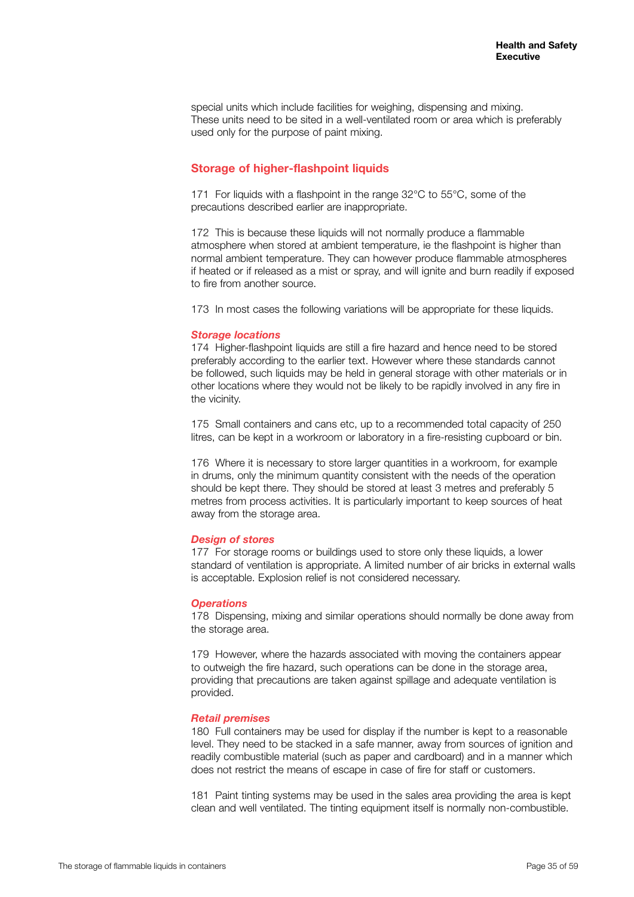special units which include facilities for weighing, dispensing and mixing. These units need to be sited in a well-ventilated room or area which is preferably used only for the purpose of paint mixing.

## Storage of higher-flashpoint liquids

171 For liquids with a flashpoint in the range 32°C to 55°C, some of the precautions described earlier are inappropriate.

172 This is because these liquids will not normally produce a flammable atmosphere when stored at ambient temperature, ie the flashpoint is higher than normal ambient temperature. They can however produce flammable atmospheres if heated or if released as a mist or spray, and will ignite and burn readily if exposed to fire from another source.

173 In most cases the following variations will be appropriate for these liquids.

### *Storage locations*

174 Higher-flashpoint liquids are still a fire hazard and hence need to be stored preferably according to the earlier text. However where these standards cannot be followed, such liquids may be held in general storage with other materials or in other locations where they would not be likely to be rapidly involved in any fire in the vicinity.

175 Small containers and cans etc, up to a recommended total capacity of 250 litres, can be kept in a workroom or laboratory in a fire-resisting cupboard or bin.

176 Where it is necessary to store larger quantities in a workroom, for example in drums, only the minimum quantity consistent with the needs of the operation should be kept there. They should be stored at least 3 metres and preferably 5 metres from process activities. It is particularly important to keep sources of heat away from the storage area.

### *Design of stores*

177 For storage rooms or buildings used to store only these liquids, a lower standard of ventilation is appropriate. A limited number of air bricks in external walls is acceptable. Explosion relief is not considered necessary.

### *Operations*

178 Dispensing, mixing and similar operations should normally be done away from the storage area.

179 However, where the hazards associated with moving the containers appear to outweigh the fire hazard, such operations can be done in the storage area, providing that precautions are taken against spillage and adequate ventilation is provided.

### *Retail premises*

180 Full containers may be used for display if the number is kept to a reasonable level. They need to be stacked in a safe manner, away from sources of ignition and readily combustible material (such as paper and cardboard) and in a manner which does not restrict the means of escape in case of fire for staff or customers.

181 Paint tinting systems may be used in the sales area providing the area is kept clean and well ventilated. The tinting equipment itself is normally non-combustible.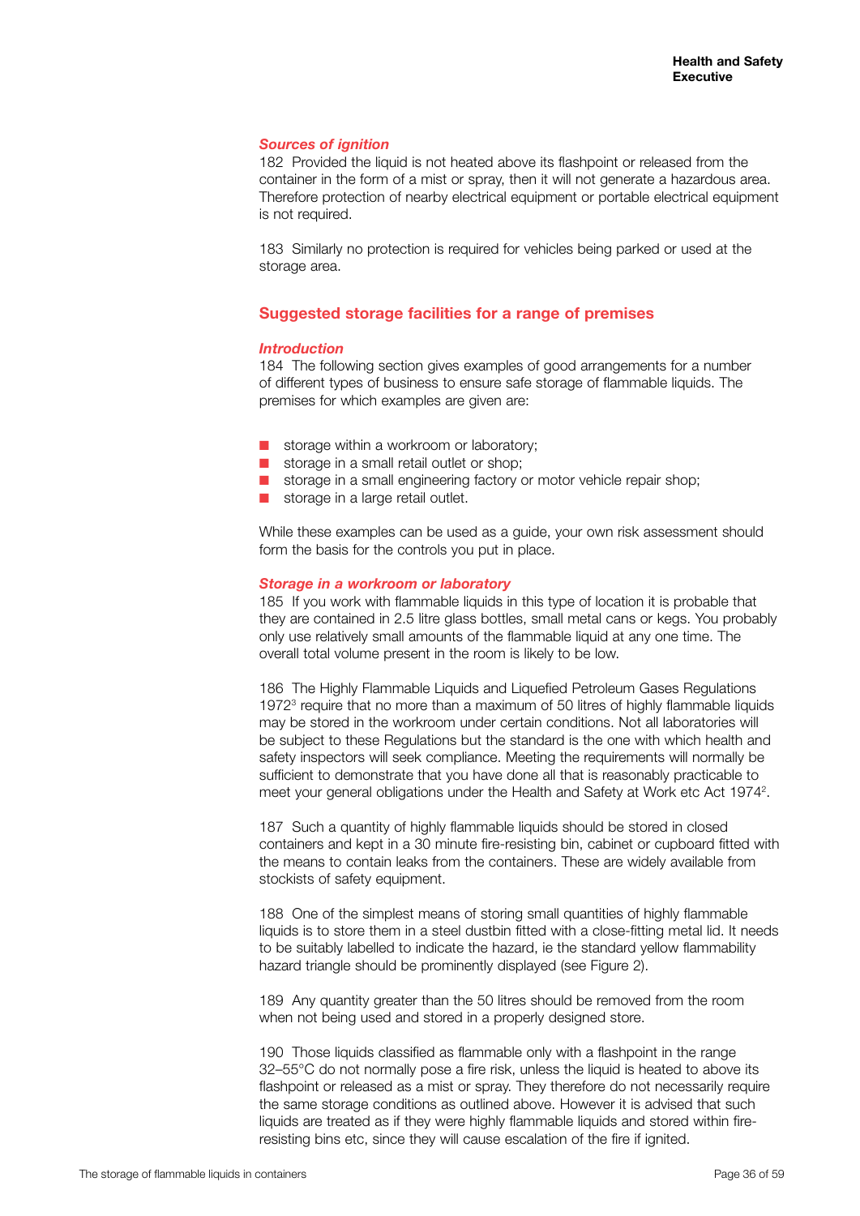### *Sources of ignition*

182 Provided the liquid is not heated above its flashpoint or released from the container in the form of a mist or spray, then it will not generate a hazardous area. Therefore protection of nearby electrical equipment or portable electrical equipment is not required.

183 Similarly no protection is required for vehicles being parked or used at the storage area.

## Suggested storage facilities for a range of premises

### *Introduction*

184 The following section gives examples of good arrangements for a number of different types of business to ensure safe storage of flammable liquids. The premises for which examples are given are:

- storage within a workroom or laboratory;
- storage in a small retail outlet or shop;
- storage in a small engineering factory or motor vehicle repair shop;
- storage in a large retail outlet.

While these examples can be used as a guide, your own risk assessment should form the basis for the controls you put in place.

### *Storage in a workroom or laboratory*

185 If you work with flammable liquids in this type of location it is probable that they are contained in 2.5 litre glass bottles, small metal cans or kegs. You probably only use relatively small amounts of the flammable liquid at any one time. The overall total volume present in the room is likely to be low.

186 The Highly Flammable Liquids and Liquefied Petroleum Gases Regulations 1972[3] require that no more than a maximum of 50 litres of highly flammable liquids may be stored in the workroom under certain conditions. Not all laboratories will be subject to these Regulations but the standard is the one with which health and safety inspectors will seek compliance. Meeting the requirements will normally be sufficient to demonstrate that you have done all that is reasonably practicable to meet your general obligations under the Health and Safety at Work etc Act 1974[2].

187 Such a quantity of highly flammable liquids should be stored in closed containers and kept in a 30 minute fire-resisting bin, cabinet or cupboard fitted with the means to contain leaks from the containers. These are widely available from stockists of safety equipment.

188 One of the simplest means of storing small quantities of highly flammable liquids is to store them in a steel dustbin fitted with a close-fitting metal lid. It needs to be suitably labelled to indicate the hazard, ie the standard yellow flammability hazard triangle should be prominently displayed (see Figure 2).

189 Any quantity greater than the 50 litres should be removed from the room when not being used and stored in a properly designed store.

190 Those liquids classified as flammable only with a flashpoint in the range 32–55°C do not normally pose a fire risk, unless the liquid is heated to above its flashpoint or released as a mist or spray. They therefore do not necessarily require the same storage conditions as outlined above. However it is advised that such liquids are treated as if they were highly flammable liquids and stored within fire-resisting bins etc, since they will cause escalation of the fire if ignited.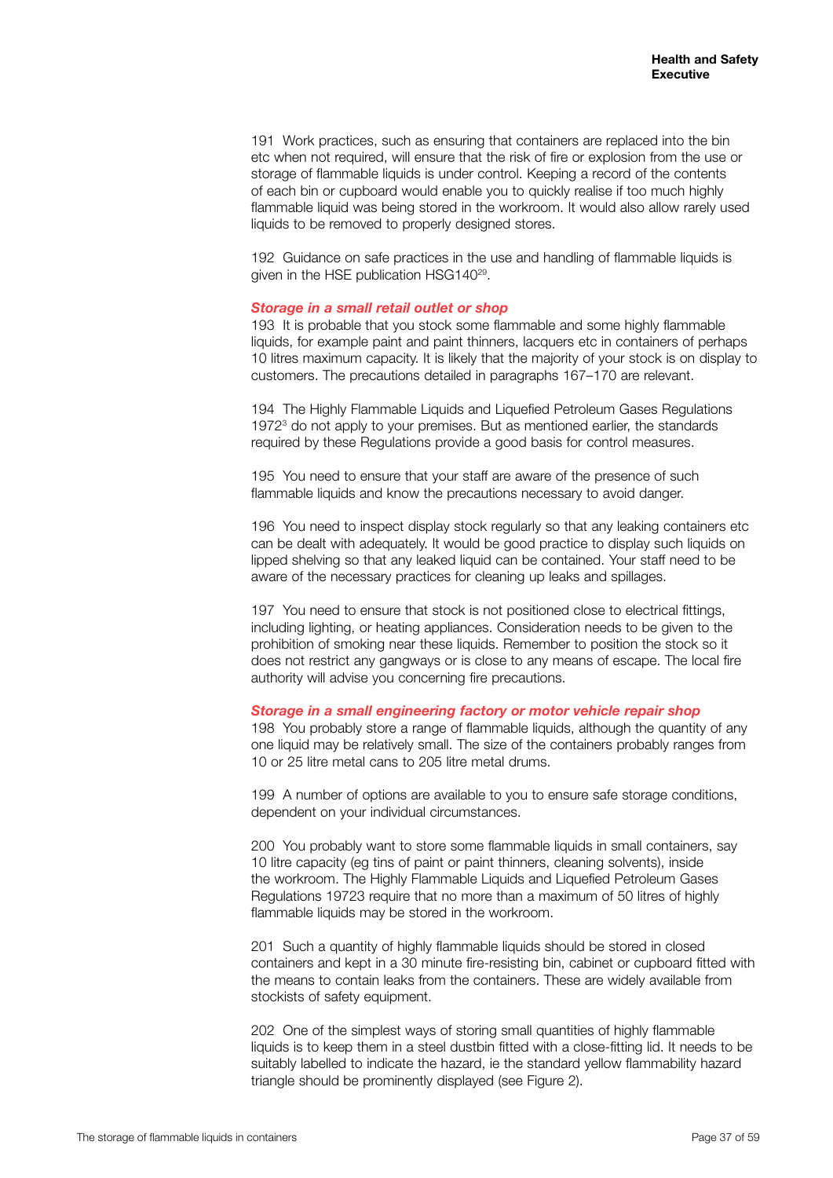191 Work practices, such as ensuring that containers are replaced into the bin etc when not required, will ensure that the risk of fire or explosion from the use or storage of flammable liquids is under control. Keeping a record of the contents of each bin or cupboard would enable you to quickly realise if too much highly flammable liquid was being stored in the workroom. It would also allow rarely used liquids to be removed to properly designed stores.

192 Guidance on safe practices in the use and handling of flammable liquids is given in the HSE publication HSG140[29].

### *Storage in a small retail outlet or shop*

193 It is probable that you stock some flammable and some highly flammable liquids, for example paint and paint thinners, lacquers etc in containers of perhaps 10 litres maximum capacity. It is likely that the majority of your stock is on display to customers. The precautions detailed in paragraphs 167–170 are relevant.

194 The Highly Flammable Liquids and Liquefied Petroleum Gases Regulations 1972[3] do not apply to your premises. But as mentioned earlier, the standards required by these Regulations provide a good basis for control measures.

195 You need to ensure that your staff are aware of the presence of such flammable liquids and know the precautions necessary to avoid danger.

196 You need to inspect display stock regularly so that any leaking containers etc can be dealt with adequately. It would be good practice to display such liquids on lipped shelving so that any leaked liquid can be contained. Your staff need to be aware of the necessary practices for cleaning up leaks and spillages.

197 You need to ensure that stock is not positioned close to electrical fittings, including lighting, or heating appliances. Consideration needs to be given to the prohibition of smoking near these liquids. Remember to position the stock so it does not restrict any gangways or is close to any means of escape. The local fire authority will advise you concerning fire precautions.

### *Storage in a small engineering factory or motor vehicle repair shop*

198 You probably store a range of flammable liquids, although the quantity of any one liquid may be relatively small. The size of the containers probably ranges from 10 or 25 litre metal cans to 205 litre metal drums.

199 A number of options are available to you to ensure safe storage conditions, dependent on your individual circumstances.

200 You probably want to store some flammable liquids in small containers, say 10 litre capacity (eg tins of paint or paint thinners, cleaning solvents), inside the workroom. The Highly Flammable Liquids and Liquefied Petroleum Gases Regulations 19723 require that no more than a maximum of 50 litres of highly flammable liquids may be stored in the workroom.

201 Such a quantity of highly flammable liquids should be stored in closed containers and kept in a 30 minute fire-resisting bin, cabinet or cupboard fitted with the means to contain leaks from the containers. These are widely available from stockists of safety equipment.

202 One of the simplest ways of storing small quantities of highly flammable liquids is to keep them in a steel dustbin fitted with a close-fitting lid. It needs to be suitably labelled to indicate the hazard, ie the standard yellow flammability hazard triangle should be prominently displayed (see Figure 2).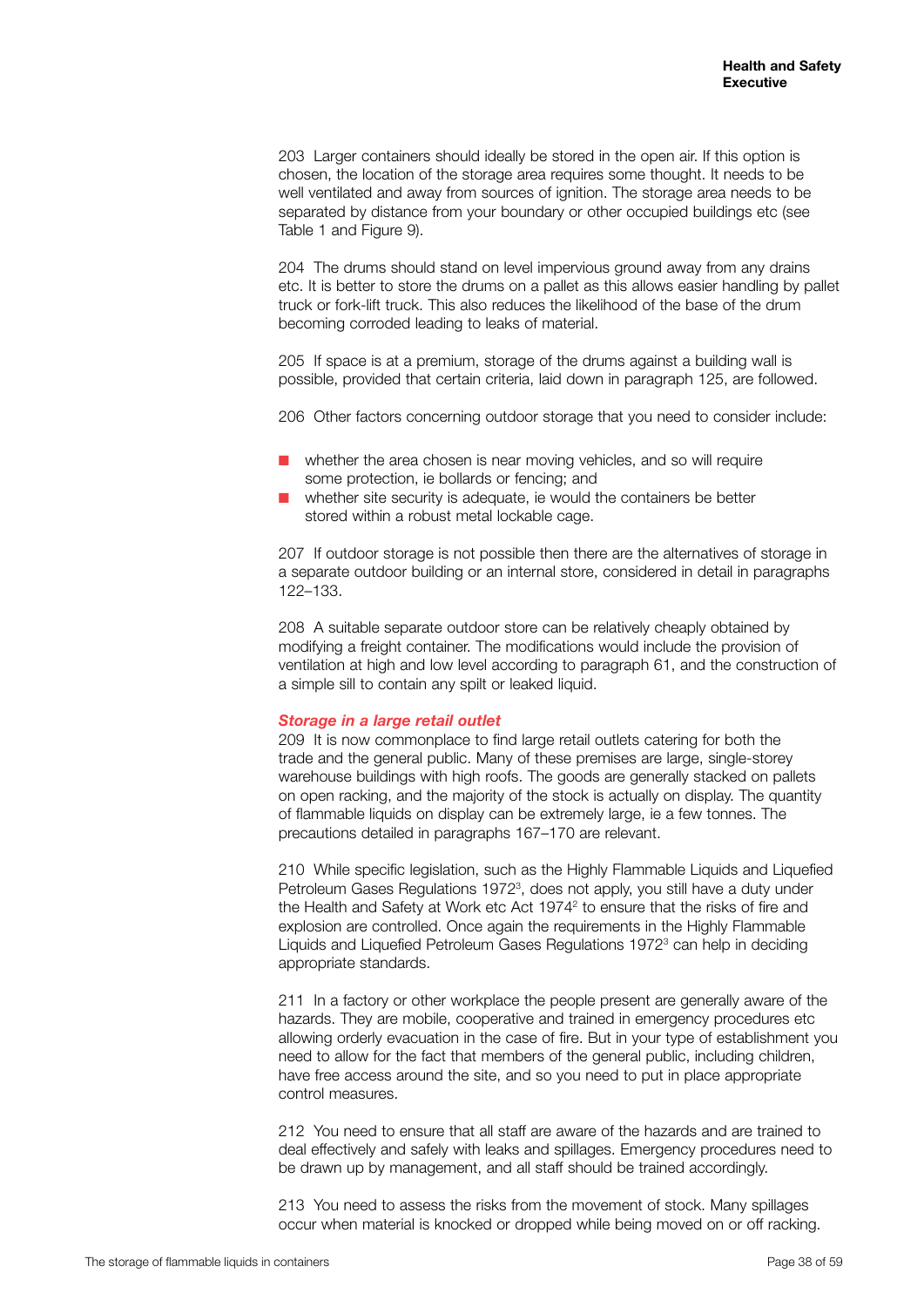203 Larger containers should ideally be stored in the open air. If this option is chosen, the location of the storage area requires some thought. It needs to be well ventilated and away from sources of ignition. The storage area needs to be separated by distance from your boundary or other occupied buildings etc (see Table 1 and Figure 9).

204 The drums should stand on level impervious ground away from any drains etc. It is better to store the drums on a pallet as this allows easier handling by pallet truck or fork-lift truck. This also reduces the likelihood of the base of the drum becoming corroded leading to leaks of material.

205 If space is at a premium, storage of the drums against a building wall is possible, provided that certain criteria, laid down in paragraph 125, are followed.

206 Other factors concerning outdoor storage that you need to consider include:

- whether the area chosen is near moving vehicles, and so will require some protection, ie bollards or fencing; and
- whether site security is adequate, ie would the containers be better stored within a robust metal lockable cage.

207 If outdoor storage is not possible then there are the alternatives of storage in a separate outdoor building or an internal store, considered in detail in paragraphs 122–133.

208 A suitable separate outdoor store can be relatively cheaply obtained by modifying a freight container. The modifications would include the provision of ventilation at high and low level according to paragraph 61, and the construction of a simple sill to contain any spilt or leaked liquid.

### *Storage in a large retail outlet*

209 It is now commonplace to find large retail outlets catering for both the trade and the general public. Many of these premises are large, single-storey warehouse buildings with high roofs. The goods are generally stacked on pallets on open racking, and the majority of the stock is actually on display. The quantity of flammable liquids on display can be extremely large, ie a few tonnes. The precautions detailed in paragraphs 167–170 are relevant.

210 While specific legislation, such as the Highly Flammable Liquids and Liquefied Petroleum Gases Regulations 1972[3], does not apply, you still have a duty under the Health and Safety at Work etc Act 1974[2] to ensure that the risks of fire and explosion are controlled. Once again the requirements in the Highly Flammable Liquids and Liquefied Petroleum Gases Regulations 1972[3] can help in deciding appropriate standards.

211 In a factory or other workplace the people present are generally aware of the hazards. They are mobile, cooperative and trained in emergency procedures etc allowing orderly evacuation in the case of fire. But in your type of establishment you need to allow for the fact that members of the general public, including children, have free access around the site, and so you need to put in place appropriate control measures.

212 You need to ensure that all staff are aware of the hazards and are trained to deal effectively and safely with leaks and spillages. Emergency procedures need to be drawn up by management, and all staff should be trained accordingly.

213 You need to assess the risks from the movement of stock. Many spillages occur when material is knocked or dropped while being moved on or off racking.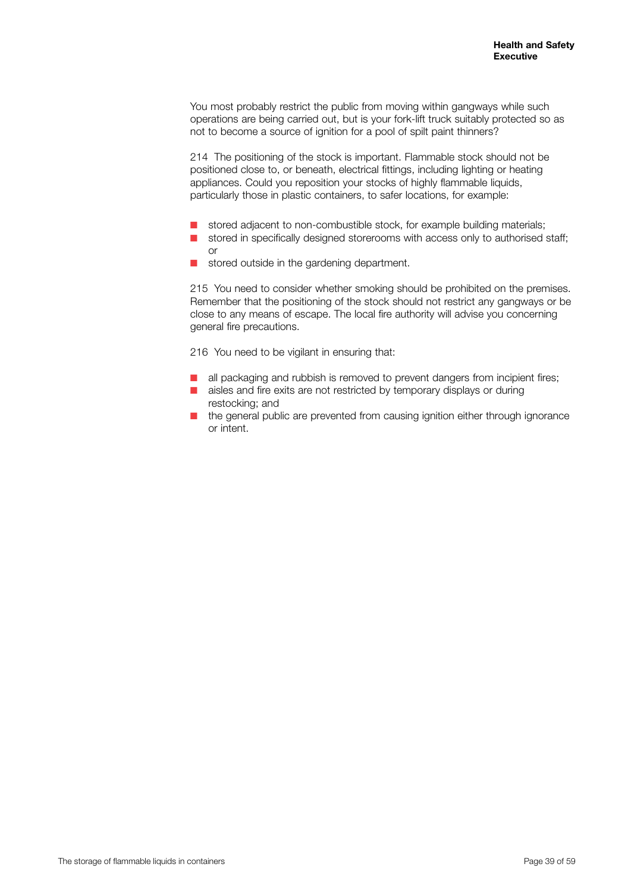You most probably restrict the public from moving within gangways while such operations are being carried out, but is your fork-lift truck suitably protected so as not to become a source of ignition for a pool of spilt paint thinners?

214 The positioning of the stock is important. Flammable stock should not be positioned close to, or beneath, electrical fittings, including lighting or heating appliances. Could you reposition your stocks of highly flammable liquids, particularly those in plastic containers, to safer locations, for example:

- stored adjacent to non-combustible stock, for example building materials;
- stored in specifically designed storerooms with access only to authorised staff; or
- stored outside in the gardening department.

215 You need to consider whether smoking should be prohibited on the premises. Remember that the positioning of the stock should not restrict any gangways or be close to any means of escape. The local fire authority will advise you concerning general fire precautions.

216 You need to be vigilant in ensuring that:

- all packaging and rubbish is removed to prevent dangers from incipient fires;
- aisles and fire exits are not restricted by temporary displays or during restocking; and
- the general public are prevented from causing ignition either through ignorance or intent.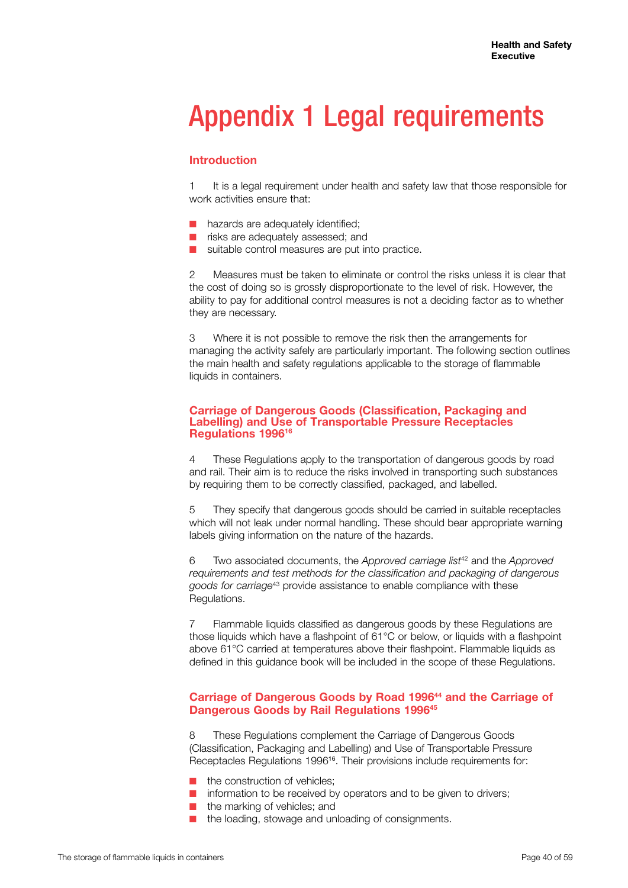# Appendix 1 Legal requirements

## Introduction

1 It is a legal requirement under health and safety law that those responsible for work activities ensure that:

- hazards are adequately identified;
- risks are adequately assessed; and
- suitable control measures are put into practice.

2 Measures must be taken to eliminate or control the risks unless it is clear that the cost of doing so is grossly disproportionate to the level of risk. However, the ability to pay for additional control measures is not a deciding factor as to whether they are necessary.

3 Where it is not possible to remove the risk then the arrangements for managing the activity safely are particularly important. The following section outlines the main health and safety regulations applicable to the storage of flammable liquids in containers.

## Carriage of Dangerous Goods (Classification, Packaging and Labelling) and Use of Transportable Pressure Receptacles Regulations 1996[16]

4 These Regulations apply to the transportation of dangerous goods by road and rail. Their aim is to reduce the risks involved in transporting such substances by requiring them to be correctly classified, packaged, and labelled.

5 They specify that dangerous goods should be carried in suitable receptacles which will not leak under normal handling. These should bear appropriate warning labels giving information on the nature of the hazards.

6 Two associated documents, the *Approved carriage list*[42] and the *Approved requirements and test methods for the classification and packaging of dangerous goods for carriage*[43] provide assistance to enable compliance with these Regulations.

7 Flammable liquids classified as dangerous goods by these Regulations are those liquids which have a flashpoint of 61°C or below, or liquids with a flashpoint above 61°C carried at temperatures above their flashpoint. Flammable liquids as defined in this guidance book will be included in the scope of these Regulations.

## Carriage of Dangerous Goods by Road 1996[44] and the Carriage of Dangerous Goods by Rail Regulations 1996[45]

8 These Regulations complement the Carriage of Dangerous Goods (Classification, Packaging and Labelling) and Use of Transportable Pressure Receptacles Regulations 1996[16]. Their provisions include requirements for:

- the construction of vehicles;
- information to be received by operators and to be given to drivers;
- the marking of vehicles; and
- the loading, stowage and unloading of consignments.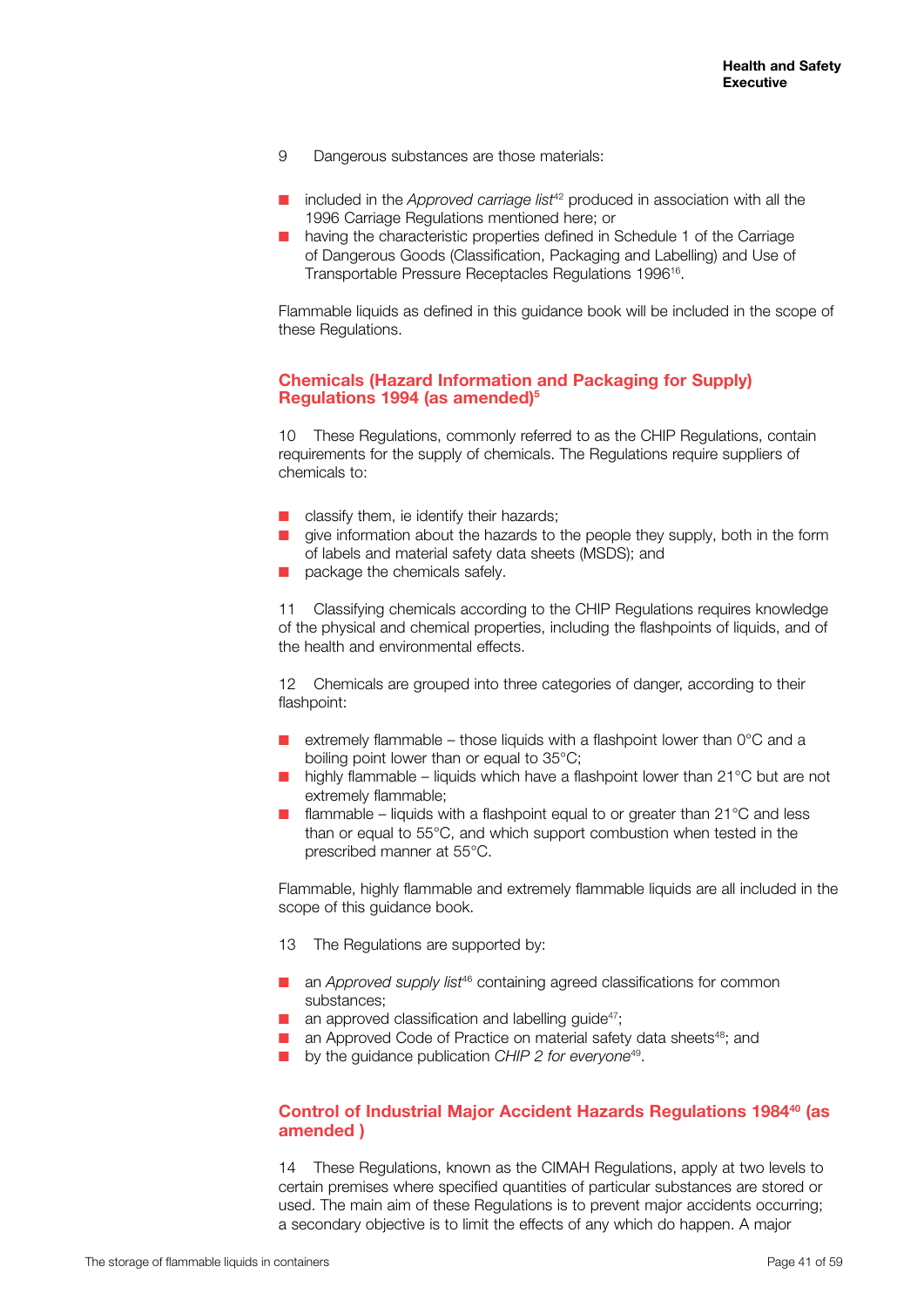9 Dangerous substances are those materials:

- included in the *Approved carriage list*[42] produced in association with all the 1996 Carriage Regulations mentioned here; or
- having the characteristic properties defined in Schedule 1 of the Carriage of Dangerous Goods (Classification, Packaging and Labelling) and Use of Transportable Pressure Receptacles Regulations 1996[16].

Flammable liquids as defined in this guidance book will be included in the scope of these Regulations.

## Chemicals (Hazard Information and Packaging for Supply) Regulations 1994 (as amended)[5]

10 These Regulations, commonly referred to as the CHIP Regulations, contain requirements for the supply of chemicals. The Regulations require suppliers of chemicals to:

- classify them, ie identify their hazards;
- give information about the hazards to the people they supply, both in the form of labels and material safety data sheets (MSDS); and
- package the chemicals safely.

11 Classifying chemicals according to the CHIP Regulations requires knowledge of the physical and chemical properties, including the flashpoints of liquids, and of the health and environmental effects.

12 Chemicals are grouped into three categories of danger, according to their flashpoint:

- extremely flammable – those liquids with a flashpoint lower than 0°C and a boiling point lower than or equal to 35°C;
- highly flammable – liquids which have a flashpoint lower than 21°C but are not extremely flammable;
- flammable – liquids with a flashpoint equal to or greater than 21°C and less than or equal to 55°C, and which support combustion when tested in the prescribed manner at 55°C.

Flammable, highly flammable and extremely flammable liquids are all included in the scope of this guidance book.

13 The Regulations are supported by:

- an *Approved supply list*[46] containing agreed classifications for common substances;
- an approved classification and labelling guide[47];
- an Approved Code of Practice on material safety data sheets[48]; and
- by the guidance publication *CHIP 2 for everyone*[49].

## Control of Industrial Major Accident Hazards Regulations 1984[40] (as amended )

14 These Regulations, known as the CIMAH Regulations, apply at two levels to certain premises where specified quantities of particular substances are stored or used. The main aim of these Regulations is to prevent major accidents occurring; a secondary objective is to limit the effects of any which do happen. A major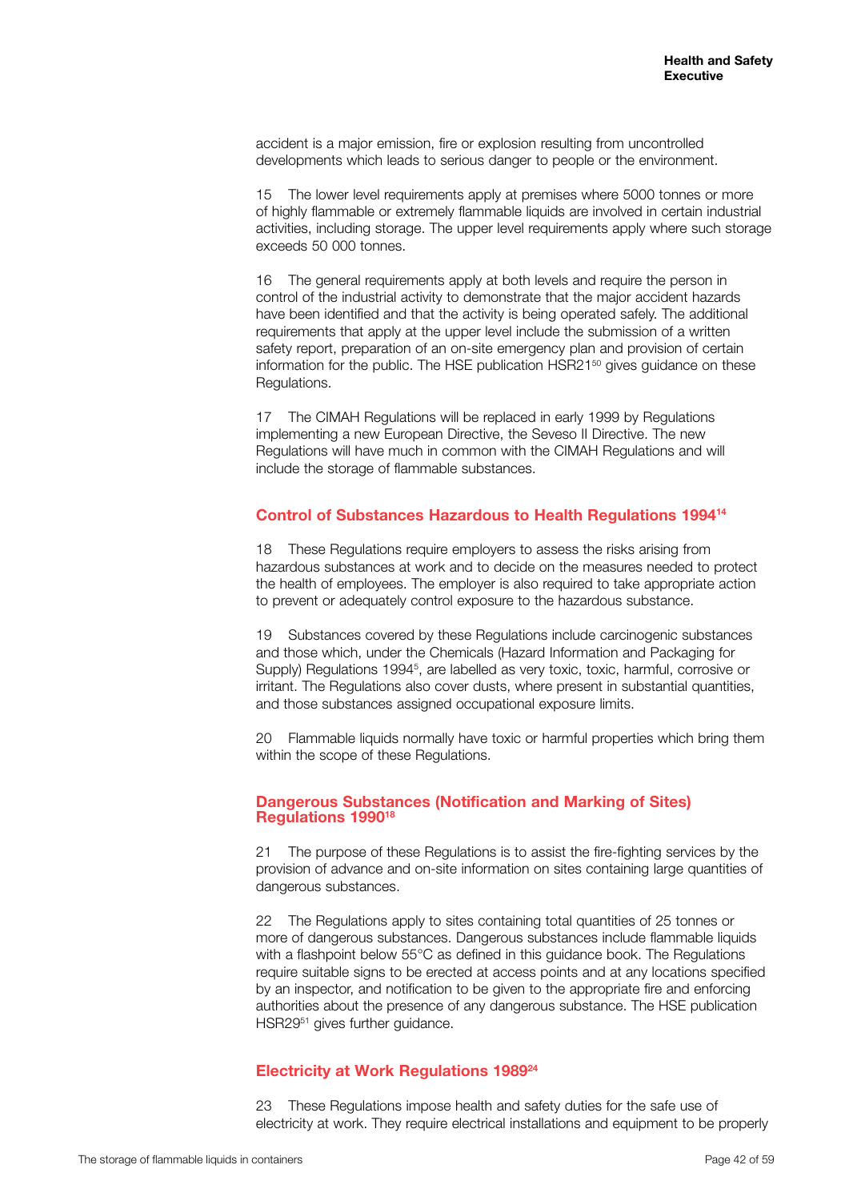accident is a major emission, fire or explosion resulting from uncontrolled developments which leads to serious danger to people or the environment.

15 The lower level requirements apply at premises where 5000 tonnes or more of highly flammable or extremely flammable liquids are involved in certain industrial activities, including storage. The upper level requirements apply where such storage exceeds 50 000 tonnes.

16 The general requirements apply at both levels and require the person in control of the industrial activity to demonstrate that the major accident hazards have been identified and that the activity is being operated safely. The additional requirements that apply at the upper level include the submission of a written safety report, preparation of an on-site emergency plan and provision of certain information for the public. The HSE publication HSR21[50] gives guidance on these Regulations.

17 The CIMAH Regulations will be replaced in early 1999 by Regulations implementing a new European Directive, the Seveso II Directive. The new Regulations will have much in common with the CIMAH Regulations and will include the storage of flammable substances.

## Control of Substances Hazardous to Health Regulations 1994[14]

18 These Regulations require employers to assess the risks arising from hazardous substances at work and to decide on the measures needed to protect the health of employees. The employer is also required to take appropriate action to prevent or adequately control exposure to the hazardous substance.

19 Substances covered by these Regulations include carcinogenic substances and those which, under the Chemicals (Hazard Information and Packaging for Supply) Regulations 1994[5], are labelled as very toxic, toxic, harmful, corrosive or irritant. The Regulations also cover dusts, where present in substantial quantities, and those substances assigned occupational exposure limits.

20 Flammable liquids normally have toxic or harmful properties which bring them within the scope of these Regulations.

## Dangerous Substances (Notification and Marking of Sites) Regulations 1990[18]

21 The purpose of these Regulations is to assist the fire-fighting services by the provision of advance and on-site information on sites containing large quantities of dangerous substances.

22 The Regulations apply to sites containing total quantities of 25 tonnes or more of dangerous substances. Dangerous substances include flammable liquids with a flashpoint below 55°C as defined in this guidance book. The Regulations require suitable signs to be erected at access points and at any locations specified by an inspector, and notification to be given to the appropriate fire and enforcing authorities about the presence of any dangerous substance. The HSE publication HSR29[51] gives further guidance.

## Electricity at Work Regulations 1989[24]

23 These Regulations impose health and safety duties for the safe use of electricity at work. They require electrical installations and equipment to be properly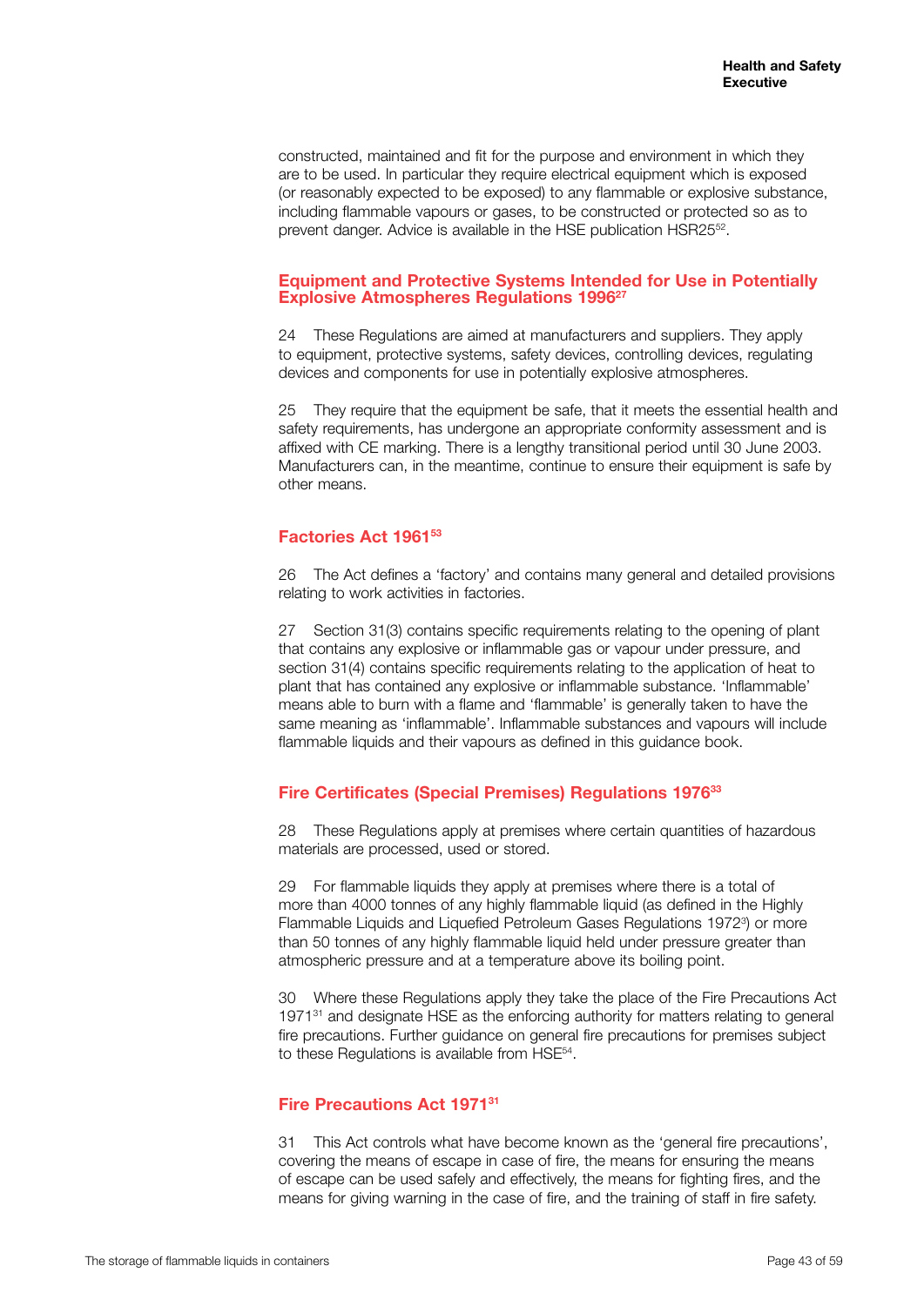constructed, maintained and fit for the purpose and environment in which they are to be used. In particular they require electrical equipment which is exposed (or reasonably expected to be exposed) to any flammable or explosive substance, including flammable vapours or gases, to be constructed or protected so as to prevent danger. Advice is available in the HSE publication HSR25[52].

## Equipment and Protective Systems Intended for Use in Potentially Explosive Atmospheres Regulations 1996[27]

24 These Regulations are aimed at manufacturers and suppliers. They apply to equipment, protective systems, safety devices, controlling devices, regulating devices and components for use in potentially explosive atmospheres.

25 They require that the equipment be safe, that it meets the essential health and safety requirements, has undergone an appropriate conformity assessment and is affixed with CE marking. There is a lengthy transitional period until 30 June 2003. Manufacturers can, in the meantime, continue to ensure their equipment is safe by other means.

## Factories Act 1961[53]

26 The Act defines a 'factory' and contains many general and detailed provisions relating to work activities in factories.

27 Section 31(3) contains specific requirements relating to the opening of plant that contains any explosive or inflammable gas or vapour under pressure, and section 31(4) contains specific requirements relating to the application of heat to plant that has contained any explosive or inflammable substance. 'Inflammable' means able to burn with a flame and 'flammable' is generally taken to have the same meaning as 'inflammable'. Inflammable substances and vapours will include flammable liquids and their vapours as defined in this guidance book.

## Fire Certificates (Special Premises) Regulations 1976[33]

28 These Regulations apply at premises where certain quantities of hazardous materials are processed, used or stored.

29 For flammable liquids they apply at premises where there is a total of more than 4000 tonnes of any highly flammable liquid (as defined in the Highly Flammable Liquids and Liquefied Petroleum Gases Regulations 1972[3]) or more than 50 tonnes of any highly flammable liquid held under pressure greater than atmospheric pressure and at a temperature above its boiling point.

30 Where these Regulations apply they take the place of the Fire Precautions Act 1971[31] and designate HSE as the enforcing authority for matters relating to general fire precautions. Further guidance on general fire precautions for premises subject to these Regulations is available from HSE[54].

## Fire Precautions Act 1971[31]

31 This Act controls what have become known as the 'general fire precautions', covering the means of escape in case of fire, the means for ensuring the means of escape can be used safely and effectively, the means for fighting fires, and the means for giving warning in the case of fire, and the training of staff in fire safety.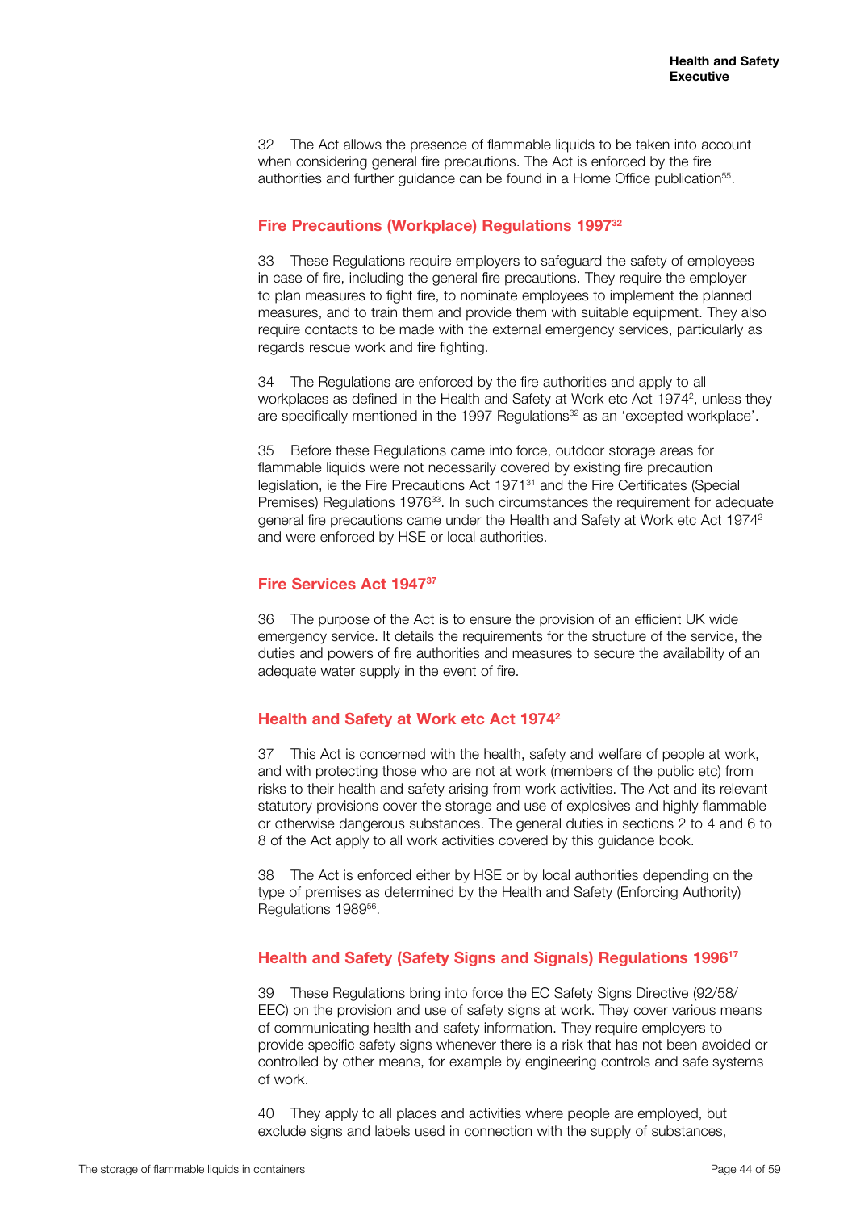32 The Act allows the presence of flammable liquids to be taken into account when considering general fire precautions. The Act is enforced by the fire authorities and further guidance can be found in a Home Office publication[55].

### Fire Precautions (Workplace) Regulations 1997[32]

33 These Regulations require employers to safeguard the safety of employees in case of fire, including the general fire precautions. They require the employer to plan measures to fight fire, to nominate employees to implement the planned measures, and to train them and provide them with suitable equipment. They also require contacts to be made with the external emergency services, particularly as regards rescue work and fire fighting.

34 The Regulations are enforced by the fire authorities and apply to all workplaces as defined in the Health and Safety at Work etc Act 1974[2], unless they are specifically mentioned in the 1997 Regulations[32] as an 'excepted workplace'.

35 Before these Regulations came into force, outdoor storage areas for flammable liquids were not necessarily covered by existing fire precaution legislation, ie the Fire Precautions Act 1971[31] and the Fire Certificates (Special Premises) Regulations 1976[33]. In such circumstances the requirement for adequate general fire precautions came under the Health and Safety at Work etc Act 1974[2] and were enforced by HSE or local authorities.

### Fire Services Act 1947[37]

36 The purpose of the Act is to ensure the provision of an efficient UK wide emergency service. It details the requirements for the structure of the service, the duties and powers of fire authorities and measures to secure the availability of an adequate water supply in the event of fire.

### Health and Safety at Work etc Act 1974[2]

37 This Act is concerned with the health, safety and welfare of people at work, and with protecting those who are not at work (members of the public etc) from risks to their health and safety arising from work activities. The Act and its relevant statutory provisions cover the storage and use of explosives and highly flammable or otherwise dangerous substances. The general duties in sections 2 to 4 and 6 to 8 of the Act apply to all work activities covered by this guidance book.

38 The Act is enforced either by HSE or by local authorities depending on the type of premises as determined by the Health and Safety (Enforcing Authority) Regulations 1989[56].

### Health and Safety (Safety Signs and Signals) Regulations 1996[17]

39 These Regulations bring into force the EC Safety Signs Directive (92/58/EEC) on the provision and use of safety signs at work. They cover various means of communicating health and safety information. They require employers to provide specific safety signs whenever there is a risk that has not been avoided or controlled by other means, for example by engineering controls and safe systems of work.

40 They apply to all places and activities where people are employed, but exclude signs and labels used in connection with the supply of substances,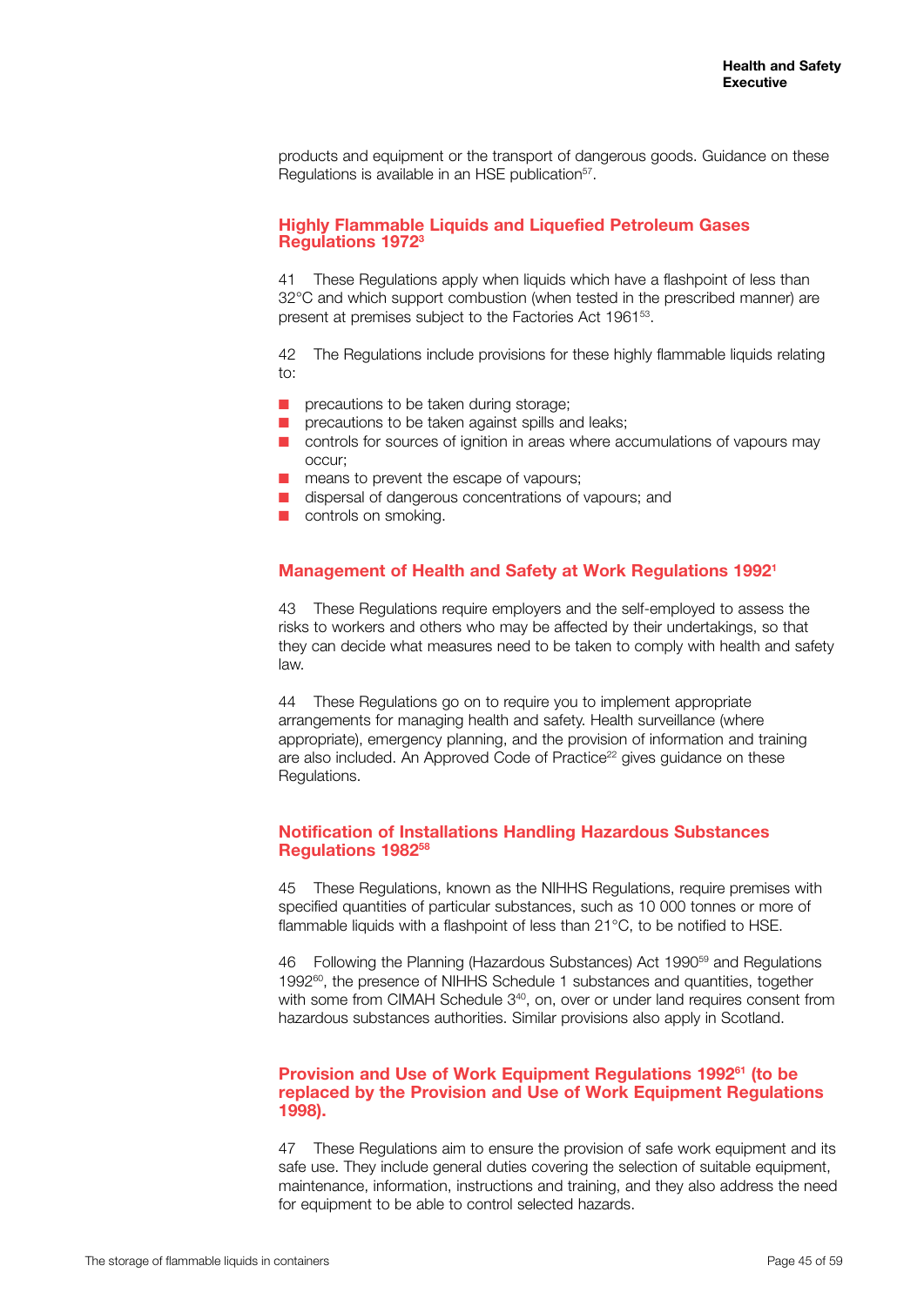products and equipment or the transport of dangerous goods. Guidance on these Regulations is available in an HSE publication[57].

## Highly Flammable Liquids and Liquefied Petroleum Gases Regulations 1972[3]

41 These Regulations apply when liquids which have a flashpoint of less than 32°C and which support combustion (when tested in the prescribed manner) are present at premises subject to the Factories Act 1961[53].

42 The Regulations include provisions for these highly flammable liquids relating to:

- precautions to be taken during storage;
- precautions to be taken against spills and leaks;
- controls for sources of ignition in areas where accumulations of vapours may occur;
- means to prevent the escape of vapours;
- dispersal of dangerous concentrations of vapours; and
- controls on smoking.

## Management of Health and Safety at Work Regulations 1992[1]

43 These Regulations require employers and the self-employed to assess the risks to workers and others who may be affected by their undertakings, so that they can decide what measures need to be taken to comply with health and safety law.

44 These Regulations go on to require you to implement appropriate arrangements for managing health and safety. Health surveillance (where appropriate), emergency planning, and the provision of information and training are also included. An Approved Code of Practice[22] gives guidance on these Regulations.

## Notification of Installations Handling Hazardous Substances Regulations 1982[58]

45 These Regulations, known as the NIHHS Regulations, require premises with specified quantities of particular substances, such as 10 000 tonnes or more of flammable liquids with a flashpoint of less than 21°C, to be notified to HSE.

46 Following the Planning (Hazardous Substances) Act 1990[59] and Regulations 1992[60], the presence of NIHHS Schedule 1 substances and quantities, together with some from CIMAH Schedule 3[40], on, over or under land requires consent from hazardous substances authorities. Similar provisions also apply in Scotland.

## Provision and Use of Work Equipment Regulations 1992[61] (to be replaced by the Provision and Use of Work Equipment Regulations 1998).

47 These Regulations aim to ensure the provision of safe work equipment and its safe use. They include general duties covering the selection of suitable equipment, maintenance, information, instructions and training, and they also address the need for equipment to be able to control selected hazards.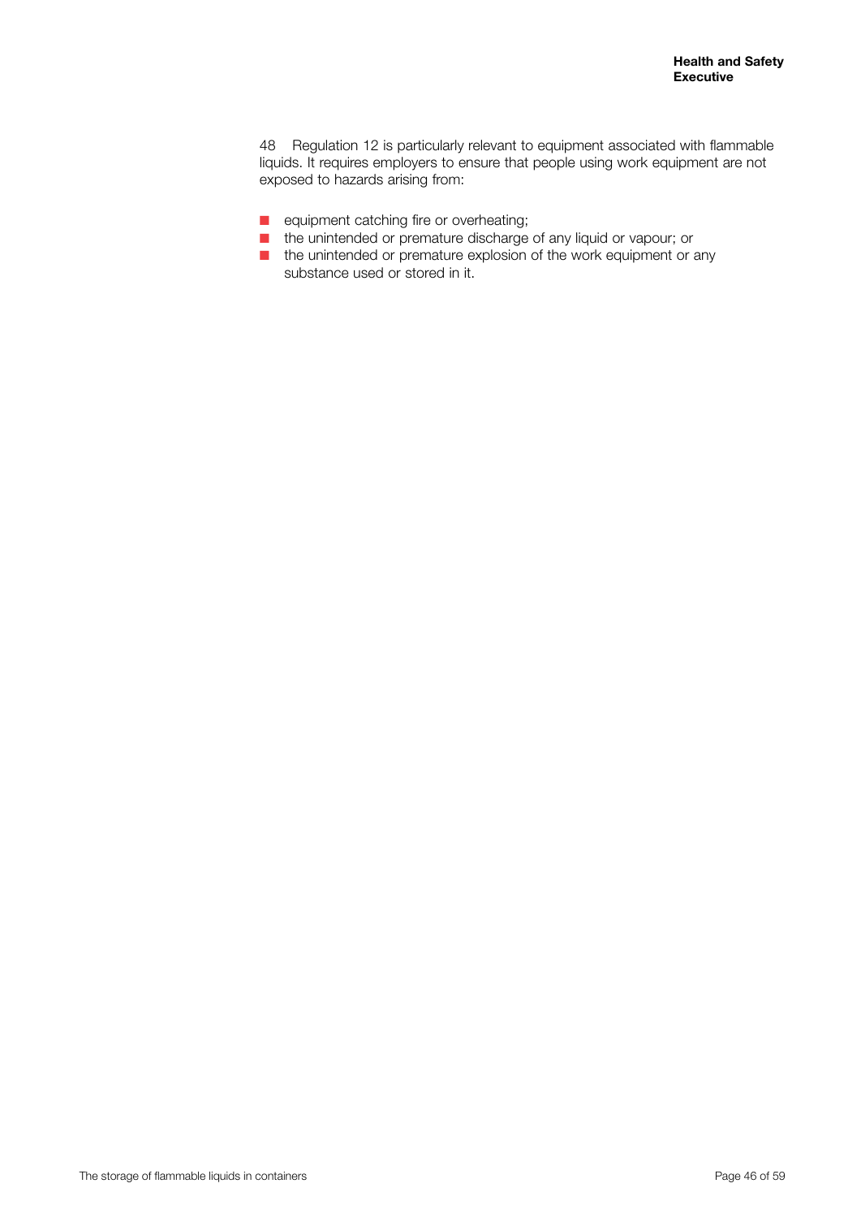48 Regulation 12 is particularly relevant to equipment associated with flammable liquids. It requires employers to ensure that people using work equipment are not exposed to hazards arising from:

- equipment catching fire or overheating;
- the unintended or premature discharge of any liquid or vapour; or
- the unintended or premature explosion of the work equipment or any substance used or stored in it.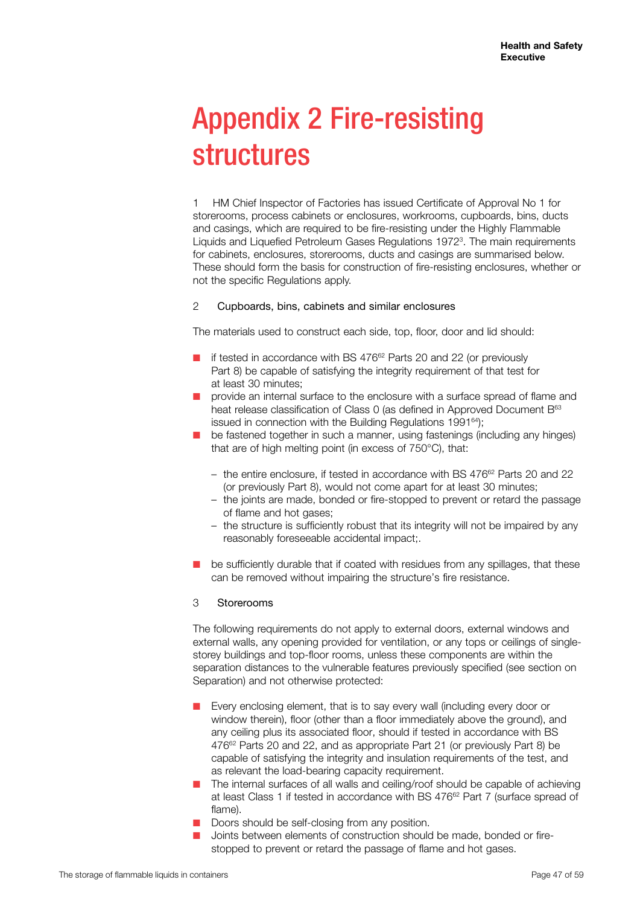# Appendix 2 Fire-resisting structures

1 HM Chief Inspector of Factories has issued Certificate of Approval No 1 for storerooms, process cabinets or enclosures, workrooms, cupboards, bins, ducts and casings, which are required to be fire-resisting under the Highly Flammable Liquids and Liquefied Petroleum Gases Regulations 1972[3]. The main requirements for cabinets, enclosures, storerooms, ducts and casings are summarised below. These should form the basis for construction of fire-resisting enclosures, whether or not the specific Regulations apply.

2 Cupboards, bins, cabinets and similar enclosures

The materials used to construct each side, top, floor, door and lid should:

- if tested in accordance with BS 476[62] Parts 20 and 22 (or previously Part 8) be capable of satisfying the integrity requirement of that test for at least 30 minutes;
- provide an internal surface to the enclosure with a surface spread of flame and heat release classification of Class 0 (as defined in Approved Document B[63] issued in connection with the Building Regulations 1991[64]);
- be fastened together in such a manner, using fastenings (including any hinges) that are of high melting point (in excess of 750°C), that:
  - the entire enclosure, if tested in accordance with BS 476[62] Parts 20 and 22 (or previously Part 8), would not come apart for at least 30 minutes;
  - the joints are made, bonded or fire-stopped to prevent or retard the passage of flame and hot gases;
  - the structure is sufficiently robust that its integrity will not be impaired by any reasonably foreseeable accidental impact;.
- be sufficiently durable that if coated with residues from any spillages, that these can be removed without impairing the structure's fire resistance.

3 Storerooms

The following requirements do not apply to external doors, external windows and external walls, any opening provided for ventilation, or any tops or ceilings of single-storey buildings and top-floor rooms, unless these components are within the separation distances to the vulnerable features previously specified (see section on Separation) and not otherwise protected:

- Every enclosing element, that is to say every wall (including every door or window therein), floor (other than a floor immediately above the ground), and any ceiling plus its associated floor, should if tested in accordance with BS 476[62] Parts 20 and 22, and as appropriate Part 21 (or previously Part 8) be capable of satisfying the integrity and insulation requirements of the test, and as relevant the load-bearing capacity requirement.
- The internal surfaces of all walls and ceiling/roof should be capable of achieving at least Class 1 if tested in accordance with BS 476[62] Part 7 (surface spread of flame).
- Doors should be self-closing from any position.
- Joints between elements of construction should be made, bonded or fire-stopped to prevent or retard the passage of flame and hot gases.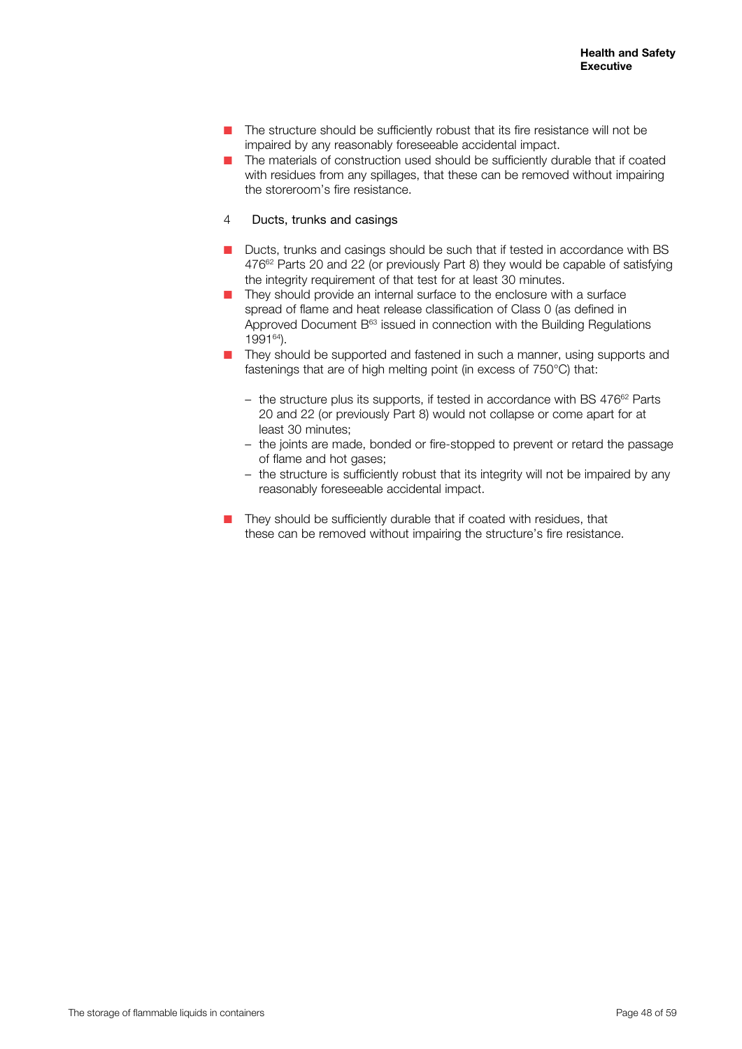- The structure should be sufficiently robust that its fire resistance will not be impaired by any reasonably foreseeable accidental impact.
- The materials of construction used should be sufficiently durable that if coated with residues from any spillages, that these can be removed without impairing the storeroom's fire resistance.

4 Ducts, trunks and casings

- Ducts, trunks and casings should be such that if tested in accordance with BS 476[62] Parts 20 and 22 (or previously Part 8) they would be capable of satisfying the integrity requirement of that test for at least 30 minutes.
- They should provide an internal surface to the enclosure with a surface spread of flame and heat release classification of Class 0 (as defined in Approved Document B[63] issued in connection with the Building Regulations 1991[64]).
- They should be supported and fastened in such a manner, using supports and fastenings that are of high melting point (in excess of 750°C) that:
  - the structure plus its supports, if tested in accordance with BS 476[62] Parts 20 and 22 (or previously Part 8) would not collapse or come apart for at least 30 minutes;
  - the joints are made, bonded or fire-stopped to prevent or retard the passage of flame and hot gases;
  - the structure is sufficiently robust that its integrity will not be impaired by any reasonably foreseeable accidental impact.
- They should be sufficiently durable that if coated with residues, that these can be removed without impairing the structure's fire resistance.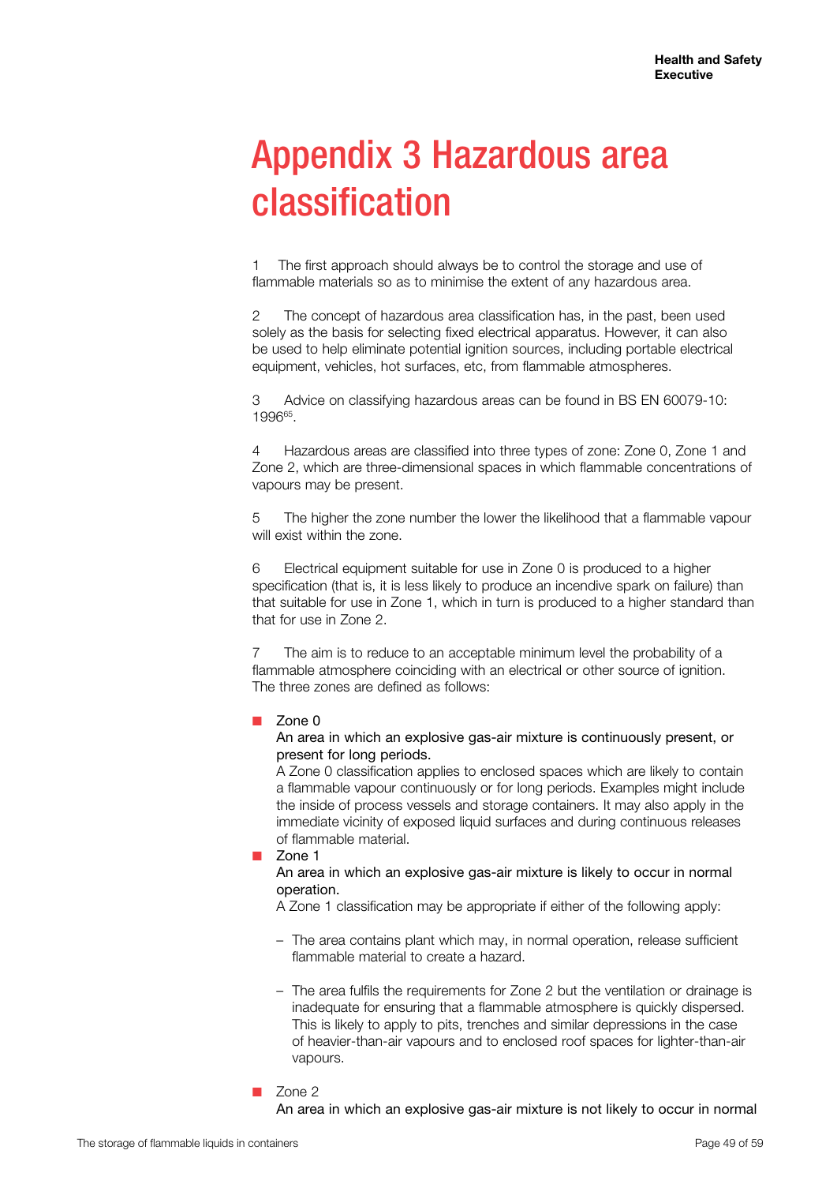# Appendix 3 Hazardous area classification

1 The first approach should always be to control the storage and use of flammable materials so as to minimise the extent of any hazardous area.

2 The concept of hazardous area classification has, in the past, been used solely as the basis for selecting fixed electrical apparatus. However, it can also be used to help eliminate potential ignition sources, including portable electrical equipment, vehicles, hot surfaces, etc, from flammable atmospheres.

3 Advice on classifying hazardous areas can be found in BS EN 60079-10: 1996[65].

4 Hazardous areas are classified into three types of zone: Zone 0, Zone 1 and Zone 2, which are three-dimensional spaces in which flammable concentrations of vapours may be present.

5 The higher the zone number the lower the likelihood that a flammable vapour will exist within the zone.

6 Electrical equipment suitable for use in Zone 0 is produced to a higher specification (that is, it is less likely to produce an incendive spark on failure) than that suitable for use in Zone 1, which in turn is produced to a higher standard than that for use in Zone 2.

7 The aim is to reduce to an acceptable minimum level the probability of a flammable atmosphere coinciding with an electrical or other source of ignition. The three zones are defined as follows:

- Zone 0
  An area in which an explosive gas-air mixture is continuously present, or present for long periods.
  A Zone 0 classification applies to enclosed spaces which are likely to contain a flammable vapour continuously or for long periods. Examples might include the inside of process vessels and storage containers. It may also apply in the immediate vicinity of exposed liquid surfaces and during continuous releases of flammable material.
- Zone 1
  An area in which an explosive gas-air mixture is likely to occur in normal operation.
  A Zone 1 classification may be appropriate if either of the following apply:

  - The area contains plant which may, in normal operation, release sufficient flammable material to create a hazard.

  - The area fulfils the requirements for Zone 2 but the ventilation or drainage is inadequate for ensuring that a flammable atmosphere is quickly dispersed. This is likely to apply to pits, trenches and similar depressions in the case of heavier-than-air vapours and to enclosed roof spaces for lighter-than-air vapours.

- Zone 2
  An area in which an explosive gas-air mixture is not likely to occur in normal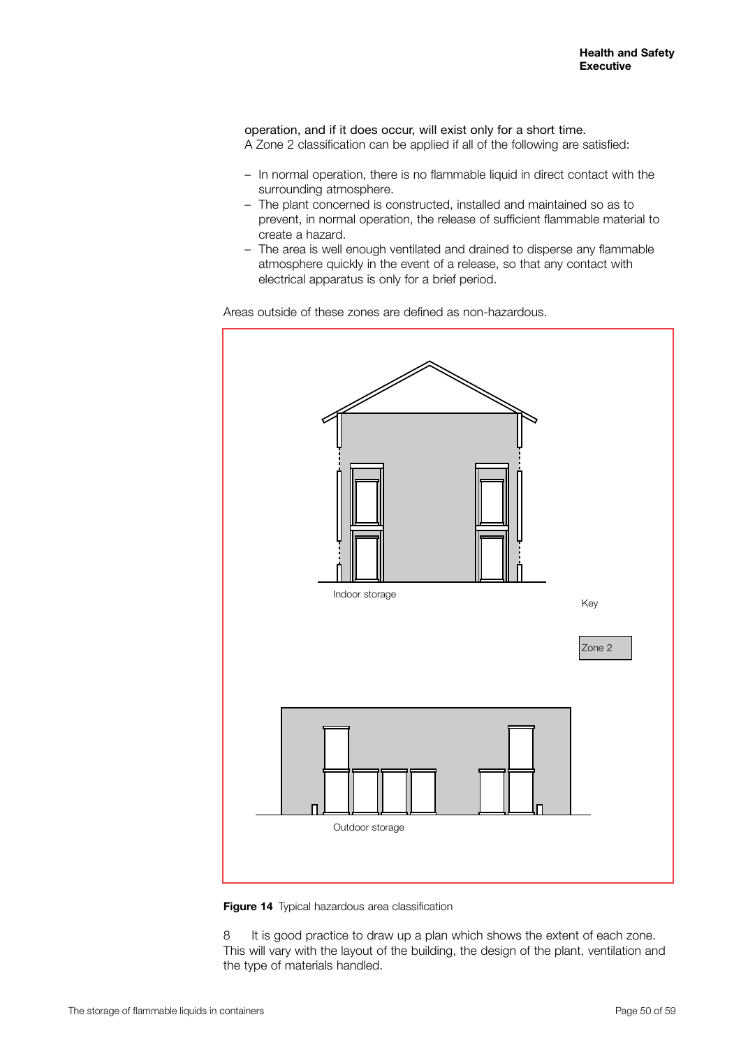operation, and if it does occur, will exist only for a short time. A Zone 2 classification can be applied if all of the following are satisfied:

- In normal operation, there is no flammable liquid in direct contact with the surrounding atmosphere.
- The plant concerned is constructed, installed and maintained so as to prevent, in normal operation, the release of sufficient flammable material to create a hazard.
- The area is well enough ventilated and drained to disperse any flammable atmosphere quickly in the event of a release, so that any contact with electrical apparatus is only for a brief period.

Areas outside of these zones are defined as non-hazardous.

Indoor storage

Key

Zone 2

Outdoor storage

**Figure 14** Typical hazardous area classification

8 It is good practice to draw up a plan which shows the extent of each zone. This will vary with the layout of the building, the design of the plant, ventilation and the type of materials handled.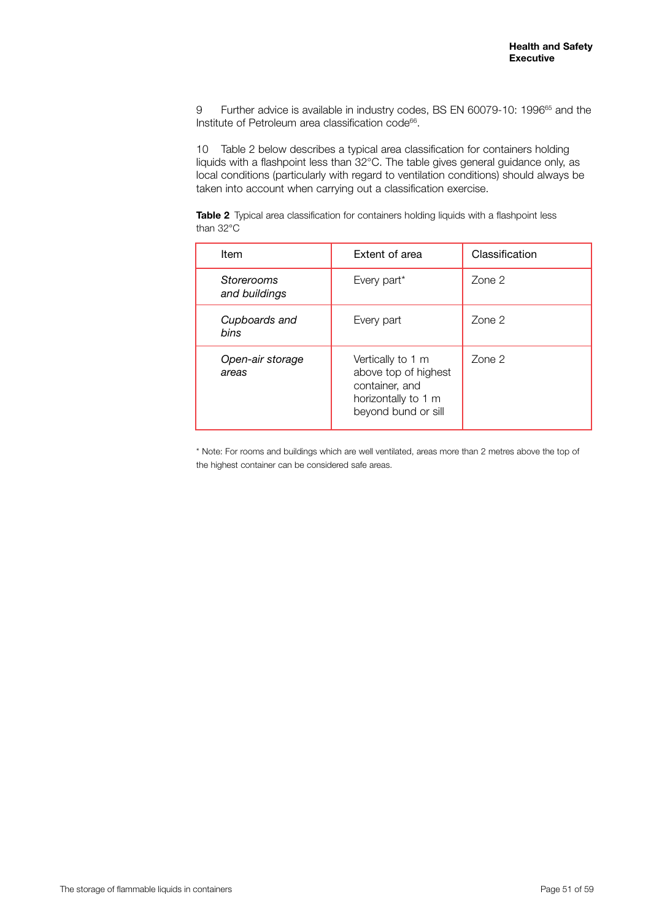9 Further advice is available in industry codes, BS EN 60079-10: 1996[65] and the Institute of Petroleum area classification code[66].

10 Table 2 below describes a typical area classification for containers holding liquids with a flashpoint less than 32°C. The table gives general guidance only, as local conditions (particularly with regard to ventilation conditions) should always be taken into account when carrying out a classification exercise.

**Table 2** Typical area classification for containers holding liquids with a flashpoint less than 32°C

| Item | Extent of area | Classification |
|---|---|---|
| *Storerooms and buildings* | Every part* | Zone 2 |
| *Cupboards and bins* | Every part | Zone 2 |
| *Open-air storage areas* | Vertically to 1 m above top of highest container, and horizontally to 1 m beyond bund or sill | Zone 2 |

* Note: For rooms and buildings which are well ventilated, areas more than 2 metres above the top of the highest container can be considered safe areas.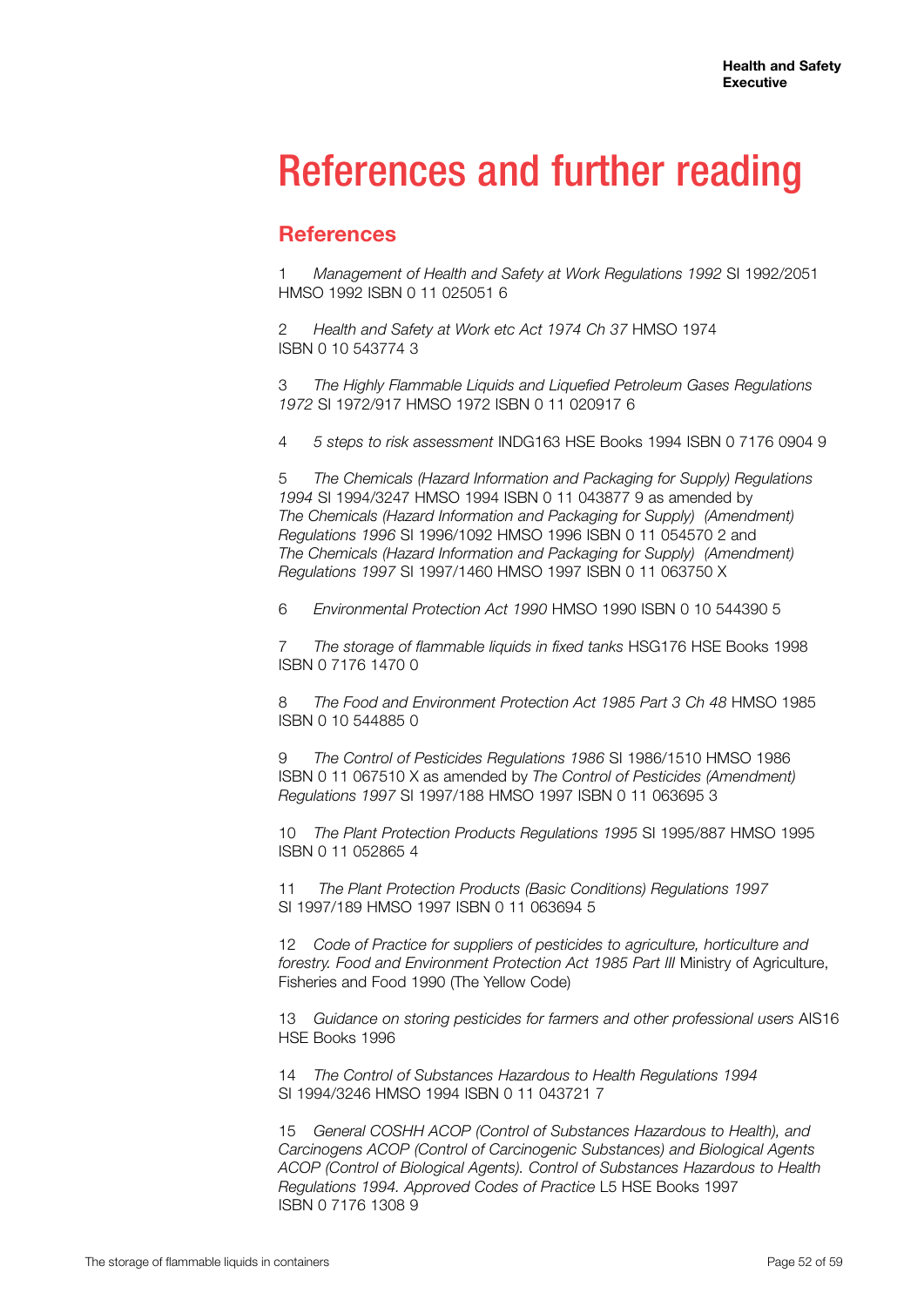# References and further reading

## References

1 *Management of Health and Safety at Work Regulations 1992* SI 1992/2051 HMSO 1992 ISBN 0 11 025051 6

2 *Health and Safety at Work etc Act 1974 Ch 37* HMSO 1974 ISBN 0 10 543774 3

3 *The Highly Flammable Liquids and Liquefied Petroleum Gases Regulations 1972* SI 1972/917 HMSO 1972 ISBN 0 11 020917 6

4 *5 steps to risk assessment* INDG163 HSE Books 1994 ISBN 0 7176 0904 9

5 *The Chemicals (Hazard Information and Packaging for Supply) Regulations 1994* SI 1994/3247 HMSO 1994 ISBN 0 11 043877 9 as amended by *The Chemicals (Hazard Information and Packaging for Supply) (Amendment) Regulations 1996* SI 1996/1092 HMSO 1996 ISBN 0 11 054570 2 and *The Chemicals (Hazard Information and Packaging for Supply) (Amendment) Regulations 1997* SI 1997/1460 HMSO 1997 ISBN 0 11 063750 X

6 *Environmental Protection Act 1990* HMSO 1990 ISBN 0 10 544390 5

7 *The storage of flammable liquids in fixed tanks* HSG176 HSE Books 1998 ISBN 0 7176 1470 0

8 *The Food and Environment Protection Act 1985 Part 3 Ch 48* HMSO 1985 ISBN 0 10 544885 0

9 *The Control of Pesticides Regulations 1986* SI 1986/1510 HMSO 1986 ISBN 0 11 067510 X as amended by *The Control of Pesticides (Amendment) Regulations 1997* SI 1997/188 HMSO 1997 ISBN 0 11 063695 3

10 *The Plant Protection Products Regulations 1995* SI 1995/887 HMSO 1995 ISBN 0 11 052865 4

11 *The Plant Protection Products (Basic Conditions) Regulations 1997* SI 1997/189 HMSO 1997 ISBN 0 11 063694 5

12 *Code of Practice for suppliers of pesticides to agriculture, horticulture and forestry. Food and Environment Protection Act 1985 Part III* Ministry of Agriculture, Fisheries and Food 1990 (The Yellow Code)

13 *Guidance on storing pesticides for farmers and other professional users* AIS16 HSE Books 1996

14 *The Control of Substances Hazardous to Health Regulations 1994* SI 1994/3246 HMSO 1994 ISBN 0 11 043721 7

15 *General COSHH ACOP (Control of Substances Hazardous to Health), and Carcinogens ACOP (Control of Carcinogenic Substances) and Biological Agents ACOP (Control of Biological Agents). Control of Substances Hazardous to Health Regulations 1994. Approved Codes of Practice* L5 HSE Books 1997 ISBN 0 7176 1308 9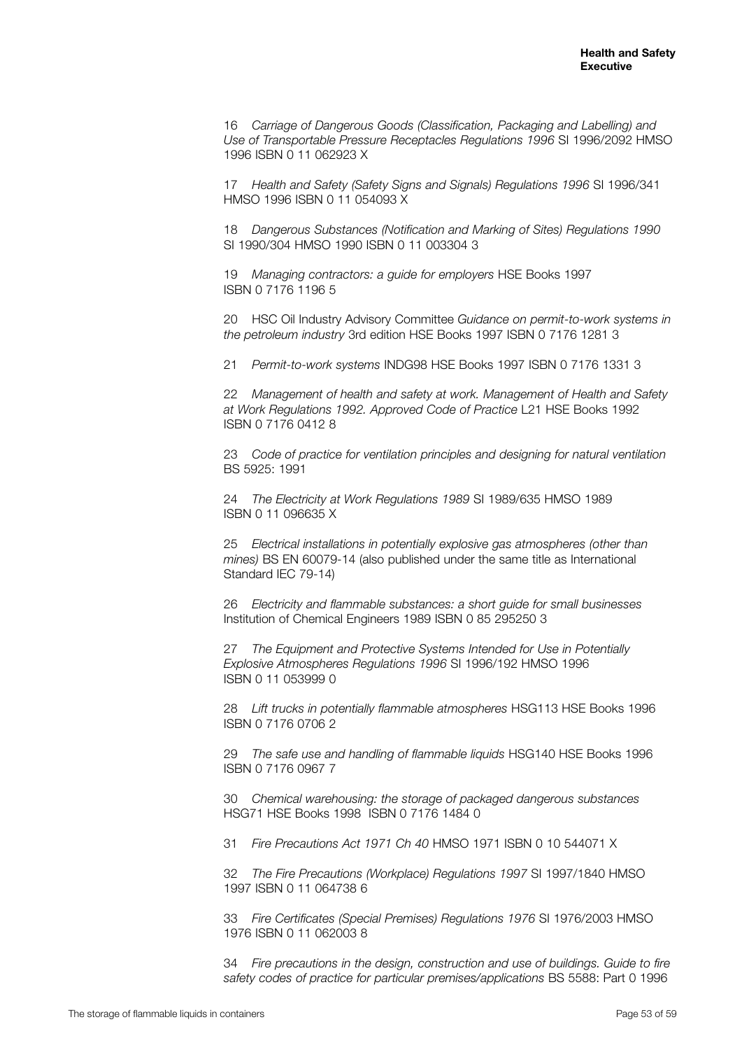16 *Carriage of Dangerous Goods (Classification, Packaging and Labelling) and Use of Transportable Pressure Receptacles Regulations 1996* SI 1996/2092 HMSO 1996 ISBN 0 11 062923 X

17 *Health and Safety (Safety Signs and Signals) Regulations 1996* SI 1996/341 HMSO 1996 ISBN 0 11 054093 X

18 *Dangerous Substances (Notification and Marking of Sites) Regulations 1990* SI 1990/304 HMSO 1990 ISBN 0 11 003304 3

19 *Managing contractors: a guide for employers* HSE Books 1997 ISBN 0 7176 1196 5

20 HSC Oil Industry Advisory Committee *Guidance on permit-to-work systems in the petroleum industry* 3rd edition HSE Books 1997 ISBN 0 7176 1281 3

21 *Permit-to-work systems* INDG98 HSE Books 1997 ISBN 0 7176 1331 3

22 *Management of health and safety at work. Management of Health and Safety at Work Regulations 1992. Approved Code of Practice* L21 HSE Books 1992 ISBN 0 7176 0412 8

23 *Code of practice for ventilation principles and designing for natural ventilation* BS 5925: 1991

24 *The Electricity at Work Regulations 1989* SI 1989/635 HMSO 1989 ISBN 0 11 096635 X

25 *Electrical installations in potentially explosive gas atmospheres (other than mines)* BS EN 60079-14 (also published under the same title as International Standard IEC 79-14)

26 *Electricity and flammable substances: a short guide for small businesses* Institution of Chemical Engineers 1989 ISBN 0 85 295250 3

27 *The Equipment and Protective Systems Intended for Use in Potentially Explosive Atmospheres Regulations 1996* SI 1996/192 HMSO 1996 ISBN 0 11 053999 0

28 *Lift trucks in potentially flammable atmospheres* HSG113 HSE Books 1996 ISBN 0 7176 0706 2

29 *The safe use and handling of flammable liquids* HSG140 HSE Books 1996 ISBN 0 7176 0967 7

30 *Chemical warehousing: the storage of packaged dangerous substances* HSG71 HSE Books 1998 ISBN 0 7176 1484 0

31 *Fire Precautions Act 1971 Ch 40* HMSO 1971 ISBN 0 10 544071 X

32 *The Fire Precautions (Workplace) Regulations 1997* SI 1997/1840 HMSO 1997 ISBN 0 11 064738 6

33 *Fire Certificates (Special Premises) Regulations 1976* SI 1976/2003 HMSO 1976 ISBN 0 11 062003 8

34 *Fire precautions in the design, construction and use of buildings. Guide to fire safety codes of practice for particular premises/applications* BS 5588: Part 0 1996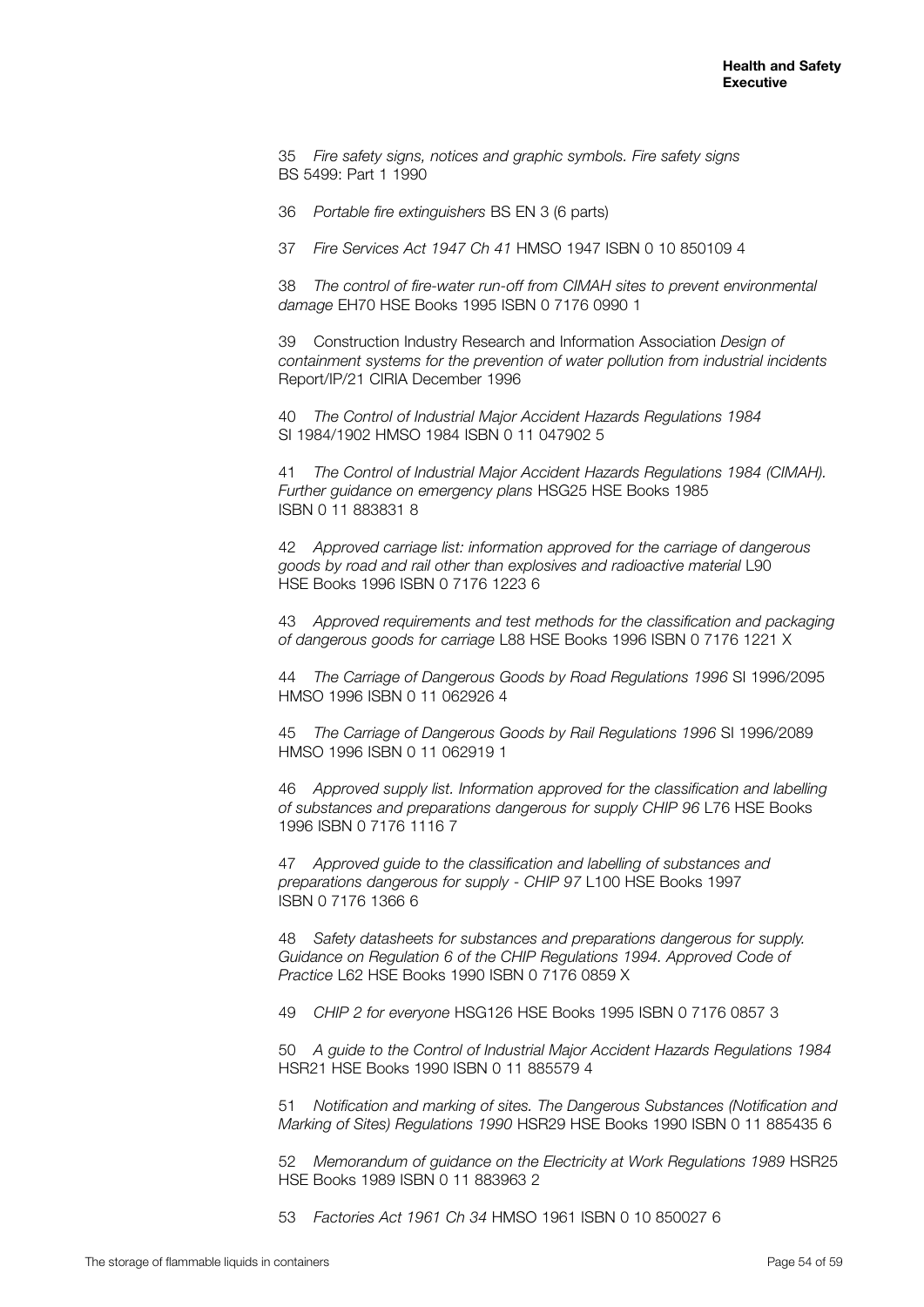35 *Fire safety signs, notices and graphic symbols. Fire safety signs* BS 5499: Part 1 1990

36 *Portable fire extinguishers* BS EN 3 (6 parts)

37 *Fire Services Act 1947 Ch 41* HMSO 1947 ISBN 0 10 850109 4

38 *The control of fire-water run-off from CIMAH sites to prevent environmental damage* EH70 HSE Books 1995 ISBN 0 7176 0990 1

39 Construction Industry Research and Information Association *Design of containment systems for the prevention of water pollution from industrial incidents* Report/IP/21 CIRIA December 1996

40 *The Control of Industrial Major Accident Hazards Regulations 1984* SI 1984/1902 HMSO 1984 ISBN 0 11 047902 5

41 *The Control of Industrial Major Accident Hazards Regulations 1984 (CIMAH). Further guidance on emergency plans* HSG25 HSE Books 1985 ISBN 0 11 883831 8

42 *Approved carriage list: information approved for the carriage of dangerous goods by road and rail other than explosives and radioactive material* L90 HSE Books 1996 ISBN 0 7176 1223 6

43 *Approved requirements and test methods for the classification and packaging of dangerous goods for carriage* L88 HSE Books 1996 ISBN 0 7176 1221 X

44 *The Carriage of Dangerous Goods by Road Regulations 1996* SI 1996/2095 HMSO 1996 ISBN 0 11 062926 4

45 *The Carriage of Dangerous Goods by Rail Regulations 1996* SI 1996/2089 HMSO 1996 ISBN 0 11 062919 1

46 *Approved supply list. Information approved for the classification and labelling of substances and preparations dangerous for supply CHIP 96* L76 HSE Books 1996 ISBN 0 7176 1116 7

47 *Approved guide to the classification and labelling of substances and preparations dangerous for supply - CHIP 97* L100 HSE Books 1997 ISBN 0 7176 1366 6

48 *Safety datasheets for substances and preparations dangerous for supply. Guidance on Regulation 6 of the CHIP Regulations 1994. Approved Code of Practice* L62 HSE Books 1990 ISBN 0 7176 0859 X

49 *CHIP 2 for everyone* HSG126 HSE Books 1995 ISBN 0 7176 0857 3

50 *A guide to the Control of Industrial Major Accident Hazards Regulations 1984* HSR21 HSE Books 1990 ISBN 0 11 885579 4

51 *Notification and marking of sites. The Dangerous Substances (Notification and Marking of Sites) Regulations 1990* HSR29 HSE Books 1990 ISBN 0 11 885435 6

52 *Memorandum of guidance on the Electricity at Work Regulations 1989* HSR25 HSE Books 1989 ISBN 0 11 883963 2

53 *Factories Act 1961 Ch 34* HMSO 1961 ISBN 0 10 850027 6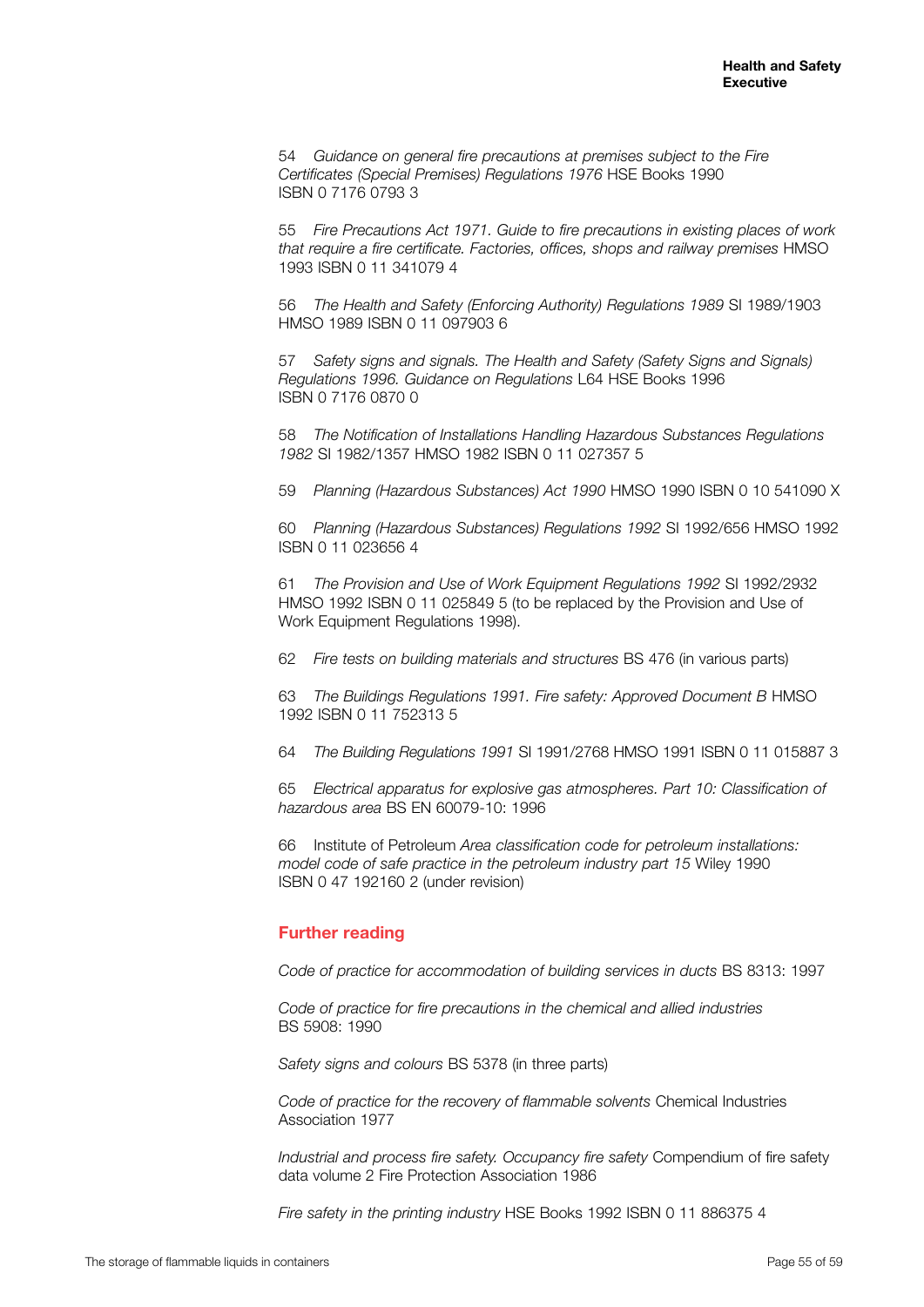54 *Guidance on general fire precautions at premises subject to the Fire Certificates (Special Premises) Regulations 1976* HSE Books 1990 ISBN 0 7176 0793 3

55 *Fire Precautions Act 1971. Guide to fire precautions in existing places of work that require a fire certificate. Factories, offices, shops and railway premises* HMSO 1993 ISBN 0 11 341079 4

56 *The Health and Safety (Enforcing Authority) Regulations 1989* SI 1989/1903 HMSO 1989 ISBN 0 11 097903 6

57 *Safety signs and signals. The Health and Safety (Safety Signs and Signals) Regulations 1996. Guidance on Regulations* L64 HSE Books 1996 ISBN 0 7176 0870 0

58 *The Notification of Installations Handling Hazardous Substances Regulations 1982* SI 1982/1357 HMSO 1982 ISBN 0 11 027357 5

59 *Planning (Hazardous Substances) Act 1990* HMSO 1990 ISBN 0 10 541090 X

60 *Planning (Hazardous Substances) Regulations 1992* SI 1992/656 HMSO 1992 ISBN 0 11 023656 4

61 *The Provision and Use of Work Equipment Regulations 1992* SI 1992/2932 HMSO 1992 ISBN 0 11 025849 5 (to be replaced by the Provision and Use of Work Equipment Regulations 1998).

62 *Fire tests on building materials and structures* BS 476 (in various parts)

63 *The Buildings Regulations 1991. Fire safety: Approved Document B* HMSO 1992 ISBN 0 11 752313 5

64 *The Building Regulations 1991* SI 1991/2768 HMSO 1991 ISBN 0 11 015887 3

65 *Electrical apparatus for explosive gas atmospheres. Part 10: Classification of hazardous area* BS EN 60079-10: 1996

66 Institute of Petroleum *Area classification code for petroleum installations: model code of safe practice in the petroleum industry part 15* Wiley 1990 ISBN 0 47 192160 2 (under revision)

## Further reading

*Code of practice for accommodation of building services in ducts* BS 8313: 1997

*Code of practice for fire precautions in the chemical and allied industries* BS 5908: 1990

*Safety signs and colours* BS 5378 (in three parts)

*Code of practice for the recovery of flammable solvents* Chemical Industries Association 1977

*Industrial and process fire safety. Occupancy fire safety* Compendium of fire safety data volume 2 Fire Protection Association 1986

*Fire safety in the printing industry* HSE Books 1992 ISBN 0 11 886375 4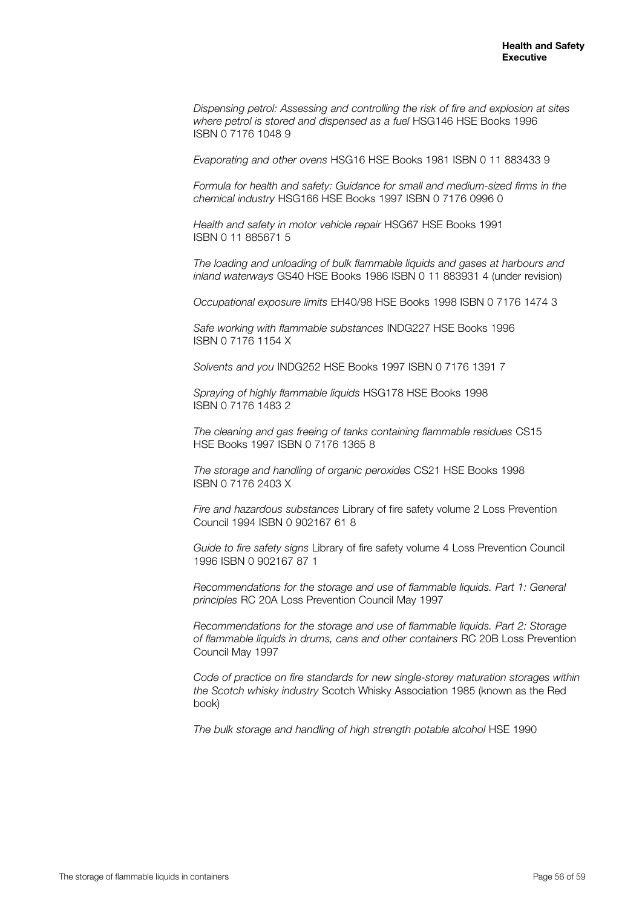*Dispensing petrol: Assessing and controlling the risk of fire and explosion at sites where petrol is stored and dispensed as a fuel* HSG146 HSE Books 1996 ISBN 0 7176 1048 9

*Evaporating and other ovens* HSG16 HSE Books 1981 ISBN 0 11 883433 9

*Formula for health and safety: Guidance for small and medium-sized firms in the chemical industry* HSG166 HSE Books 1997 ISBN 0 7176 0996 0

*Health and safety in motor vehicle repair* HSG67 HSE Books 1991 ISBN 0 11 885671 5

*The loading and unloading of bulk flammable liquids and gases at harbours and inland waterways* GS40 HSE Books 1986 ISBN 0 11 883931 4 (under revision)

*Occupational exposure limits* EH40/98 HSE Books 1998 ISBN 0 7176 1474 3

*Safe working with flammable substances* INDG227 HSE Books 1996 ISBN 0 7176 1154 X

*Solvents and you* INDG252 HSE Books 1997 ISBN 0 7176 1391 7

*Spraying of highly flammable liquids* HSG178 HSE Books 1998 ISBN 0 7176 1483 2

*The cleaning and gas freeing of tanks containing flammable residues* CS15 HSE Books 1997 ISBN 0 7176 1365 8

*The storage and handling of organic peroxides* CS21 HSE Books 1998 ISBN 0 7176 2403 X

*Fire and hazardous substances* Library of fire safety volume 2 Loss Prevention Council 1994 ISBN 0 902167 61 8

*Guide to fire safety signs* Library of fire safety volume 4 Loss Prevention Council 1996 ISBN 0 902167 87 1

*Recommendations for the storage and use of flammable liquids. Part 1: General principles* RC 20A Loss Prevention Council May 1997

*Recommendations for the storage and use of flammable liquids. Part 2: Storage of flammable liquids in drums, cans and other containers* RC 20B Loss Prevention Council May 1997

*Code of practice on fire standards for new single-storey maturation storages within the Scotch whisky industry* Scotch Whisky Association 1985 (known as the Red book)

*The bulk storage and handling of high strength potable alcohol* HSE 1990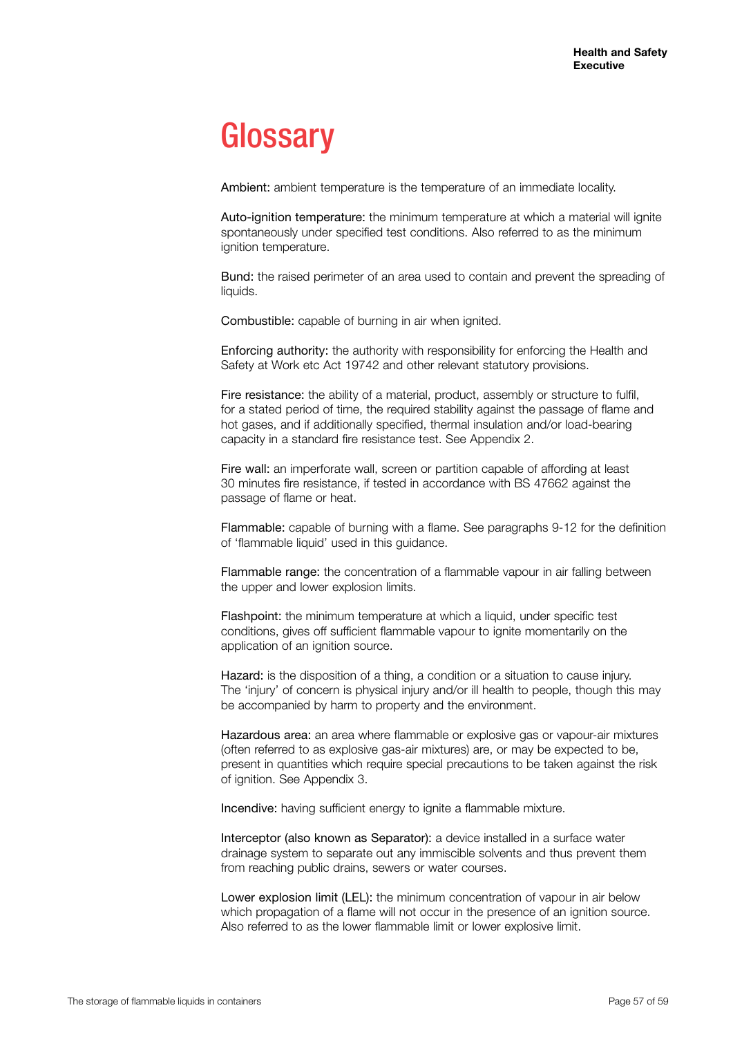# Glossary

Ambient: ambient temperature is the temperature of an immediate locality.

Auto-ignition temperature: the minimum temperature at which a material will ignite spontaneously under specified test conditions. Also referred to as the minimum ignition temperature.

Bund: the raised perimeter of an area used to contain and prevent the spreading of liquids.

Combustible: capable of burning in air when ignited.

Enforcing authority: the authority with responsibility for enforcing the Health and Safety at Work etc Act 1974[2] and other relevant statutory provisions.

Fire resistance: the ability of a material, product, assembly or structure to fulfil, for a stated period of time, the required stability against the passage of flame and hot gases, and if additionally specified, thermal insulation and/or load-bearing capacity in a standard fire resistance test. See Appendix 2.

Fire wall: an imperforate wall, screen or partition capable of affording at least 30 minutes fire resistance, if tested in accordance with BS 476[62] against the passage of flame or heat.

Flammable: capable of burning with a flame. See paragraphs 9-12 for the definition of 'flammable liquid' used in this guidance.

Flammable range: the concentration of a flammable vapour in air falling between the upper and lower explosion limits.

Flashpoint: the minimum temperature at which a liquid, under specific test conditions, gives off sufficient flammable vapour to ignite momentarily on the application of an ignition source.

Hazard: is the disposition of a thing, a condition or a situation to cause injury. The 'injury' of concern is physical injury and/or ill health to people, though this may be accompanied by harm to property and the environment.

Hazardous area: an area where flammable or explosive gas or vapour-air mixtures (often referred to as explosive gas-air mixtures) are, or may be expected to be, present in quantities which require special precautions to be taken against the risk of ignition. See Appendix 3.

Incendive: having sufficient energy to ignite a flammable mixture.

Interceptor (also known as Separator): a device installed in a surface water drainage system to separate out any immiscible solvents and thus prevent them from reaching public drains, sewers or water courses.

Lower explosion limit (LEL): the minimum concentration of vapour in air below which propagation of a flame will not occur in the presence of an ignition source. Also referred to as the lower flammable limit or lower explosive limit.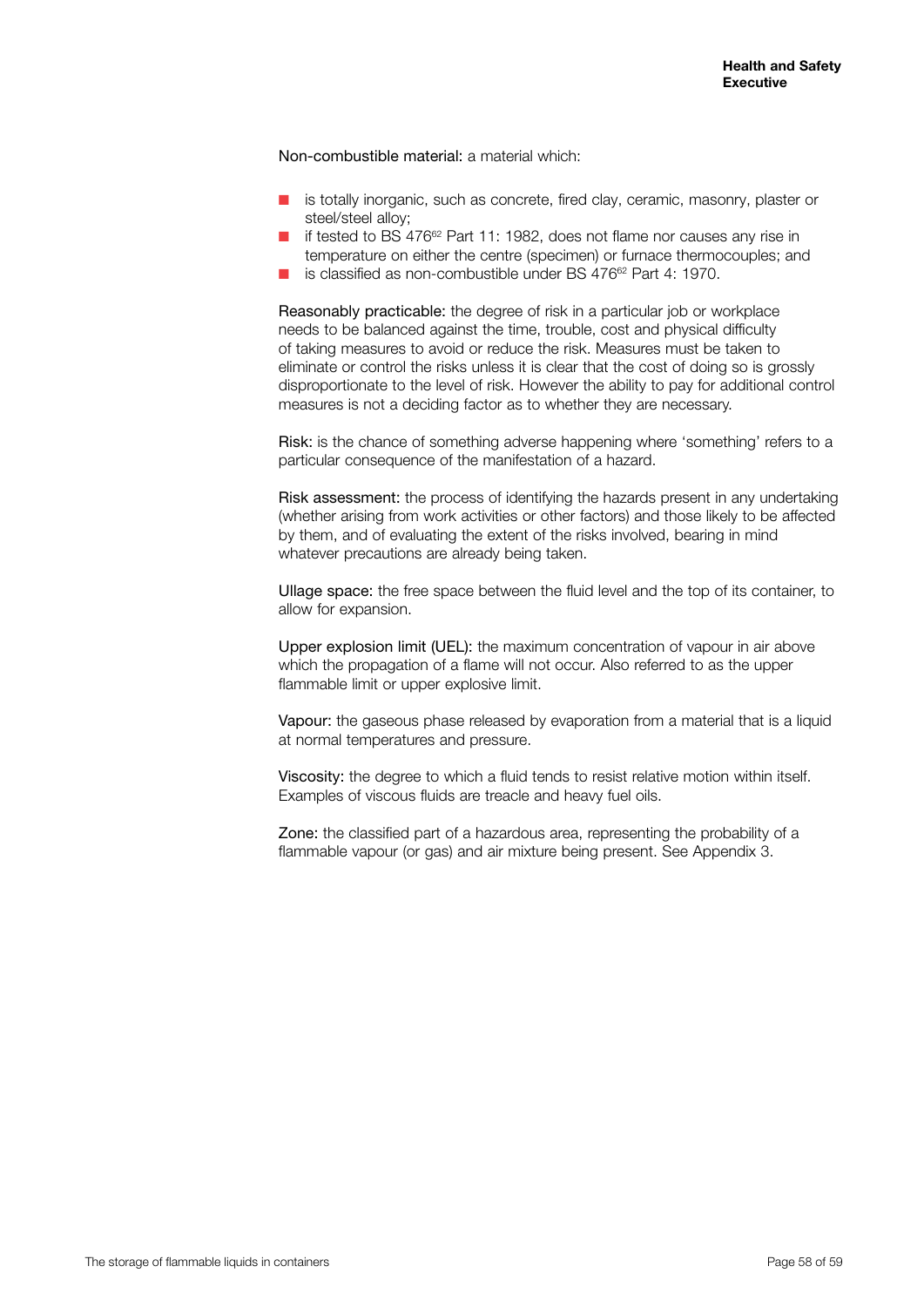Non-combustible material: a material which:

- is totally inorganic, such as concrete, fired clay, ceramic, masonry, plaster or steel/steel alloy;
- if tested to BS 476[62] Part 11: 1982, does not flame nor causes any rise in temperature on either the centre (specimen) or furnace thermocouples; and
- is classified as non-combustible under BS 476[62] Part 4: 1970.

Reasonably practicable: the degree of risk in a particular job or workplace needs to be balanced against the time, trouble, cost and physical difficulty of taking measures to avoid or reduce the risk. Measures must be taken to eliminate or control the risks unless it is clear that the cost of doing so is grossly disproportionate to the level of risk. However the ability to pay for additional control measures is not a deciding factor as to whether they are necessary.

Risk: is the chance of something adverse happening where 'something' refers to a particular consequence of the manifestation of a hazard.

Risk assessment: the process of identifying the hazards present in any undertaking (whether arising from work activities or other factors) and those likely to be affected by them, and of evaluating the extent of the risks involved, bearing in mind whatever precautions are already being taken.

Ullage space: the free space between the fluid level and the top of its container, to allow for expansion.

Upper explosion limit (UEL): the maximum concentration of vapour in air above which the propagation of a flame will not occur. Also referred to as the upper flammable limit or upper explosive limit.

Vapour: the gaseous phase released by evaporation from a material that is a liquid at normal temperatures and pressure.

Viscosity: the degree to which a fluid tends to resist relative motion within itself. Examples of viscous fluids are treacle and heavy fuel oils.

Zone: the classified part of a hazardous area, representing the probability of a flammable vapour (or gas) and air mixture being present. See Appendix 3.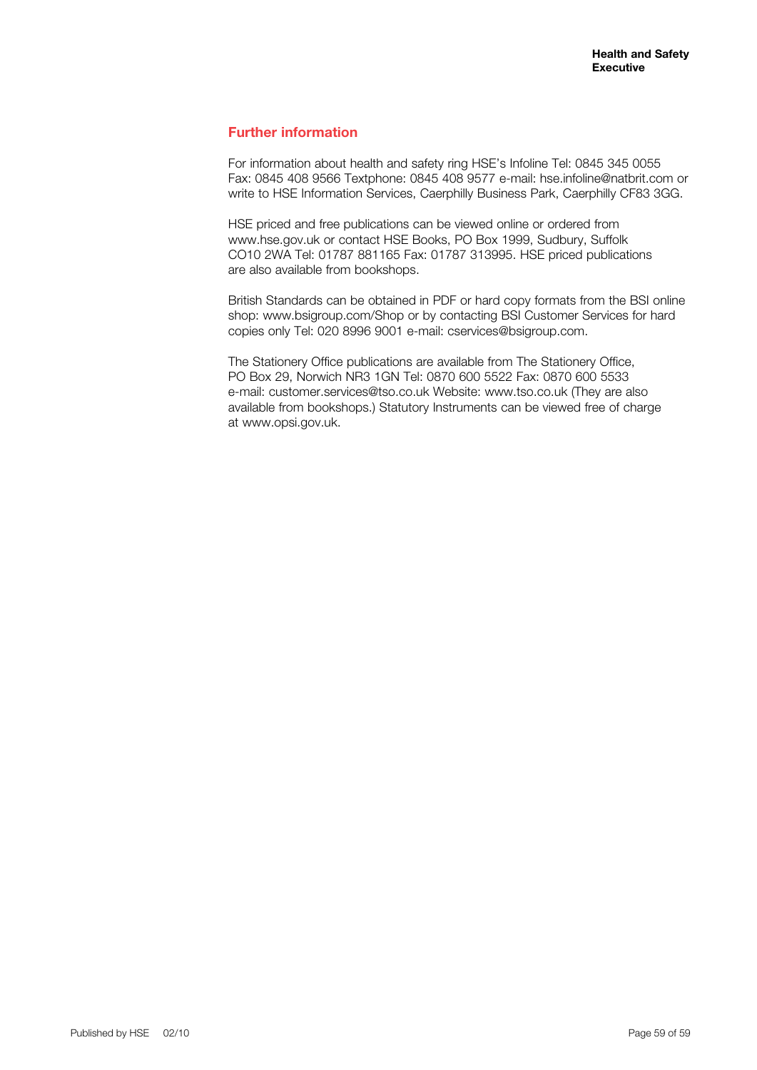## Further information

For information about health and safety ring HSE's Infoline Tel: 0845 345 0055 Fax: 0845 408 9566 Textphone: 0845 408 9577 e-mail: hse.infoline@natbrit.com or write to HSE Information Services, Caerphilly Business Park, Caerphilly CF83 3GG.

HSE priced and free publications can be viewed online or ordered from www.hse.gov.uk or contact HSE Books, PO Box 1999, Sudbury, Suffolk CO10 2WA Tel: 01787 881165 Fax: 01787 313995. HSE priced publications are also available from bookshops.

British Standards can be obtained in PDF or hard copy formats from the BSI online shop: www.bsigroup.com/Shop or by contacting BSI Customer Services for hard copies only Tel: 020 8996 9001 e-mail: cservices@bsigroup.com.

The Stationery Office publications are available from The Stationery Office, PO Box 29, Norwich NR3 1GN Tel: 0870 600 5522 Fax: 0870 600 5533 e-mail: customer.services@tso.co.uk Website: www.tso.co.uk (They are also available from bookshops.) Statutory Instruments can be viewed free of charge at www.opsi.gov.uk.

Published by HSE 02/10